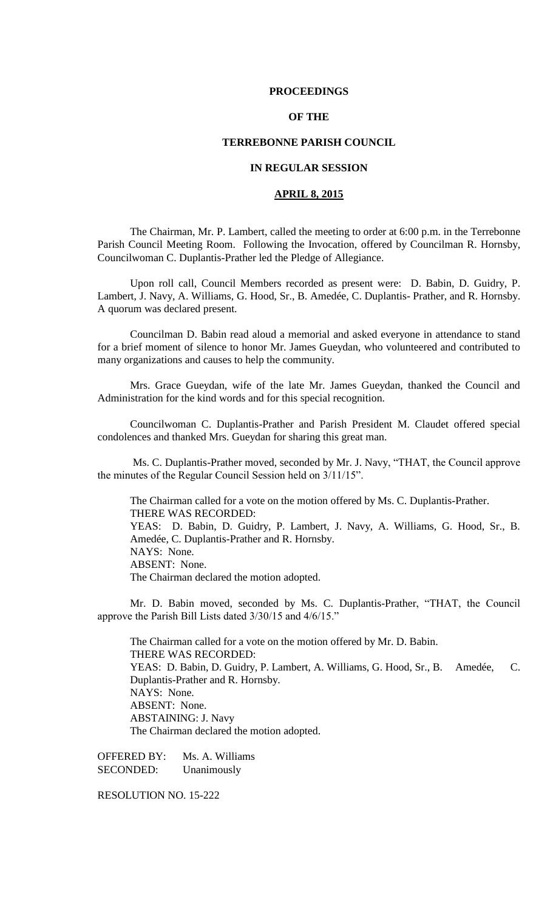# PROCEEDINGS

# OF THE

# TERREBONNE PARISH COUNCIL

# IN REGULAR SESSION

## APRIL 8, 2015

The Chairman, Mr. P. Lambert, called the meeting to order at 6:00 p.m. in the Terrebonne Parish Council Meeting Room. Following the Invocation, offered by Councilman R. Hornsby, Councilwoman C. Duplantis-Prather led the Pledge of Allegiance.

Upon roll call, Council Members recorded as present were: D. Babin, D. Guidry, P. Lambert, J. Navy, A. Williams, G. Hood, Sr., B. Amedée, C. Duplantis- Prather, and R. Hornsby. A quorum was declared present.

Councilman D. Babin read aloud a memorial and asked everyone in attendance to stand for a brief moment of silence to honor Mr. James Gueydan, who volunteered and contributed to many organizations and causes to help the community.

Mrs. Grace Gueydan, wife of the late Mr. James Gueydan, thanked the Council and Administration for the kind words and for this special recognition.

Councilwoman C. Duplantis-Prather and Parish President M. Claudet offered special condolences and thanked Mrs. Gueydan for sharing this great man.

Ms. C. Duplantis-Prather moved, seconded by Mr. J. Navy, "THAT, the Council approve the minutes of the Regular Council Session held on 3/11/15".

The Chairman called for a vote on the motion offered by Ms. C. Duplantis-Prather.
THERE WAS RECORDED:
YEAS: D. Babin, D. Guidry, P. Lambert, J. Navy, A. Williams, G. Hood, Sr., B. Amedée, C. Duplantis-Prather and R. Hornsby.
NAYS: None.
ABSENT: None.
The Chairman declared the motion adopted.

Mr. D. Babin moved, seconded by Ms. C. Duplantis-Prather, "THAT, the Council approve the Parish Bill Lists dated 3/30/15 and 4/6/15."

The Chairman called for a vote on the motion offered by Mr. D. Babin.
THERE WAS RECORDED:
YEAS: D. Babin, D. Guidry, P. Lambert, A. Williams, G. Hood, Sr., B. Amedée, C. Duplantis-Prather and R. Hornsby.
NAYS: None.
ABSENT: None.
ABSTAINING: J. Navy
The Chairman declared the motion adopted.

OFFERED BY: Ms. A. Williams
SECONDED: Unanimously

RESOLUTION NO. 15-222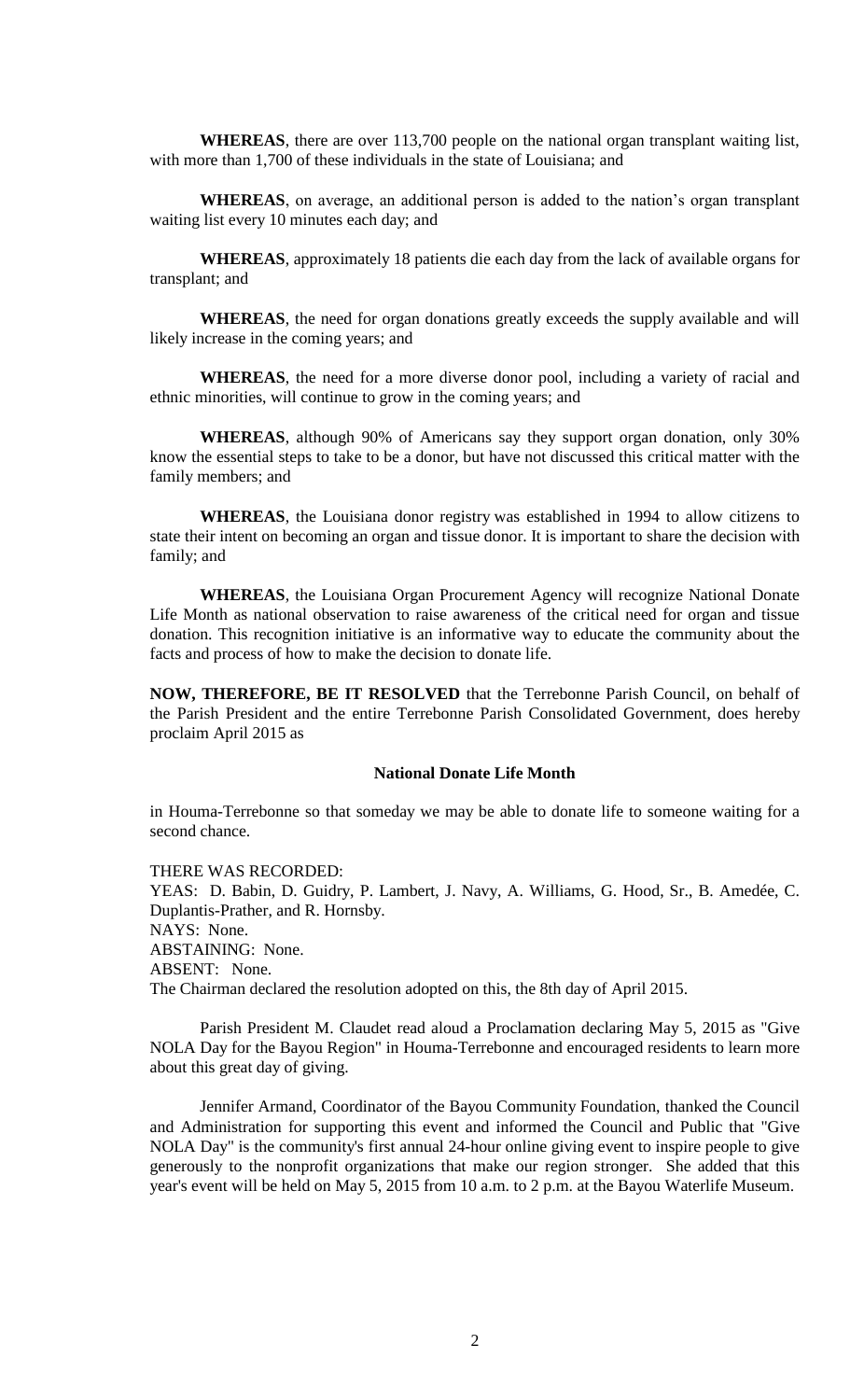**WHEREAS**, there are over 113,700 people on the national organ transplant waiting list, with more than 1,700 of these individuals in the state of Louisiana; and

**WHEREAS**, on average, an additional person is added to the nation's organ transplant waiting list every 10 minutes each day; and

**WHEREAS**, approximately 18 patients die each day from the lack of available organs for transplant; and

**WHEREAS**, the need for organ donations greatly exceeds the supply available and will likely increase in the coming years; and

**WHEREAS**, the need for a more diverse donor pool, including a variety of racial and ethnic minorities, will continue to grow in the coming years; and

**WHEREAS**, although 90% of Americans say they support organ donation, only 30% know the essential steps to take to be a donor, but have not discussed this critical matter with the family members; and

**WHEREAS**, the Louisiana donor registry was established in 1994 to allow citizens to state their intent on becoming an organ and tissue donor. It is important to share the decision with family; and

**WHEREAS**, the Louisiana Organ Procurement Agency will recognize National Donate Life Month as national observation to raise awareness of the critical need for organ and tissue donation. This recognition initiative is an informative way to educate the community about the facts and process of how to make the decision to donate life.

**NOW, THEREFORE, BE IT RESOLVED** that the Terrebonne Parish Council, on behalf of the Parish President and the entire Terrebonne Parish Consolidated Government, does hereby proclaim April 2015 as

**National Donate Life Month**

in Houma-Terrebonne so that someday we may be able to donate life to someone waiting for a second chance.

THERE WAS RECORDED:
YEAS: D. Babin, D. Guidry, P. Lambert, J. Navy, A. Williams, G. Hood, Sr., B. Amedée, C. Duplantis-Prather, and R. Hornsby.
NAYS: None.
ABSTAINING: None.
ABSENT: None.
The Chairman declared the resolution adopted on this, the 8th day of April 2015.

Parish President M. Claudet read aloud a Proclamation declaring May 5, 2015 as "Give NOLA Day for the Bayou Region" in Houma-Terrebonne and encouraged residents to learn more about this great day of giving.

Jennifer Armand, Coordinator of the Bayou Community Foundation, thanked the Council and Administration for supporting this event and informed the Council and Public that "Give NOLA Day" is the community's first annual 24-hour online giving event to inspire people to give generously to the nonprofit organizations that make our region stronger. She added that this year's event will be held on May 5, 2015 from 10 a.m. to 2 p.m. at the Bayou Waterlife Museum.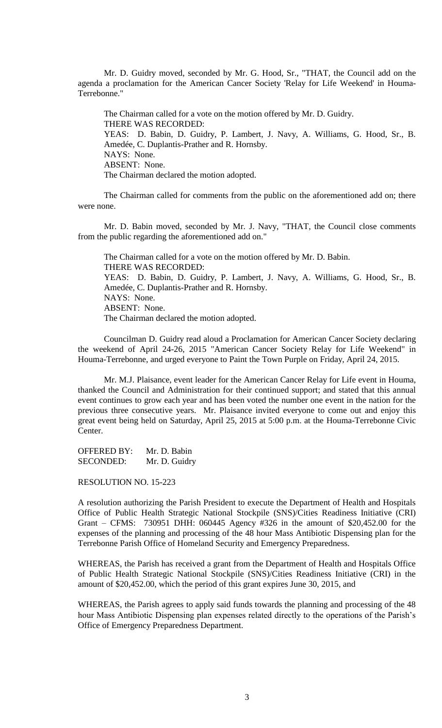Mr. D. Guidry moved, seconded by Mr. G. Hood, Sr., "THAT, the Council add on the agenda a proclamation for the American Cancer Society 'Relay for Life Weekend' in Houma-Terrebonne."

The Chairman called for a vote on the motion offered by Mr. D. Guidry.
THERE WAS RECORDED:
YEAS: D. Babin, D. Guidry, P. Lambert, J. Navy, A. Williams, G. Hood, Sr., B. Amedée, C. Duplantis-Prather and R. Hornsby.
NAYS: None.
ABSENT: None.
The Chairman declared the motion adopted.

The Chairman called for comments from the public on the aforementioned add on; there were none.

Mr. D. Babin moved, seconded by Mr. J. Navy, "THAT, the Council close comments from the public regarding the aforementioned add on."

The Chairman called for a vote on the motion offered by Mr. D. Babin.
THERE WAS RECORDED:
YEAS: D. Babin, D. Guidry, P. Lambert, J. Navy, A. Williams, G. Hood, Sr., B. Amedée, C. Duplantis-Prather and R. Hornsby.
NAYS: None.
ABSENT: None.
The Chairman declared the motion adopted.

Councilman D. Guidry read aloud a Proclamation for American Cancer Society declaring the weekend of April 24-26, 2015 "American Cancer Society Relay for Life Weekend" in Houma-Terrebonne, and urged everyone to Paint the Town Purple on Friday, April 24, 2015.

Mr. M.J. Plaisance, event leader for the American Cancer Relay for Life event in Houma, thanked the Council and Administration for their continued support; and stated that this annual event continues to grow each year and has been voted the number one event in the nation for the previous three consecutive years. Mr. Plaisance invited everyone to come out and enjoy this great event being held on Saturday, April 25, 2015 at 5:00 p.m. at the Houma-Terrebonne Civic Center.

OFFERED BY: Mr. D. Babin
SECONDED: Mr. D. Guidry

RESOLUTION NO. 15-223

A resolution authorizing the Parish President to execute the Department of Health and Hospitals Office of Public Health Strategic National Stockpile (SNS)/Cities Readiness Initiative (CRI) Grant – CFMS: 730951 DHH: 060445 Agency #326 in the amount of $20,452.00 for the expenses of the planning and processing of the 48 hour Mass Antibiotic Dispensing plan for the Terrebonne Parish Office of Homeland Security and Emergency Preparedness.

WHEREAS, the Parish has received a grant from the Department of Health and Hospitals Office of Public Health Strategic National Stockpile (SNS)/Cities Readiness Initiative (CRI) in the amount of $20,452.00, which the period of this grant expires June 30, 2015, and

WHEREAS, the Parish agrees to apply said funds towards the planning and processing of the 48 hour Mass Antibiotic Dispensing plan expenses related directly to the operations of the Parish's Office of Emergency Preparedness Department.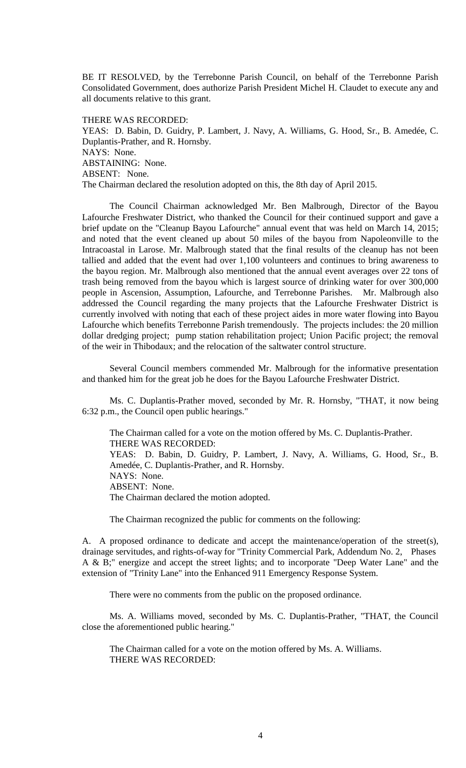BE IT RESOLVED, by the Terrebonne Parish Council, on behalf of the Terrebonne Parish Consolidated Government, does authorize Parish President Michel H. Claudet to execute any and all documents relative to this grant.

THERE WAS RECORDED:
YEAS: D. Babin, D. Guidry, P. Lambert, J. Navy, A. Williams, G. Hood, Sr., B. Amedée, C. Duplantis-Prather, and R. Hornsby.
NAYS: None.
ABSTAINING: None.
ABSENT: None.
The Chairman declared the resolution adopted on this, the 8th day of April 2015.

The Council Chairman acknowledged Mr. Ben Malbrough, Director of the Bayou Lafourche Freshwater District, who thanked the Council for their continued support and gave a brief update on the "Cleanup Bayou Lafourche" annual event that was held on March 14, 2015; and noted that the event cleaned up about 50 miles of the bayou from Napoleonville to the Intracoastal in Larose. Mr. Malbrough stated that the final results of the cleanup has not been tallied and added that the event had over 1,100 volunteers and continues to bring awareness to the bayou region. Mr. Malbrough also mentioned that the annual event averages over 22 tons of trash being removed from the bayou which is largest source of drinking water for over 300,000 people in Ascension, Assumption, Lafourche, and Terrebonne Parishes. Mr. Malbrough also addressed the Council regarding the many projects that the Lafourche Freshwater District is currently involved with noting that each of these project aides in more water flowing into Bayou Lafourche which benefits Terrebonne Parish tremendously. The projects includes: the 20 million dollar dredging project; pump station rehabilitation project; Union Pacific project; the removal of the weir in Thibodaux; and the relocation of the saltwater control structure.

Several Council members commended Mr. Malbrough for the informative presentation and thanked him for the great job he does for the Bayou Lafourche Freshwater District.

Ms. C. Duplantis-Prather moved, seconded by Mr. R. Hornsby, "THAT, it now being 6:32 p.m., the Council open public hearings."

The Chairman called for a vote on the motion offered by Ms. C. Duplantis-Prather.
THERE WAS RECORDED:
YEAS: D. Babin, D. Guidry, P. Lambert, J. Navy, A. Williams, G. Hood, Sr., B. Amedée, C. Duplantis-Prather, and R. Hornsby.
NAYS: None.
ABSENT: None.
The Chairman declared the motion adopted.

The Chairman recognized the public for comments on the following:

A. A proposed ordinance to dedicate and accept the maintenance/operation of the street(s), drainage servitudes, and rights-of-way for "Trinity Commercial Park, Addendum No. 2, Phases A & B;" energize and accept the street lights; and to incorporate "Deep Water Lane" and the extension of "Trinity Lane" into the Enhanced 911 Emergency Response System.

There were no comments from the public on the proposed ordinance.

Ms. A. Williams moved, seconded by Ms. C. Duplantis-Prather, "THAT, the Council close the aforementioned public hearing."

The Chairman called for a vote on the motion offered by Ms. A. Williams.
THERE WAS RECORDED: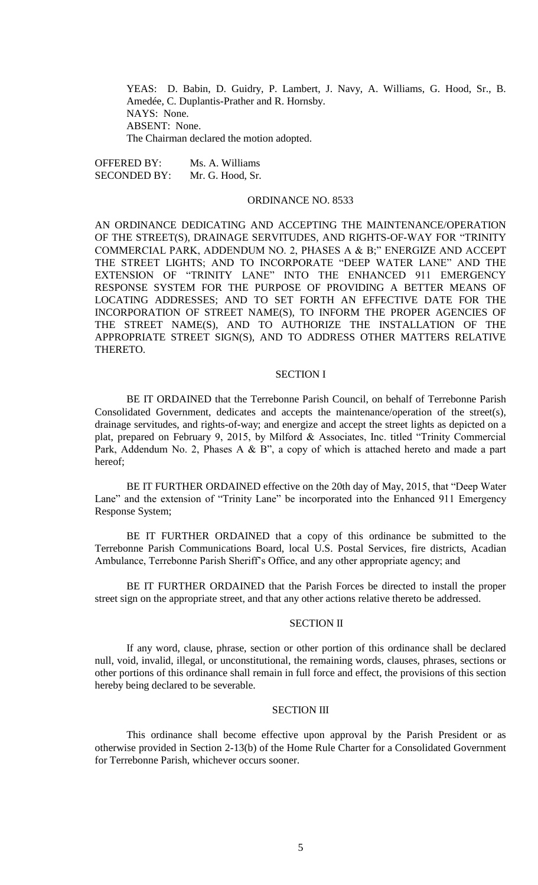YEAS: D. Babin, D. Guidry, P. Lambert, J. Navy, A. Williams, G. Hood, Sr., B. Amedée, C. Duplantis-Prather and R. Hornsby.
NAYS: None.
ABSENT: None.
The Chairman declared the motion adopted.

OFFERED BY: Ms. A. Williams
SECONDED BY: Mr. G. Hood, Sr.

## ORDINANCE NO. 8533

AN ORDINANCE DEDICATING AND ACCEPTING THE MAINTENANCE/OPERATION OF THE STREET(S), DRAINAGE SERVITUDES, AND RIGHTS-OF-WAY FOR "TRINITY COMMERCIAL PARK, ADDENDUM NO. 2, PHASES A & B;" ENERGIZE AND ACCEPT THE STREET LIGHTS; AND TO INCORPORATE "DEEP WATER LANE" AND THE EXTENSION OF "TRINITY LANE" INTO THE ENHANCED 911 EMERGENCY RESPONSE SYSTEM FOR THE PURPOSE OF PROVIDING A BETTER MEANS OF LOCATING ADDRESSES; AND TO SET FORTH AN EFFECTIVE DATE FOR THE INCORPORATION OF STREET NAME(S), TO INFORM THE PROPER AGENCIES OF THE STREET NAME(S), AND TO AUTHORIZE THE INSTALLATION OF THE APPROPRIATE STREET SIGN(S), AND TO ADDRESS OTHER MATTERS RELATIVE THERETO.

### SECTION I

BE IT ORDAINED that the Terrebonne Parish Council, on behalf of Terrebonne Parish Consolidated Government, dedicates and accepts the maintenance/operation of the street(s), drainage servitudes, and rights-of-way; and energize and accept the street lights as depicted on a plat, prepared on February 9, 2015, by Milford & Associates, Inc. titled "Trinity Commercial Park, Addendum No. 2, Phases A & B", a copy of which is attached hereto and made a part hereof;

BE IT FURTHER ORDAINED effective on the 20th day of May, 2015, that "Deep Water Lane" and the extension of "Trinity Lane" be incorporated into the Enhanced 911 Emergency Response System;

BE IT FURTHER ORDAINED that a copy of this ordinance be submitted to the Terrebonne Parish Communications Board, local U.S. Postal Services, fire districts, Acadian Ambulance, Terrebonne Parish Sheriff's Office, and any other appropriate agency; and

BE IT FURTHER ORDAINED that the Parish Forces be directed to install the proper street sign on the appropriate street, and that any other actions relative thereto be addressed.

### SECTION II

If any word, clause, phrase, section or other portion of this ordinance shall be declared null, void, invalid, illegal, or unconstitutional, the remaining words, clauses, phrases, sections or other portions of this ordinance shall remain in full force and effect, the provisions of this section hereby being declared to be severable.

### SECTION III

This ordinance shall become effective upon approval by the Parish President or as otherwise provided in Section 2-13(b) of the Home Rule Charter for a Consolidated Government for Terrebonne Parish, whichever occurs sooner.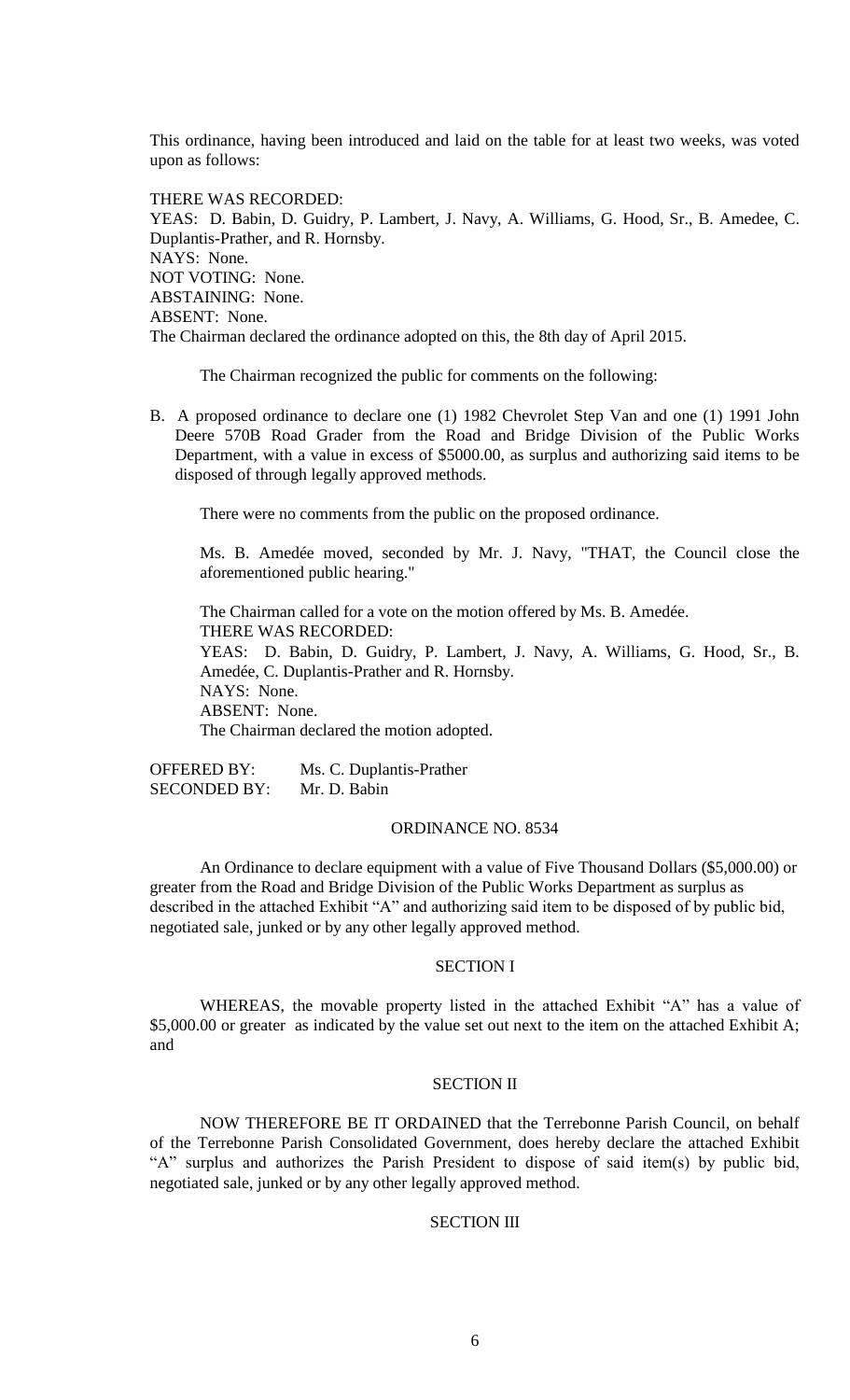This ordinance, having been introduced and laid on the table for at least two weeks, was voted upon as follows:

THERE WAS RECORDED:
YEAS: D. Babin, D. Guidry, P. Lambert, J. Navy, A. Williams, G. Hood, Sr., B. Amedee, C. Duplantis-Prather, and R. Hornsby.
NAYS: None.
NOT VOTING: None.
ABSTAINING: None.
ABSENT: None.
The Chairman declared the ordinance adopted on this, the 8th day of April 2015.

The Chairman recognized the public for comments on the following:

B. A proposed ordinance to declare one (1) 1982 Chevrolet Step Van and one (1) 1991 John Deere 570B Road Grader from the Road and Bridge Division of the Public Works Department, with a value in excess of $5000.00, as surplus and authorizing said items to be disposed of through legally approved methods.

There were no comments from the public on the proposed ordinance.

Ms. B. Amedée moved, seconded by Mr. J. Navy, "THAT, the Council close the aforementioned public hearing."

The Chairman called for a vote on the motion offered by Ms. B. Amedée.
THERE WAS RECORDED:
YEAS: D. Babin, D. Guidry, P. Lambert, J. Navy, A. Williams, G. Hood, Sr., B. Amedée, C. Duplantis-Prather and R. Hornsby.
NAYS: None.
ABSENT: None.
The Chairman declared the motion adopted.

OFFERED BY: Ms. C. Duplantis-Prather
SECONDED BY: Mr. D. Babin

ORDINANCE NO. 8534

An Ordinance to declare equipment with a value of Five Thousand Dollars ($5,000.00) or greater from the Road and Bridge Division of the Public Works Department as surplus as described in the attached Exhibit "A" and authorizing said item to be disposed of by public bid, negotiated sale, junked or by any other legally approved method.

SECTION I

WHEREAS, the movable property listed in the attached Exhibit "A" has a value of $5,000.00 or greater as indicated by the value set out next to the item on the attached Exhibit A; and

SECTION II

NOW THEREFORE BE IT ORDAINED that the Terrebonne Parish Council, on behalf of the Terrebonne Parish Consolidated Government, does hereby declare the attached Exhibit "A" surplus and authorizes the Parish President to dispose of said item(s) by public bid, negotiated sale, junked or by any other legally approved method.

SECTION III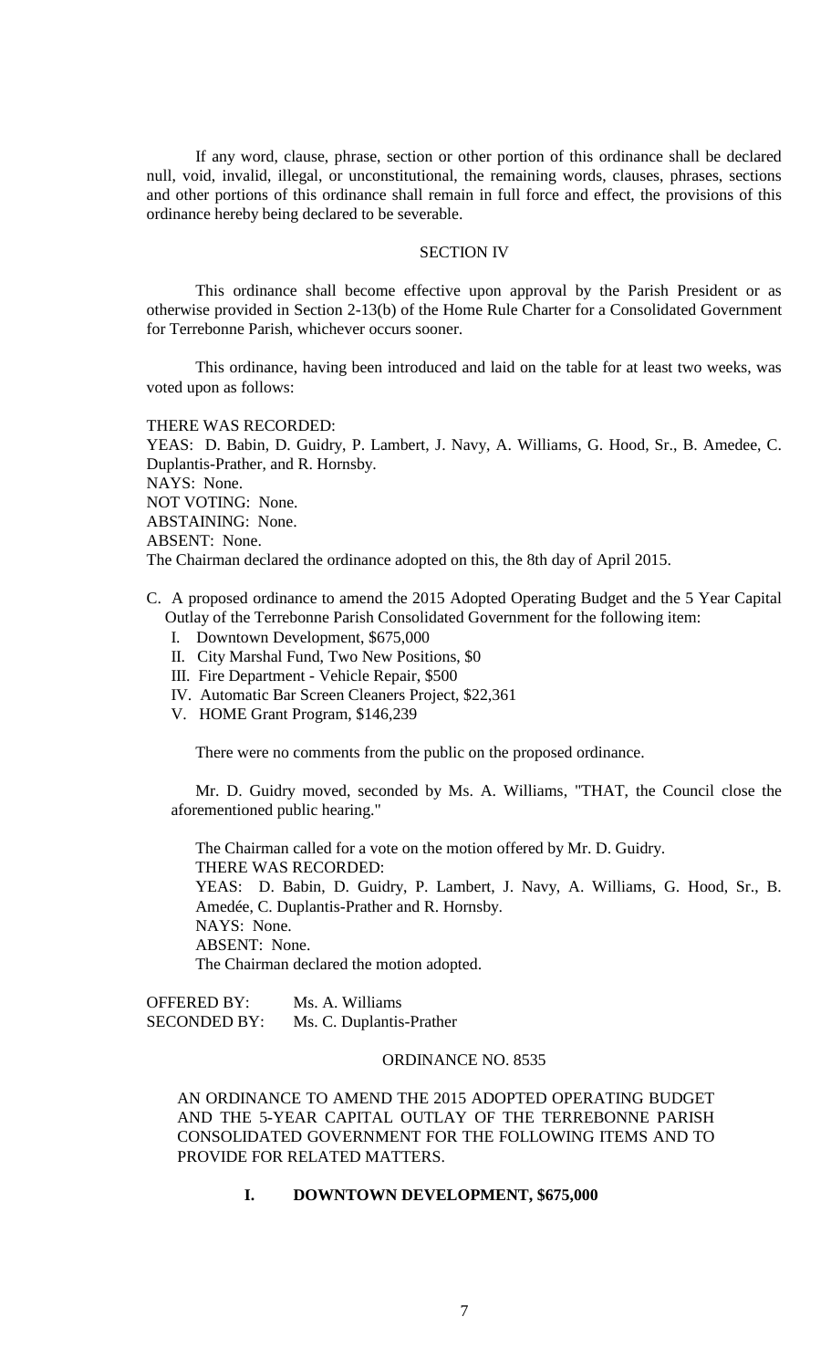If any word, clause, phrase, section or other portion of this ordinance shall be declared null, void, invalid, illegal, or unconstitutional, the remaining words, clauses, phrases, sections and other portions of this ordinance shall remain in full force and effect, the provisions of this ordinance hereby being declared to be severable.

SECTION IV

This ordinance shall become effective upon approval by the Parish President or as otherwise provided in Section 2-13(b) of the Home Rule Charter for a Consolidated Government for Terrebonne Parish, whichever occurs sooner.

This ordinance, having been introduced and laid on the table for at least two weeks, was voted upon as follows:

THERE WAS RECORDED:
YEAS: D. Babin, D. Guidry, P. Lambert, J. Navy, A. Williams, G. Hood, Sr., B. Amedee, C. Duplantis-Prather, and R. Hornsby.
NAYS: None.
NOT VOTING: None.
ABSTAINING: None.
ABSENT: None.
The Chairman declared the ordinance adopted on this, the 8th day of April 2015.

C. A proposed ordinance to amend the 2015 Adopted Operating Budget and the 5 Year Capital Outlay of the Terrebonne Parish Consolidated Government for the following item:
   I. Downtown Development, $675,000
   II. City Marshal Fund, Two New Positions, $0
   III. Fire Department - Vehicle Repair, $500
   IV. Automatic Bar Screen Cleaners Project, $22,361
   V. HOME Grant Program, $146,239

   There were no comments from the public on the proposed ordinance.

   Mr. D. Guidry moved, seconded by Ms. A. Williams, "THAT, the Council close the aforementioned public hearing."

   The Chairman called for a vote on the motion offered by Mr. D. Guidry.
   THERE WAS RECORDED:
   YEAS: D. Babin, D. Guidry, P. Lambert, J. Navy, A. Williams, G. Hood, Sr., B. Amedée, C. Duplantis-Prather and R. Hornsby.
   NAYS: None.
   ABSENT: None.
   The Chairman declared the motion adopted.

OFFERED BY: Ms. A. Williams
SECONDED BY: Ms. C. Duplantis-Prather

ORDINANCE NO. 8535

AN ORDINANCE TO AMEND THE 2015 ADOPTED OPERATING BUDGET AND THE 5-YEAR CAPITAL OUTLAY OF THE TERREBONNE PARISH CONSOLIDATED GOVERNMENT FOR THE FOLLOWING ITEMS AND TO PROVIDE FOR RELATED MATTERS.

**I. DOWNTOWN DEVELOPMENT, $675,000**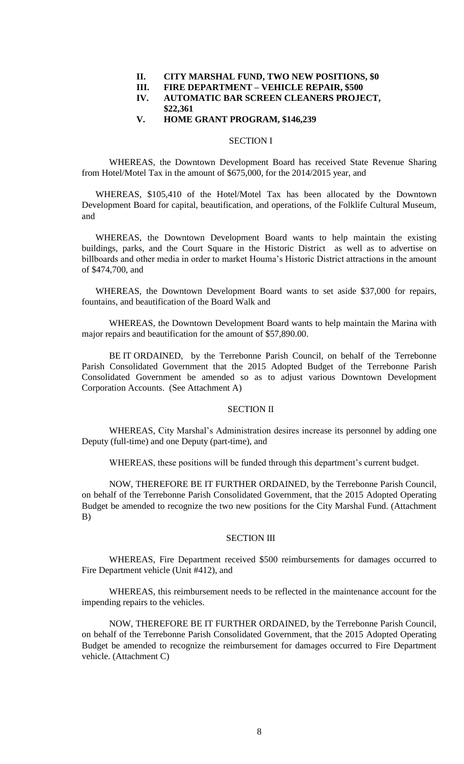**II. CITY MARSHAL FUND, TWO NEW POSITIONS, $0**

**III. FIRE DEPARTMENT – VEHICLE REPAIR, $500**

**IV. AUTOMATIC BAR SCREEN CLEANERS PROJECT, $22,361**

**V. HOME GRANT PROGRAM, $146,239**

SECTION I

WHEREAS, the Downtown Development Board has received State Revenue Sharing from Hotel/Motel Tax in the amount of $675,000, for the 2014/2015 year, and

WHEREAS, $105,410 of the Hotel/Motel Tax has been allocated by the Downtown Development Board for capital, beautification, and operations, of the Folklife Cultural Museum, and

WHEREAS, the Downtown Development Board wants to help maintain the existing buildings, parks, and the Court Square in the Historic District as well as to advertise on billboards and other media in order to market Houma's Historic District attractions in the amount of $474,700, and

WHEREAS, the Downtown Development Board wants to set aside $37,000 for repairs, fountains, and beautification of the Board Walk and

WHEREAS, the Downtown Development Board wants to help maintain the Marina with major repairs and beautification for the amount of $57,890.00.

BE IT ORDAINED, by the Terrebonne Parish Council, on behalf of the Terrebonne Parish Consolidated Government that the 2015 Adopted Budget of the Terrebonne Parish Consolidated Government be amended so as to adjust various Downtown Development Corporation Accounts. (See Attachment A)

SECTION II

WHEREAS, City Marshal's Administration desires increase its personnel by adding one Deputy (full-time) and one Deputy (part-time), and

WHEREAS, these positions will be funded through this department's current budget.

NOW, THEREFORE BE IT FURTHER ORDAINED, by the Terrebonne Parish Council, on behalf of the Terrebonne Parish Consolidated Government, that the 2015 Adopted Operating Budget be amended to recognize the two new positions for the City Marshal Fund. (Attachment B)

SECTION III

WHEREAS, Fire Department received $500 reimbursements for damages occurred to Fire Department vehicle (Unit #412), and

WHEREAS, this reimbursement needs to be reflected in the maintenance account for the impending repairs to the vehicles.

NOW, THEREFORE BE IT FURTHER ORDAINED, by the Terrebonne Parish Council, on behalf of the Terrebonne Parish Consolidated Government, that the 2015 Adopted Operating Budget be amended to recognize the reimbursement for damages occurred to Fire Department vehicle. (Attachment C)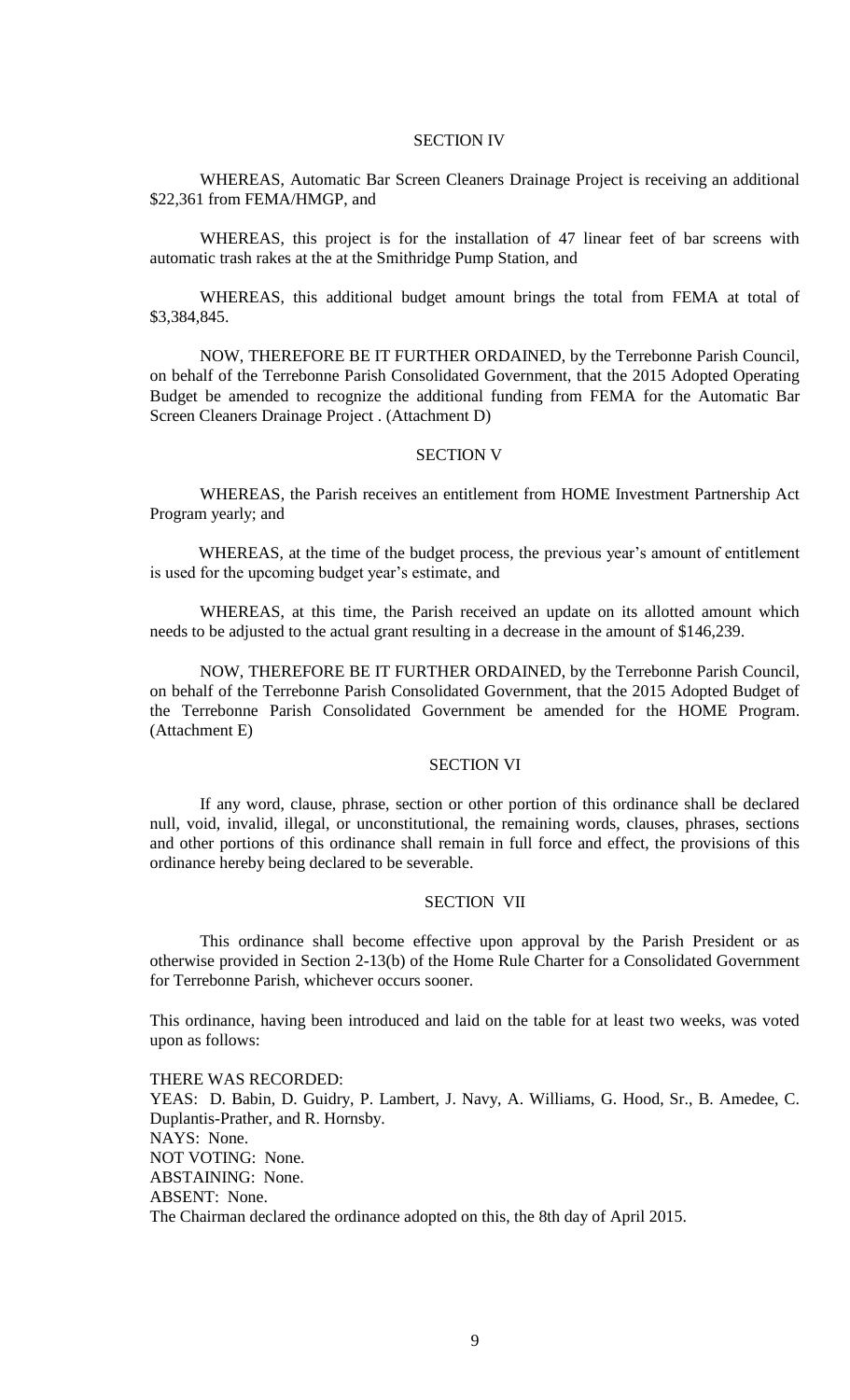## SECTION IV

WHEREAS, Automatic Bar Screen Cleaners Drainage Project is receiving an additional $22,361 from FEMA/HMGP, and

WHEREAS, this project is for the installation of 47 linear feet of bar screens with automatic trash rakes at the at the Smithridge Pump Station, and

WHEREAS, this additional budget amount brings the total from FEMA at total of $3,384,845.

NOW, THEREFORE BE IT FURTHER ORDAINED, by the Terrebonne Parish Council, on behalf of the Terrebonne Parish Consolidated Government, that the 2015 Adopted Operating Budget be amended to recognize the additional funding from FEMA for the Automatic Bar Screen Cleaners Drainage Project . (Attachment D)

## SECTION V

WHEREAS, the Parish receives an entitlement from HOME Investment Partnership Act Program yearly; and

WHEREAS, at the time of the budget process, the previous year's amount of entitlement is used for the upcoming budget year's estimate, and

WHEREAS, at this time, the Parish received an update on its allotted amount which needs to be adjusted to the actual grant resulting in a decrease in the amount of $146,239.

NOW, THEREFORE BE IT FURTHER ORDAINED, by the Terrebonne Parish Council, on behalf of the Terrebonne Parish Consolidated Government, that the 2015 Adopted Budget of the Terrebonne Parish Consolidated Government be amended for the HOME Program. (Attachment E)

## SECTION VI

If any word, clause, phrase, section or other portion of this ordinance shall be declared null, void, invalid, illegal, or unconstitutional, the remaining words, clauses, phrases, sections and other portions of this ordinance shall remain in full force and effect, the provisions of this ordinance hereby being declared to be severable.

## SECTION VII

This ordinance shall become effective upon approval by the Parish President or as otherwise provided in Section 2-13(b) of the Home Rule Charter for a Consolidated Government for Terrebonne Parish, whichever occurs sooner.

This ordinance, having been introduced and laid on the table for at least two weeks, was voted upon as follows:

THERE WAS RECORDED:
YEAS: D. Babin, D. Guidry, P. Lambert, J. Navy, A. Williams, G. Hood, Sr., B. Amedee, C. Duplantis-Prather, and R. Hornsby.
NAYS: None.
NOT VOTING: None.
ABSTAINING: None.
ABSENT: None.
The Chairman declared the ordinance adopted on this, the 8th day of April 2015.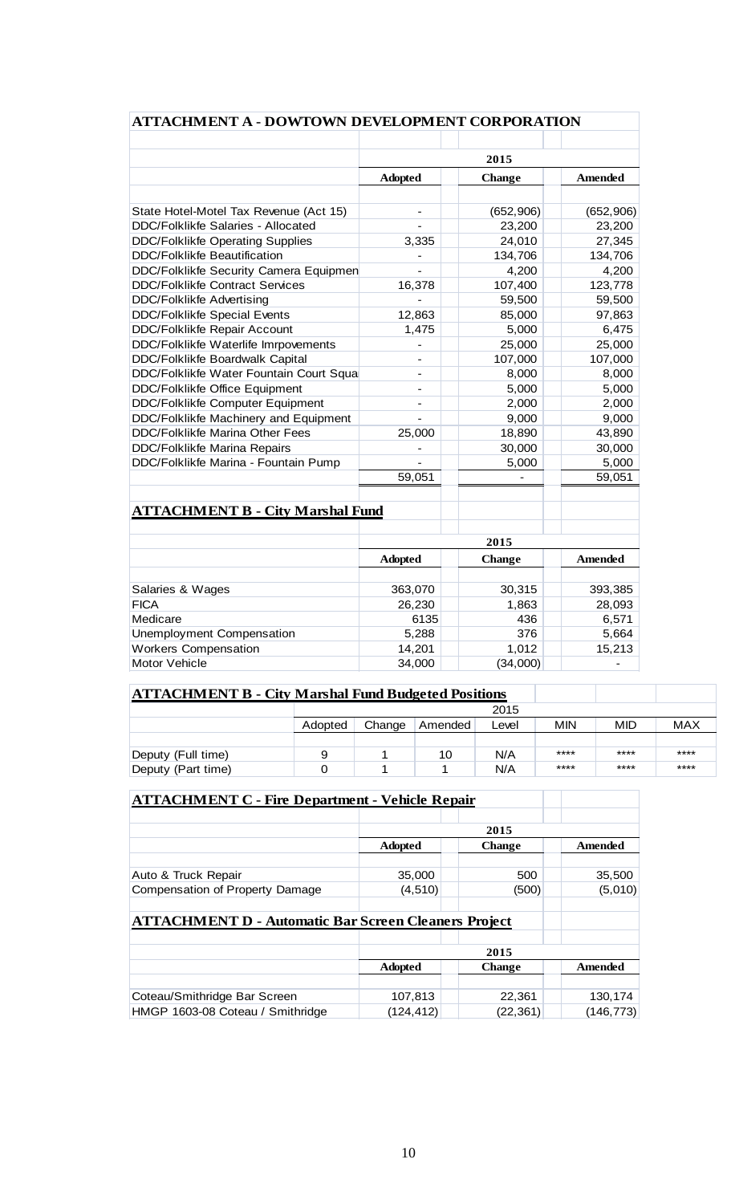## ATTACHMENT A - DOWTOWN DEVELOPMENT CORPORATION

| | 2015 | | |
|---|---|---|---|
| | Adopted | Change | Amended |
| State Hotel-Motel Tax Revenue (Act 15) | - | (652,906) | (652,906) |
| DDC/Folklikfe Salaries - Allocated | - | 23,200 | 23,200 |
| DDC/Folklikfe Operating Supplies | 3,335 | 24,010 | 27,345 |
| DDC/Folklikfe Beautification | - | 134,706 | 134,706 |
| DDC/Folklikfe Security Camera Equipmen | - | 4,200 | 4,200 |
| DDC/Folklikfe Contract Services | 16,378 | 107,400 | 123,778 |
| DDC/Folklikfe Advertising | - | 59,500 | 59,500 |
| DDC/Folklikfe Special Events | 12,863 | 85,000 | 97,863 |
| DDC/Folklikfe Repair Account | 1,475 | 5,000 | 6,475 |
| DDC/Folklikfe Waterlife Imrpovements | - | 25,000 | 25,000 |
| DDC/Folklikfe Boardwalk Capital | - | 107,000 | 107,000 |
| DDC/Folklikfe Water Fountain Court Squa | - | 8,000 | 8,000 |
| DDC/Folklikfe Office Equipment | - | 5,000 | 5,000 |
| DDC/Folklikfe Computer Equipment | - | 2,000 | 2,000 |
| DDC/Folklikfe Machinery and Equipment | - | 9,000 | 9,000 |
| DDC/Folklikfe Marina Other Fees | 25,000 | 18,890 | 43,890 |
| DDC/Folklikfe Marina Repairs | - | 30,000 | 30,000 |
| DDC/Folklikfe Marina - Fountain Pump | - | 5,000 | 5,000 |
| | 59,051 | - | 59,051 |

## ATTACHMENT B - City Marshal Fund

| | 2015 | | |
|---|---|---|---|
| | Adopted | Change | Amended |
| Salaries & Wages | 363,070 | 30,315 | 393,385 |
| FICA | 26,230 | 1,863 | 28,093 |
| Medicare | 6135 | 436 | 6,571 |
| Unemployment Compensation | 5,288 | 376 | 5,664 |
| Workers Compensation | 14,201 | 1,012 | 15,213 |
| Motor Vehicle | 34,000 | (34,000) | - |

## ATTACHMENT B - City Marshal Fund Budgeted Positions

| | 2015 | | | | | | |
|---|---|---|---|---|---|---|---|
| | Adopted | Change | Amended | Level | MIN | MID | MAX |
| Deputy (Full time) | 9 | 1 | 10 | N/A | **** | **** | **** |
| Deputy (Part time) | 0 | 1 | 1 | N/A | **** | **** | **** |

## ATTACHMENT C - Fire Department - Vehicle Repair

| | 2015 | | |
|---|---|---|---|
| | Adopted | Change | Amended |
| Auto & Truck Repair | 35,000 | 500 | 35,500 |
| Compensation of Property Damage | (4,510) | (500) | (5,010) |

## ATTACHMENT D - Automatic Bar Screen Cleaners Project

| | 2015 | | |
|---|---|---|---|
| | Adopted | Change | Amended |
| Coteau/Smithridge Bar Screen | 107,813 | 22,361 | 130,174 |
| HMGP 1603-08 Coteau / Smithridge | (124,412) | (22,361) | (146,773) |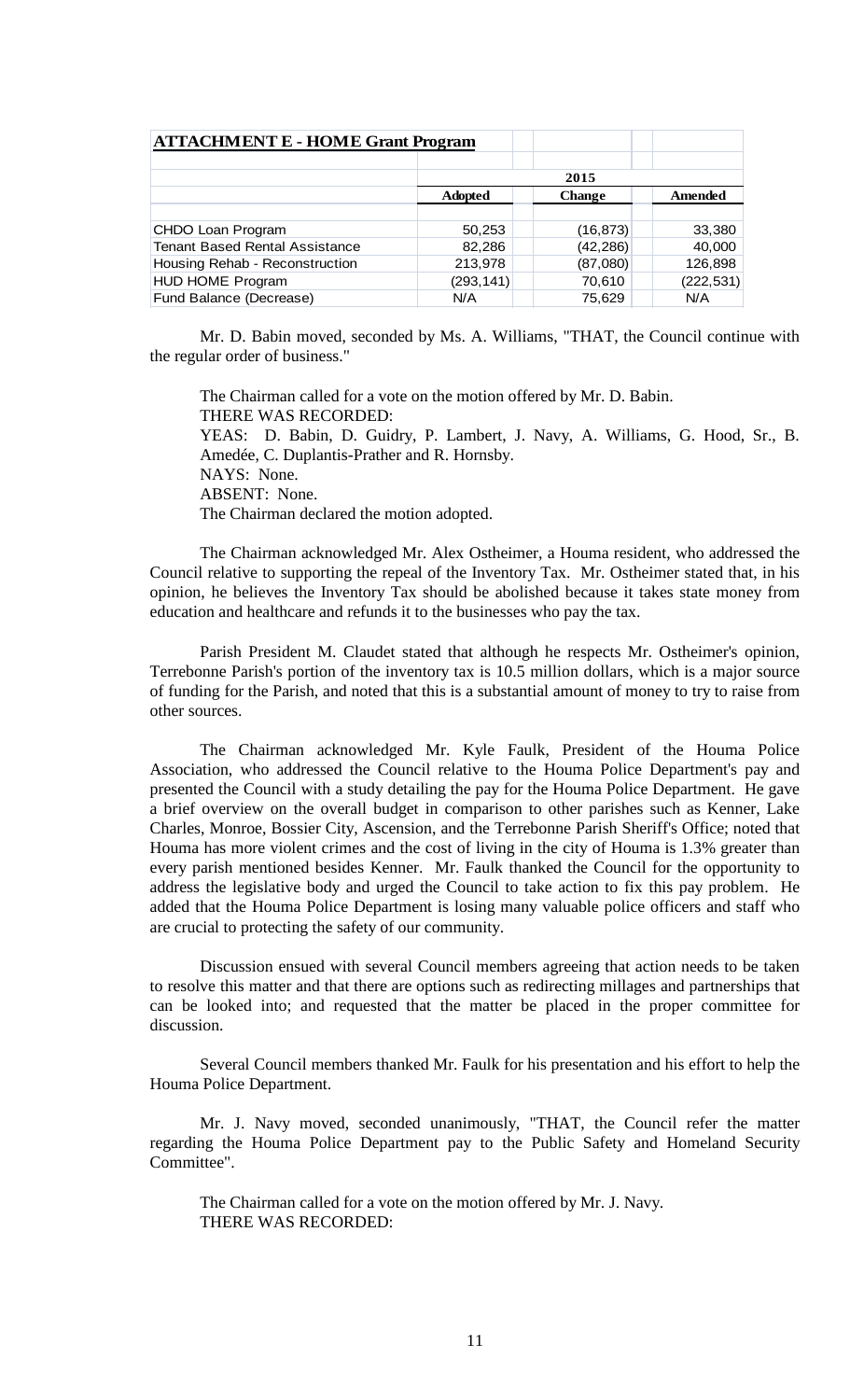**ATTACHMENT E - HOME Grant Program**

| | 2015 | | |
|---|---|---|---|
| | **Adopted** | **Change** | **Amended** |
| CHDO Loan Program | 50,253 | (16,873) | 33,380 |
| Tenant Based Rental Assistance | 82,286 | (42,286) | 40,000 |
| Housing Rehab - Reconstruction | 213,978 | (87,080) | 126,898 |
| HUD HOME Program | (293,141) | 70,610 | (222,531) |
| Fund Balance (Decrease) | N/A | 75,629 | N/A |

Mr. D. Babin moved, seconded by Ms. A. Williams, "THAT, the Council continue with the regular order of business."

The Chairman called for a vote on the motion offered by Mr. D. Babin.
THERE WAS RECORDED:
YEAS: D. Babin, D. Guidry, P. Lambert, J. Navy, A. Williams, G. Hood, Sr., B. Amedée, C. Duplantis-Prather and R. Hornsby.
NAYS: None.
ABSENT: None.
The Chairman declared the motion adopted.

The Chairman acknowledged Mr. Alex Ostheimer, a Houma resident, who addressed the Council relative to supporting the repeal of the Inventory Tax. Mr. Ostheimer stated that, in his opinion, he believes the Inventory Tax should be abolished because it takes state money from education and healthcare and refunds it to the businesses who pay the tax.

Parish President M. Claudet stated that although he respects Mr. Ostheimer's opinion, Terrebonne Parish's portion of the inventory tax is 10.5 million dollars, which is a major source of funding for the Parish, and noted that this is a substantial amount of money to try to raise from other sources.

The Chairman acknowledged Mr. Kyle Faulk, President of the Houma Police Association, who addressed the Council relative to the Houma Police Department's pay and presented the Council with a study detailing the pay for the Houma Police Department. He gave a brief overview on the overall budget in comparison to other parishes such as Kenner, Lake Charles, Monroe, Bossier City, Ascension, and the Terrebonne Parish Sheriff's Office; noted that Houma has more violent crimes and the cost of living in the city of Houma is 1.3% greater than every parish mentioned besides Kenner. Mr. Faulk thanked the Council for the opportunity to address the legislative body and urged the Council to take action to fix this pay problem. He added that the Houma Police Department is losing many valuable police officers and staff who are crucial to protecting the safety of our community.

Discussion ensued with several Council members agreeing that action needs to be taken to resolve this matter and that there are options such as redirecting millages and partnerships that can be looked into; and requested that the matter be placed in the proper committee for discussion.

Several Council members thanked Mr. Faulk for his presentation and his effort to help the Houma Police Department.

Mr. J. Navy moved, seconded unanimously, "THAT, the Council refer the matter regarding the Houma Police Department pay to the Public Safety and Homeland Security Committee".

The Chairman called for a vote on the motion offered by Mr. J. Navy.
THERE WAS RECORDED: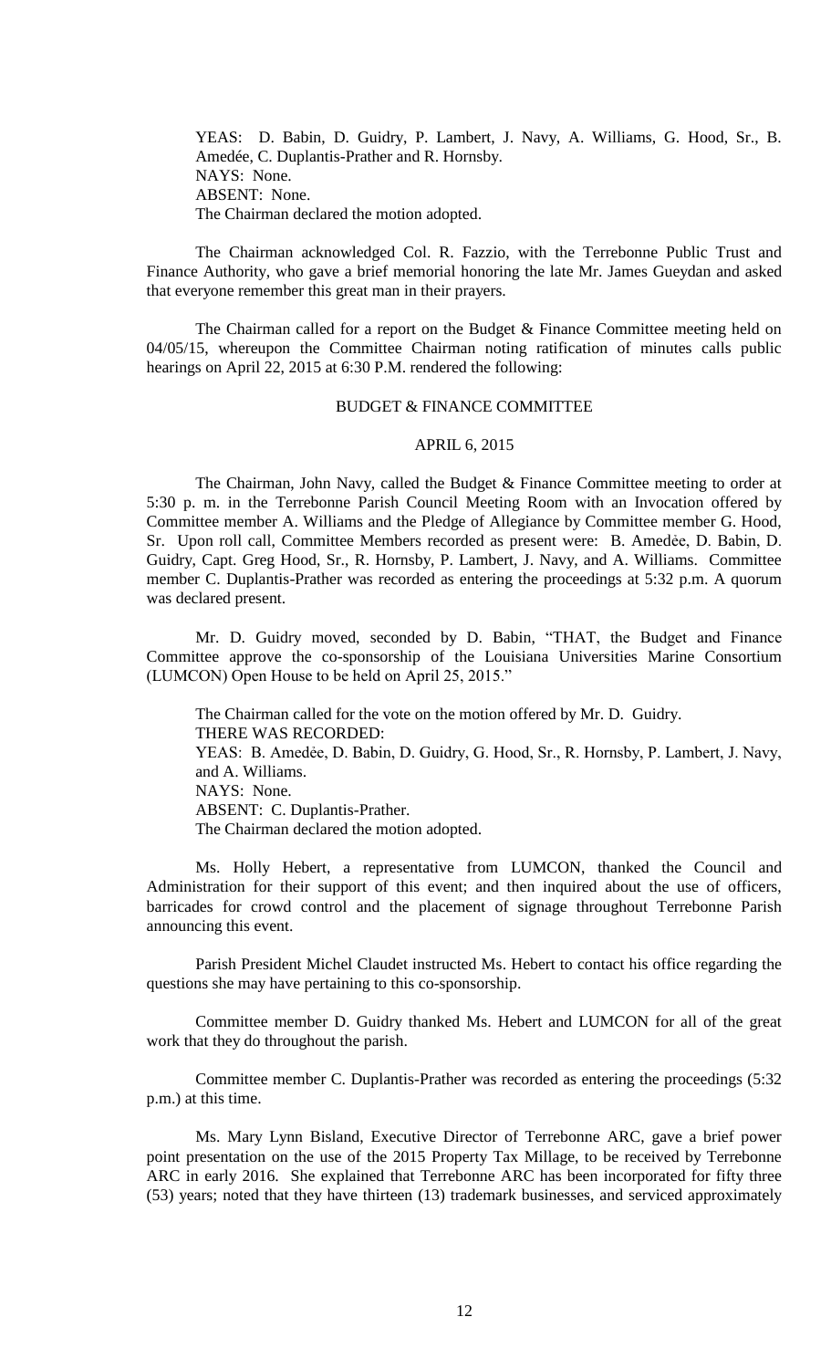YEAS: D. Babin, D. Guidry, P. Lambert, J. Navy, A. Williams, G. Hood, Sr., B. Amedée, C. Duplantis-Prather and R. Hornsby.
NAYS: None.
ABSENT: None.
The Chairman declared the motion adopted.

The Chairman acknowledged Col. R. Fazzio, with the Terrebonne Public Trust and Finance Authority, who gave a brief memorial honoring the late Mr. James Gueydan and asked that everyone remember this great man in their prayers.

The Chairman called for a report on the Budget & Finance Committee meeting held on 04/05/15, whereupon the Committee Chairman noting ratification of minutes calls public hearings on April 22, 2015 at 6:30 P.M. rendered the following:

BUDGET & FINANCE COMMITTEE

APRIL 6, 2015

The Chairman, John Navy, called the Budget & Finance Committee meeting to order at 5:30 p. m. in the Terrebonne Parish Council Meeting Room with an Invocation offered by Committee member A. Williams and the Pledge of Allegiance by Committee member G. Hood, Sr. Upon roll call, Committee Members recorded as present were: B. Amedèe, D. Babin, D. Guidry, Capt. Greg Hood, Sr., R. Hornsby, P. Lambert, J. Navy, and A. Williams. Committee member C. Duplantis-Prather was recorded as entering the proceedings at 5:32 p.m. A quorum was declared present.

Mr. D. Guidry moved, seconded by D. Babin, "THAT, the Budget and Finance Committee approve the co-sponsorship of the Louisiana Universities Marine Consortium (LUMCON) Open House to be held on April 25, 2015."

The Chairman called for the vote on the motion offered by Mr. D. Guidry.
THERE WAS RECORDED:
YEAS: B. Amedèe, D. Babin, D. Guidry, G. Hood, Sr., R. Hornsby, P. Lambert, J. Navy, and A. Williams.
NAYS: None.
ABSENT: C. Duplantis-Prather.
The Chairman declared the motion adopted.

Ms. Holly Hebert, a representative from LUMCON, thanked the Council and Administration for their support of this event; and then inquired about the use of officers, barricades for crowd control and the placement of signage throughout Terrebonne Parish announcing this event.

Parish President Michel Claudet instructed Ms. Hebert to contact his office regarding the questions she may have pertaining to this co-sponsorship.

Committee member D. Guidry thanked Ms. Hebert and LUMCON for all of the great work that they do throughout the parish.

Committee member C. Duplantis-Prather was recorded as entering the proceedings (5:32 p.m.) at this time.

Ms. Mary Lynn Bisland, Executive Director of Terrebonne ARC, gave a brief power point presentation on the use of the 2015 Property Tax Millage, to be received by Terrebonne ARC in early 2016. She explained that Terrebonne ARC has been incorporated for fifty three (53) years; noted that they have thirteen (13) trademark businesses, and serviced approximately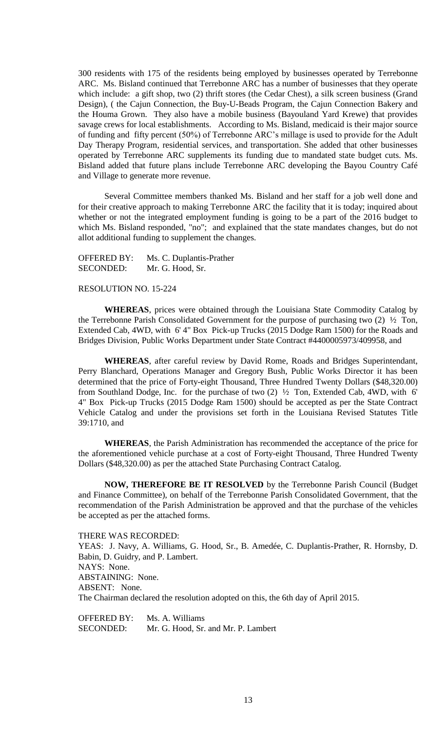300 residents with 175 of the residents being employed by businesses operated by Terrebonne ARC. Ms. Bisland continued that Terrebonne ARC has a number of businesses that they operate which include: a gift shop, two (2) thrift stores (the Cedar Chest), a silk screen business (Grand Design), ( the Cajun Connection, the Buy-U-Beads Program, the Cajun Connection Bakery and the Houma Grown. They also have a mobile business (Bayouland Yard Krewe) that provides savage crews for local establishments. According to Ms. Bisland, medicaid is their major source of funding and fifty percent (50%) of Terrebonne ARC's millage is used to provide for the Adult Day Therapy Program, residential services, and transportation. She added that other businesses operated by Terrebonne ARC supplements its funding due to mandated state budget cuts. Ms. Bisland added that future plans include Terrebonne ARC developing the Bayou Country Café and Village to generate more revenue.

Several Committee members thanked Ms. Bisland and her staff for a job well done and for their creative approach to making Terrebonne ARC the facility that it is today; inquired about whether or not the integrated employment funding is going to be a part of the 2016 budget to which Ms. Bisland responded, "no"; and explained that the state mandates changes, but do not allot additional funding to supplement the changes.

OFFERED BY: Ms. C. Duplantis-Prather
SECONDED: Mr. G. Hood, Sr.

RESOLUTION NO. 15-224

**WHEREAS**, prices were obtained through the Louisiana State Commodity Catalog by the Terrebonne Parish Consolidated Government for the purpose of purchasing two (2) ½ Ton, Extended Cab, 4WD, with 6' 4" Box Pick-up Trucks (2015 Dodge Ram 1500) for the Roads and Bridges Division, Public Works Department under State Contract #4400005973/409958, and

**WHEREAS**, after careful review by David Rome, Roads and Bridges Superintendant, Perry Blanchard, Operations Manager and Gregory Bush, Public Works Director it has been determined that the price of Forty-eight Thousand, Three Hundred Twenty Dollars ($48,320.00) from Southland Dodge, Inc. for the purchase of two (2) ½ Ton, Extended Cab, 4WD, with 6' 4" Box Pick-up Trucks (2015 Dodge Ram 1500) should be accepted as per the State Contract Vehicle Catalog and under the provisions set forth in the Louisiana Revised Statutes Title 39:1710, and

**WHEREAS**, the Parish Administration has recommended the acceptance of the price for the aforementioned vehicle purchase at a cost of Forty-eight Thousand, Three Hundred Twenty Dollars ($48,320.00) as per the attached State Purchasing Contract Catalog.

**NOW, THEREFORE BE IT RESOLVED** by the Terrebonne Parish Council (Budget and Finance Committee), on behalf of the Terrebonne Parish Consolidated Government, that the recommendation of the Parish Administration be approved and that the purchase of the vehicles be accepted as per the attached forms.

THERE WAS RECORDED:
YEAS: J. Navy, A. Williams, G. Hood, Sr., B. Amedée, C. Duplantis-Prather, R. Hornsby, D. Babin, D. Guidry, and P. Lambert.
NAYS: None.
ABSTAINING: None.
ABSENT: None.
The Chairman declared the resolution adopted on this, the 6th day of April 2015.

OFFERED BY: Ms. A. Williams
SECONDED: Mr. G. Hood, Sr. and Mr. P. Lambert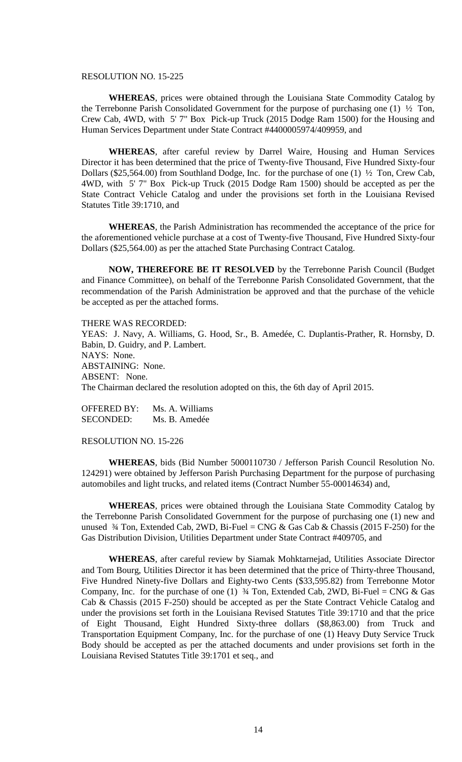RESOLUTION NO. 15-225

**WHEREAS**, prices were obtained through the Louisiana State Commodity Catalog by the Terrebonne Parish Consolidated Government for the purpose of purchasing one (1) ½ Ton, Crew Cab, 4WD, with 5' 7" Box Pick-up Truck (2015 Dodge Ram 1500) for the Housing and Human Services Department under State Contract #4400005974/409959, and

**WHEREAS**, after careful review by Darrel Waire, Housing and Human Services Director it has been determined that the price of Twenty-five Thousand, Five Hundred Sixty-four Dollars ($25,564.00) from Southland Dodge, Inc. for the purchase of one (1) ½ Ton, Crew Cab, 4WD, with 5' 7" Box Pick-up Truck (2015 Dodge Ram 1500) should be accepted as per the State Contract Vehicle Catalog and under the provisions set forth in the Louisiana Revised Statutes Title 39:1710, and

**WHEREAS**, the Parish Administration has recommended the acceptance of the price for the aforementioned vehicle purchase at a cost of Twenty-five Thousand, Five Hundred Sixty-four Dollars ($25,564.00) as per the attached State Purchasing Contract Catalog.

**NOW, THEREFORE BE IT RESOLVED** by the Terrebonne Parish Council (Budget and Finance Committee), on behalf of the Terrebonne Parish Consolidated Government, that the recommendation of the Parish Administration be approved and that the purchase of the vehicle be accepted as per the attached forms.

THERE WAS RECORDED:
YEAS: J. Navy, A. Williams, G. Hood, Sr., B. Amedée, C. Duplantis-Prather, R. Hornsby, D. Babin, D. Guidry, and P. Lambert.
NAYS: None.
ABSTAINING: None.
ABSENT: None.
The Chairman declared the resolution adopted on this, the 6th day of April 2015.

OFFERED BY: Ms. A. Williams
SECONDED: Ms. B. Amedée

RESOLUTION NO. 15-226

**WHEREAS**, bids (Bid Number 5000110730 / Jefferson Parish Council Resolution No. 124291) were obtained by Jefferson Parish Purchasing Department for the purpose of purchasing automobiles and light trucks, and related items (Contract Number 55-00014634) and,

**WHEREAS**, prices were obtained through the Louisiana State Commodity Catalog by the Terrebonne Parish Consolidated Government for the purpose of purchasing one (1) new and unused ¾ Ton, Extended Cab, 2WD, Bi-Fuel = CNG & Gas Cab & Chassis (2015 F-250) for the Gas Distribution Division, Utilities Department under State Contract #409705, and

**WHEREAS**, after careful review by Siamak Mohktarnejad, Utilities Associate Director and Tom Bourg, Utilities Director it has been determined that the price of Thirty-three Thousand, Five Hundred Ninety-five Dollars and Eighty-two Cents ($33,595.82) from Terrebonne Motor Company, Inc. for the purchase of one (1) ¾ Ton, Extended Cab, 2WD, Bi-Fuel = CNG & Gas Cab & Chassis (2015 F-250) should be accepted as per the State Contract Vehicle Catalog and under the provisions set forth in the Louisiana Revised Statutes Title 39:1710 and that the price of Eight Thousand, Eight Hundred Sixty-three dollars ($8,863.00) from Truck and Transportation Equipment Company, Inc. for the purchase of one (1) Heavy Duty Service Truck Body should be accepted as per the attached documents and under provisions set forth in the Louisiana Revised Statutes Title 39:1701 et seq., and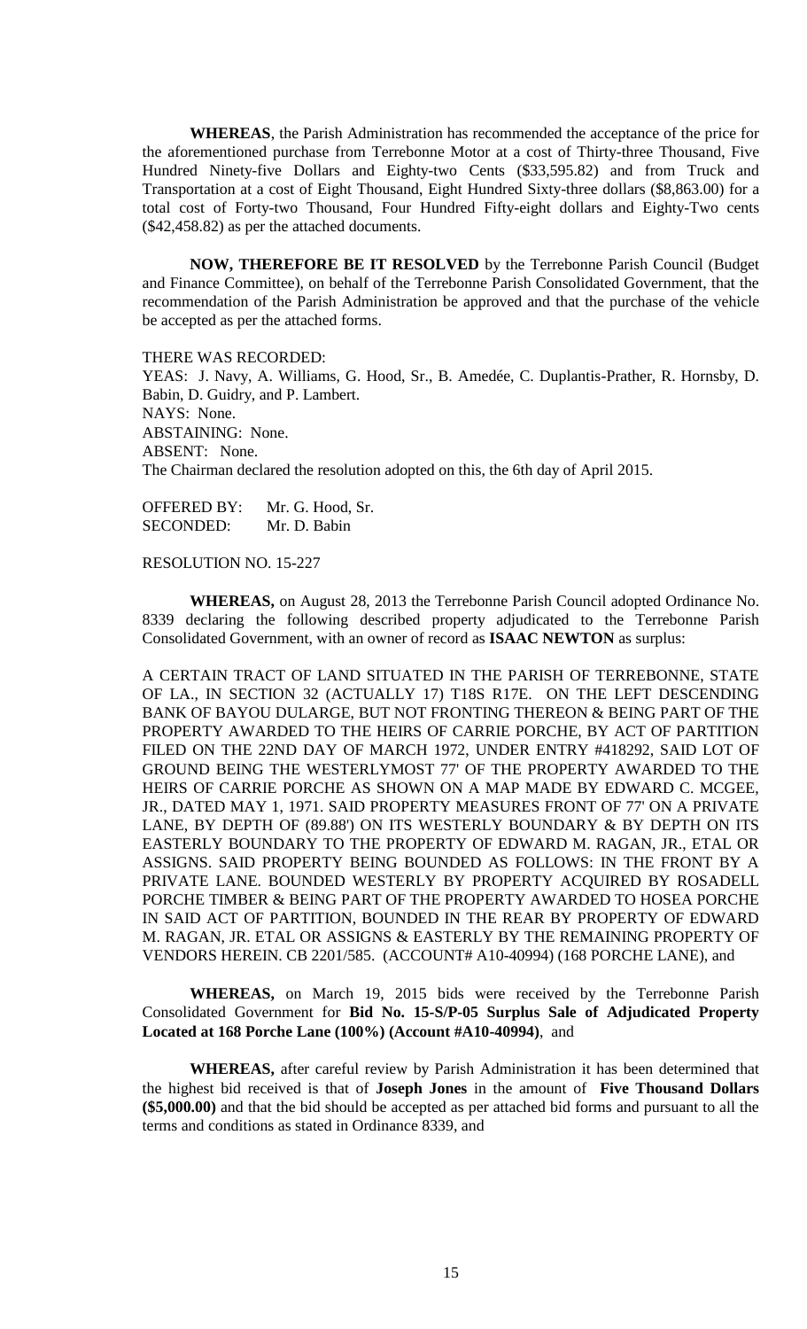**WHEREAS**, the Parish Administration has recommended the acceptance of the price for the aforementioned purchase from Terrebonne Motor at a cost of Thirty-three Thousand, Five Hundred Ninety-five Dollars and Eighty-two Cents ($33,595.82) and from Truck and Transportation at a cost of Eight Thousand, Eight Hundred Sixty-three dollars ($8,863.00) for a total cost of Forty-two Thousand, Four Hundred Fifty-eight dollars and Eighty-Two cents ($42,458.82) as per the attached documents.

**NOW, THEREFORE BE IT RESOLVED** by the Terrebonne Parish Council (Budget and Finance Committee), on behalf of the Terrebonne Parish Consolidated Government, that the recommendation of the Parish Administration be approved and that the purchase of the vehicle be accepted as per the attached forms.

THERE WAS RECORDED:
YEAS: J. Navy, A. Williams, G. Hood, Sr., B. Amedée, C. Duplantis-Prather, R. Hornsby, D. Babin, D. Guidry, and P. Lambert.
NAYS: None.
ABSTAINING: None.
ABSENT: None.
The Chairman declared the resolution adopted on this, the 6th day of April 2015.

OFFERED BY: Mr. G. Hood, Sr.
SECONDED: Mr. D. Babin

RESOLUTION NO. 15-227

**WHEREAS,** on August 28, 2013 the Terrebonne Parish Council adopted Ordinance No. 8339 declaring the following described property adjudicated to the Terrebonne Parish Consolidated Government, with an owner of record as **ISAAC NEWTON** as surplus:

A CERTAIN TRACT OF LAND SITUATED IN THE PARISH OF TERREBONNE, STATE OF LA., IN SECTION 32 (ACTUALLY 17) T18S R17E. ON THE LEFT DESCENDING BANK OF BAYOU DULARGE, BUT NOT FRONTING THEREON & BEING PART OF THE PROPERTY AWARDED TO THE HEIRS OF CARRIE PORCHE, BY ACT OF PARTITION FILED ON THE 22ND DAY OF MARCH 1972, UNDER ENTRY #418292, SAID LOT OF GROUND BEING THE WESTERLYMOST 77' OF THE PROPERTY AWARDED TO THE HEIRS OF CARRIE PORCHE AS SHOWN ON A MAP MADE BY EDWARD C. MCGEE, JR., DATED MAY 1, 1971. SAID PROPERTY MEASURES FRONT OF 77' ON A PRIVATE LANE, BY DEPTH OF (89.88') ON ITS WESTERLY BOUNDARY & BY DEPTH ON ITS EASTERLY BOUNDARY TO THE PROPERTY OF EDWARD M. RAGAN, JR., ETAL OR ASSIGNS. SAID PROPERTY BEING BOUNDED AS FOLLOWS: IN THE FRONT BY A PRIVATE LANE. BOUNDED WESTERLY BY PROPERTY ACQUIRED BY ROSADELL PORCHE TIMBER & BEING PART OF THE PROPERTY AWARDED TO HOSEA PORCHE IN SAID ACT OF PARTITION, BOUNDED IN THE REAR BY PROPERTY OF EDWARD M. RAGAN, JR. ETAL OR ASSIGNS & EASTERLY BY THE REMAINING PROPERTY OF VENDORS HEREIN. CB 2201/585. (ACCOUNT# A10-40994) (168 PORCHE LANE), and

**WHEREAS,** on March 19, 2015 bids were received by the Terrebonne Parish Consolidated Government for **Bid No. 15-S/P-05 Surplus Sale of Adjudicated Property Located at 168 Porche Lane (100%) (Account #A10-40994)**, and

**WHEREAS,** after careful review by Parish Administration it has been determined that the highest bid received is that of **Joseph Jones** in the amount of **Five Thousand Dollars ($5,000.00)** and that the bid should be accepted as per attached bid forms and pursuant to all the terms and conditions as stated in Ordinance 8339, and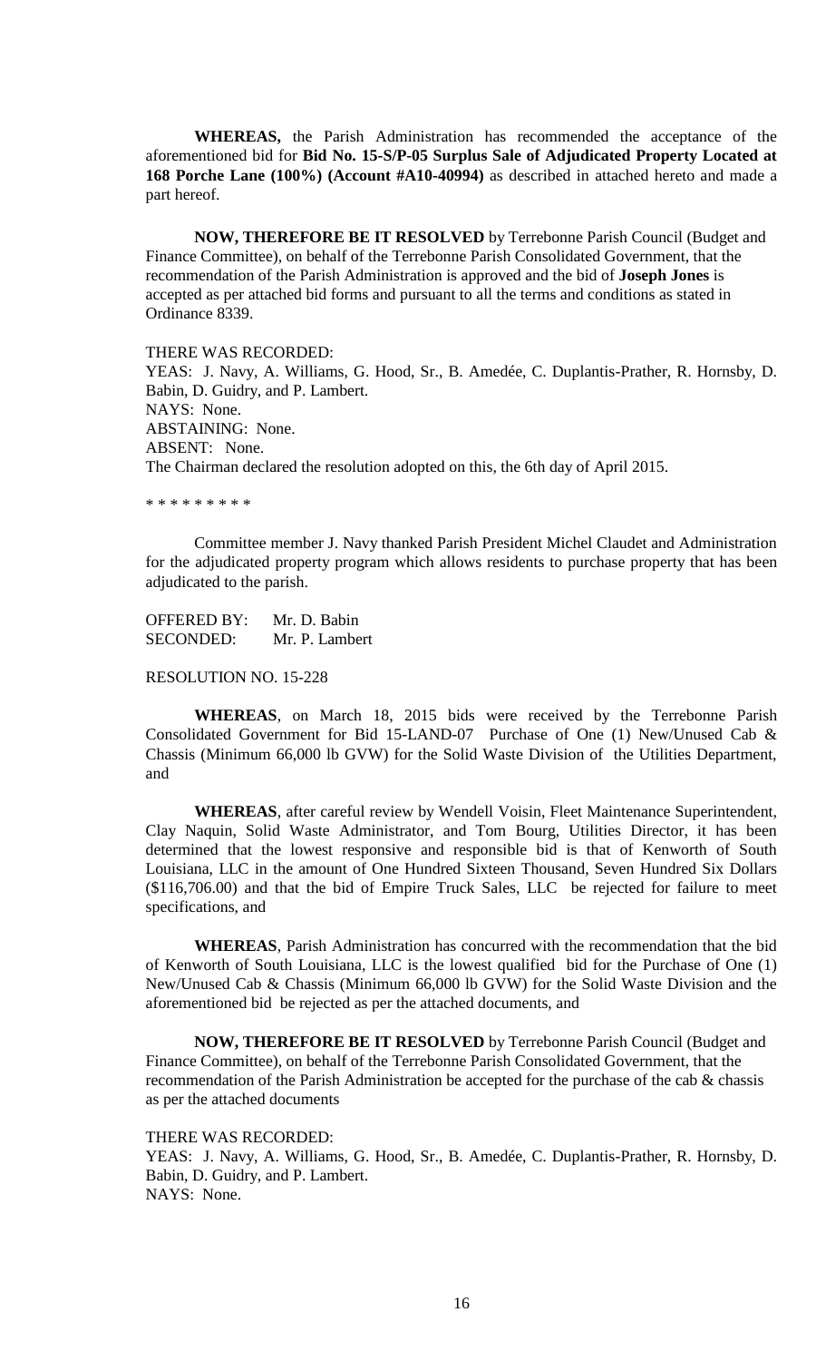**WHEREAS,** the Parish Administration has recommended the acceptance of the aforementioned bid for **Bid No. 15-S/P-05 Surplus Sale of Adjudicated Property Located at 168 Porche Lane (100%) (Account #A10-40994)** as described in attached hereto and made a part hereof.

**NOW, THEREFORE BE IT RESOLVED** by Terrebonne Parish Council (Budget and Finance Committee), on behalf of the Terrebonne Parish Consolidated Government, that the recommendation of the Parish Administration is approved and the bid of **Joseph Jones** is accepted as per attached bid forms and pursuant to all the terms and conditions as stated in Ordinance 8339.

THERE WAS RECORDED:
YEAS: J. Navy, A. Williams, G. Hood, Sr., B. Amedée, C. Duplantis-Prather, R. Hornsby, D. Babin, D. Guidry, and P. Lambert.
NAYS: None.
ABSTAINING: None.
ABSENT: None.
The Chairman declared the resolution adopted on this, the 6th day of April 2015.

\* \* \* \* \* \* \* \* \*

Committee member J. Navy thanked Parish President Michel Claudet and Administration for the adjudicated property program which allows residents to purchase property that has been adjudicated to the parish.

OFFERED BY: Mr. D. Babin
SECONDED: Mr. P. Lambert

RESOLUTION NO. 15-228

**WHEREAS**, on March 18, 2015 bids were received by the Terrebonne Parish Consolidated Government for Bid 15-LAND-07 Purchase of One (1) New/Unused Cab & Chassis (Minimum 66,000 lb GVW) for the Solid Waste Division of the Utilities Department, and

**WHEREAS**, after careful review by Wendell Voisin, Fleet Maintenance Superintendent, Clay Naquin, Solid Waste Administrator, and Tom Bourg, Utilities Director, it has been determined that the lowest responsive and responsible bid is that of Kenworth of South Louisiana, LLC in the amount of One Hundred Sixteen Thousand, Seven Hundred Six Dollars ($116,706.00) and that the bid of Empire Truck Sales, LLC be rejected for failure to meet specifications, and

**WHEREAS**, Parish Administration has concurred with the recommendation that the bid of Kenworth of South Louisiana, LLC is the lowest qualified bid for the Purchase of One (1) New/Unused Cab & Chassis (Minimum 66,000 lb GVW) for the Solid Waste Division and the aforementioned bid be rejected as per the attached documents, and

**NOW, THEREFORE BE IT RESOLVED** by Terrebonne Parish Council (Budget and Finance Committee), on behalf of the Terrebonne Parish Consolidated Government, that the recommendation of the Parish Administration be accepted for the purchase of the cab & chassis as per the attached documents

THERE WAS RECORDED:
YEAS: J. Navy, A. Williams, G. Hood, Sr., B. Amedée, C. Duplantis-Prather, R. Hornsby, D. Babin, D. Guidry, and P. Lambert.
NAYS: None.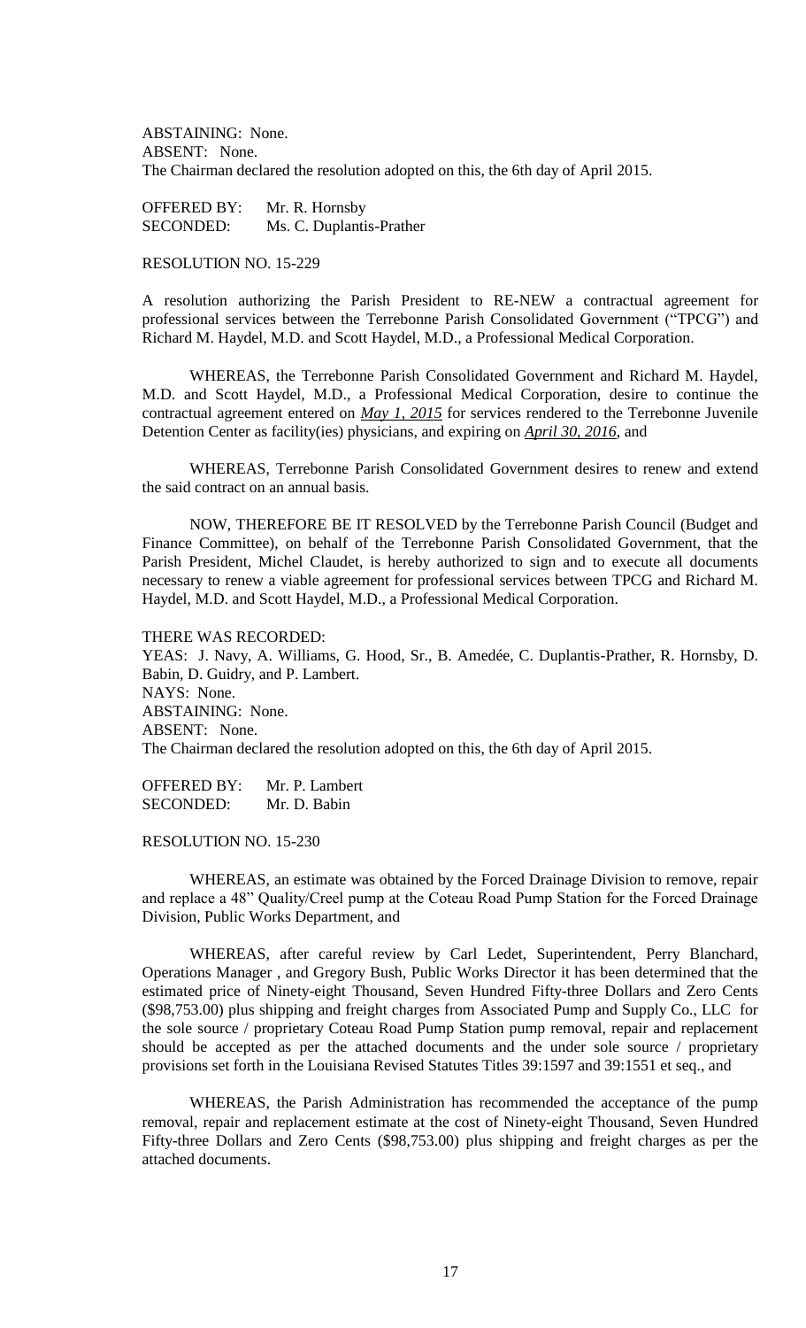ABSTAINING: None.
ABSENT: None.
The Chairman declared the resolution adopted on this, the 6th day of April 2015.

OFFERED BY: Mr. R. Hornsby
SECONDED: Ms. C. Duplantis-Prather

RESOLUTION NO. 15-229

A resolution authorizing the Parish President to RE-NEW a contractual agreement for professional services between the Terrebonne Parish Consolidated Government ("TPCG") and Richard M. Haydel, M.D. and Scott Haydel, M.D., a Professional Medical Corporation.

WHEREAS, the Terrebonne Parish Consolidated Government and Richard M. Haydel, M.D. and Scott Haydel, M.D., a Professional Medical Corporation, desire to continue the contractual agreement entered on ***May 1, 2015*** for services rendered to the Terrebonne Juvenile Detention Center as facility(ies) physicians, and expiring on ***April 30, 2016***, and

WHEREAS, Terrebonne Parish Consolidated Government desires to renew and extend the said contract on an annual basis.

NOW, THEREFORE BE IT RESOLVED by the Terrebonne Parish Council (Budget and Finance Committee), on behalf of the Terrebonne Parish Consolidated Government, that the Parish President, Michel Claudet, is hereby authorized to sign and to execute all documents necessary to renew a viable agreement for professional services between TPCG and Richard M. Haydel, M.D. and Scott Haydel, M.D., a Professional Medical Corporation.

THERE WAS RECORDED:
YEAS: J. Navy, A. Williams, G. Hood, Sr., B. Amedée, C. Duplantis-Prather, R. Hornsby, D. Babin, D. Guidry, and P. Lambert.
NAYS: None.
ABSTAINING: None.
ABSENT: None.
The Chairman declared the resolution adopted on this, the 6th day of April 2015.

OFFERED BY: Mr. P. Lambert
SECONDED: Mr. D. Babin

RESOLUTION NO. 15-230

WHEREAS, an estimate was obtained by the Forced Drainage Division to remove, repair and replace a 48" Quality/Creel pump at the Coteau Road Pump Station for the Forced Drainage Division, Public Works Department, and

WHEREAS, after careful review by Carl Ledet, Superintendent, Perry Blanchard, Operations Manager , and Gregory Bush, Public Works Director it has been determined that the estimated price of Ninety-eight Thousand, Seven Hundred Fifty-three Dollars and Zero Cents ($98,753.00) plus shipping and freight charges from Associated Pump and Supply Co., LLC for the sole source / proprietary Coteau Road Pump Station pump removal, repair and replacement should be accepted as per the attached documents and the under sole source / proprietary provisions set forth in the Louisiana Revised Statutes Titles 39:1597 and 39:1551 et seq., and

WHEREAS, the Parish Administration has recommended the acceptance of the pump removal, repair and replacement estimate at the cost of Ninety-eight Thousand, Seven Hundred Fifty-three Dollars and Zero Cents ($98,753.00) plus shipping and freight charges as per the attached documents.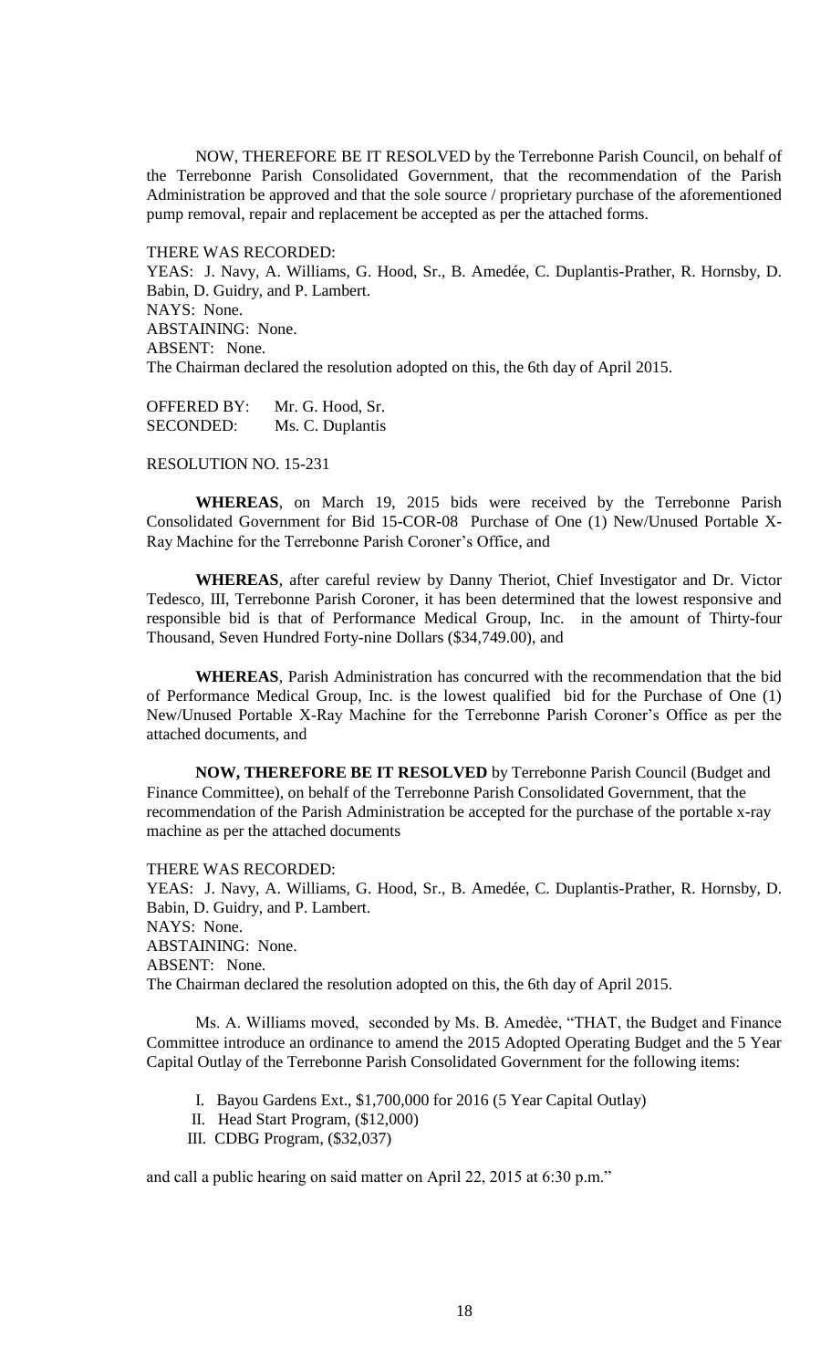NOW, THEREFORE BE IT RESOLVED by the Terrebonne Parish Council, on behalf of the Terrebonne Parish Consolidated Government, that the recommendation of the Parish Administration be approved and that the sole source / proprietary purchase of the aforementioned pump removal, repair and replacement be accepted as per the attached forms.

THERE WAS RECORDED:
YEAS: J. Navy, A. Williams, G. Hood, Sr., B. Amedée, C. Duplantis-Prather, R. Hornsby, D. Babin, D. Guidry, and P. Lambert.
NAYS: None.
ABSTAINING: None.
ABSENT: None.
The Chairman declared the resolution adopted on this, the 6th day of April 2015.

OFFERED BY: Mr. G. Hood, Sr.
SECONDED: Ms. C. Duplantis

RESOLUTION NO. 15-231

**WHEREAS**, on March 19, 2015 bids were received by the Terrebonne Parish Consolidated Government for Bid 15-COR-08 Purchase of One (1) New/Unused Portable X-Ray Machine for the Terrebonne Parish Coroner's Office, and

**WHEREAS**, after careful review by Danny Theriot, Chief Investigator and Dr. Victor Tedesco, III, Terrebonne Parish Coroner, it has been determined that the lowest responsive and responsible bid is that of Performance Medical Group, Inc. in the amount of Thirty-four Thousand, Seven Hundred Forty-nine Dollars ($34,749.00), and

**WHEREAS**, Parish Administration has concurred with the recommendation that the bid of Performance Medical Group, Inc. is the lowest qualified bid for the Purchase of One (1) New/Unused Portable X-Ray Machine for the Terrebonne Parish Coroner's Office as per the attached documents, and

**NOW, THEREFORE BE IT RESOLVED** by Terrebonne Parish Council (Budget and Finance Committee), on behalf of the Terrebonne Parish Consolidated Government, that the recommendation of the Parish Administration be accepted for the purchase of the portable x-ray machine as per the attached documents

THERE WAS RECORDED:
YEAS: J. Navy, A. Williams, G. Hood, Sr., B. Amedée, C. Duplantis-Prather, R. Hornsby, D. Babin, D. Guidry, and P. Lambert.
NAYS: None.
ABSTAINING: None.
ABSENT: None.
The Chairman declared the resolution adopted on this, the 6th day of April 2015.

Ms. A. Williams moved, seconded by Ms. B. Amedèe, "THAT, the Budget and Finance Committee introduce an ordinance to amend the 2015 Adopted Operating Budget and the 5 Year Capital Outlay of the Terrebonne Parish Consolidated Government for the following items:

I. Bayou Gardens Ext., $1,700,000 for 2016 (5 Year Capital Outlay)
II. Head Start Program, ($12,000)
III. CDBG Program, ($32,037)

and call a public hearing on said matter on April 22, 2015 at 6:30 p.m."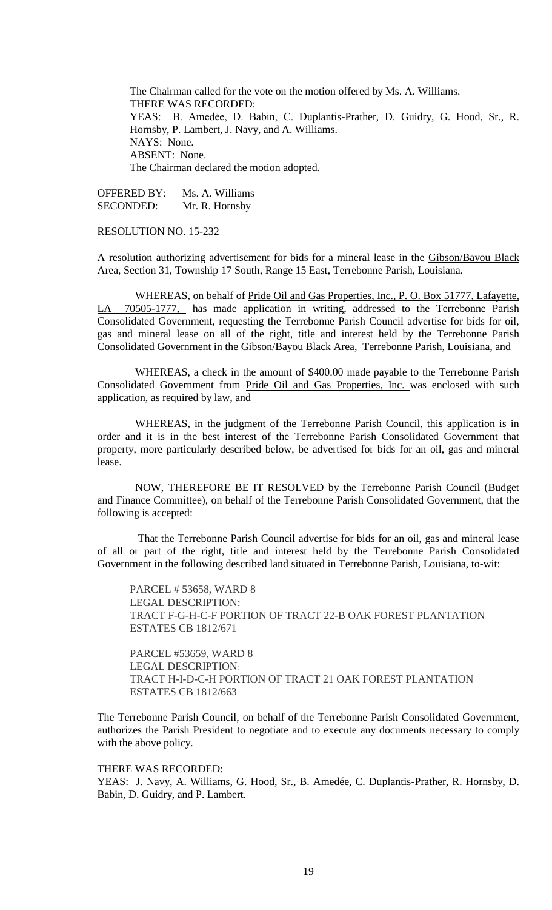The Chairman called for the vote on the motion offered by Ms. A. Williams.
THERE WAS RECORDED:
YEAS: B. Amedée, D. Babin, C. Duplantis-Prather, D. Guidry, G. Hood, Sr., R. Hornsby, P. Lambert, J. Navy, and A. Williams.
NAYS: None.
ABSENT: None.
The Chairman declared the motion adopted.

OFFERED BY: Ms. A. Williams
SECONDED: Mr. R. Hornsby

RESOLUTION NO. 15-232

A resolution authorizing advertisement for bids for a mineral lease in the Gibson/Bayou Black Area, Section 31, Township 17 South, Range 15 East, Terrebonne Parish, Louisiana.

WHEREAS, on behalf of Pride Oil and Gas Properties, Inc., P. O. Box 51777, Lafayette, LA 70505-1777, has made application in writing, addressed to the Terrebonne Parish Consolidated Government, requesting the Terrebonne Parish Council advertise for bids for oil, gas and mineral lease on all of the right, title and interest held by the Terrebonne Parish Consolidated Government in the Gibson/Bayou Black Area, Terrebonne Parish, Louisiana, and

WHEREAS, a check in the amount of $400.00 made payable to the Terrebonne Parish Consolidated Government from Pride Oil and Gas Properties, Inc. was enclosed with such application, as required by law, and

WHEREAS, in the judgment of the Terrebonne Parish Council, this application is in order and it is in the best interest of the Terrebonne Parish Consolidated Government that property, more particularly described below, be advertised for bids for an oil, gas and mineral lease.

NOW, THEREFORE BE IT RESOLVED by the Terrebonne Parish Council (Budget and Finance Committee), on behalf of the Terrebonne Parish Consolidated Government, that the following is accepted:

That the Terrebonne Parish Council advertise for bids for an oil, gas and mineral lease of all or part of the right, title and interest held by the Terrebonne Parish Consolidated Government in the following described land situated in Terrebonne Parish, Louisiana, to-wit:

PARCEL # 53658, WARD 8
LEGAL DESCRIPTION:
TRACT F-G-H-C-F PORTION OF TRACT 22-B OAK FOREST PLANTATION ESTATES CB 1812/671

PARCEL #53659, WARD 8
LEGAL DESCRIPTION:
TRACT H-I-D-C-H PORTION OF TRACT 21 OAK FOREST PLANTATION ESTATES CB 1812/663

The Terrebonne Parish Council, on behalf of the Terrebonne Parish Consolidated Government, authorizes the Parish President to negotiate and to execute any documents necessary to comply with the above policy.

THERE WAS RECORDED:
YEAS: J. Navy, A. Williams, G. Hood, Sr., B. Amedée, C. Duplantis-Prather, R. Hornsby, D. Babin, D. Guidry, and P. Lambert.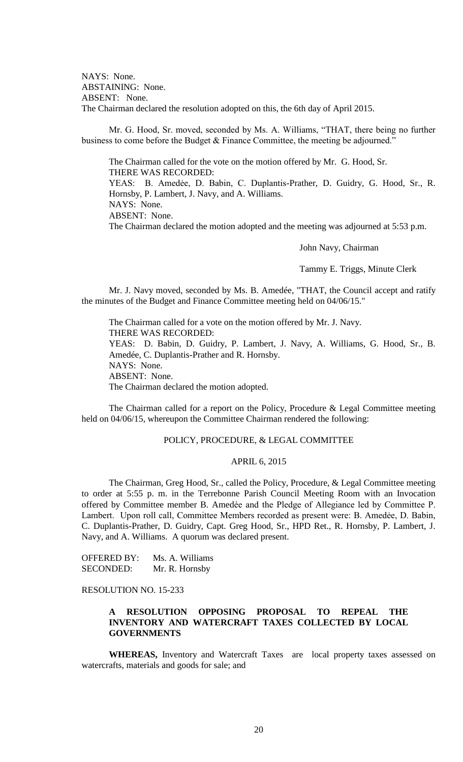NAYS: None.
ABSTAINING: None.
ABSENT: None.
The Chairman declared the resolution adopted on this, the 6th day of April 2015.

Mr. G. Hood, Sr. moved, seconded by Ms. A. Williams, "THAT, there being no further business to come before the Budget & Finance Committee, the meeting be adjourned."

The Chairman called for the vote on the motion offered by Mr. G. Hood, Sr.
THERE WAS RECORDED:
YEAS: B. Amedée, D. Babin, C. Duplantis-Prather, D. Guidry, G. Hood, Sr., R. Hornsby, P. Lambert, J. Navy, and A. Williams.
NAYS: None.
ABSENT: None.
The Chairman declared the motion adopted and the meeting was adjourned at 5:53 p.m.

John Navy, Chairman

Tammy E. Triggs, Minute Clerk

Mr. J. Navy moved, seconded by Ms. B. Amedée, "THAT, the Council accept and ratify the minutes of the Budget and Finance Committee meeting held on 04/06/15."

The Chairman called for a vote on the motion offered by Mr. J. Navy.
THERE WAS RECORDED:
YEAS: D. Babin, D. Guidry, P. Lambert, J. Navy, A. Williams, G. Hood, Sr., B. Amedée, C. Duplantis-Prather and R. Hornsby.
NAYS: None.
ABSENT: None.
The Chairman declared the motion adopted.

The Chairman called for a report on the Policy, Procedure & Legal Committee meeting held on 04/06/15, whereupon the Committee Chairman rendered the following:

POLICY, PROCEDURE, & LEGAL COMMITTEE

APRIL 6, 2015

The Chairman, Greg Hood, Sr., called the Policy, Procedure, & Legal Committee meeting to order at 5:55 p. m. in the Terrebonne Parish Council Meeting Room with an Invocation offered by Committee member B. Amedèe and the Pledge of Allegiance led by Committee P. Lambert. Upon roll call, Committee Members recorded as present were: B. Amedée, D. Babin, C. Duplantis-Prather, D. Guidry, Capt. Greg Hood, Sr., HPD Ret., R. Hornsby, P. Lambert, J. Navy, and A. Williams. A quorum was declared present.

OFFERED BY: Ms. A. Williams
SECONDED: Mr. R. Hornsby

RESOLUTION NO. 15-233

**A RESOLUTION OPPOSING PROPOSAL TO REPEAL THE INVENTORY AND WATERCRAFT TAXES COLLECTED BY LOCAL GOVERNMENTS**

**WHEREAS,** Inventory and Watercraft Taxes are local property taxes assessed on watercrafts, materials and goods for sale; and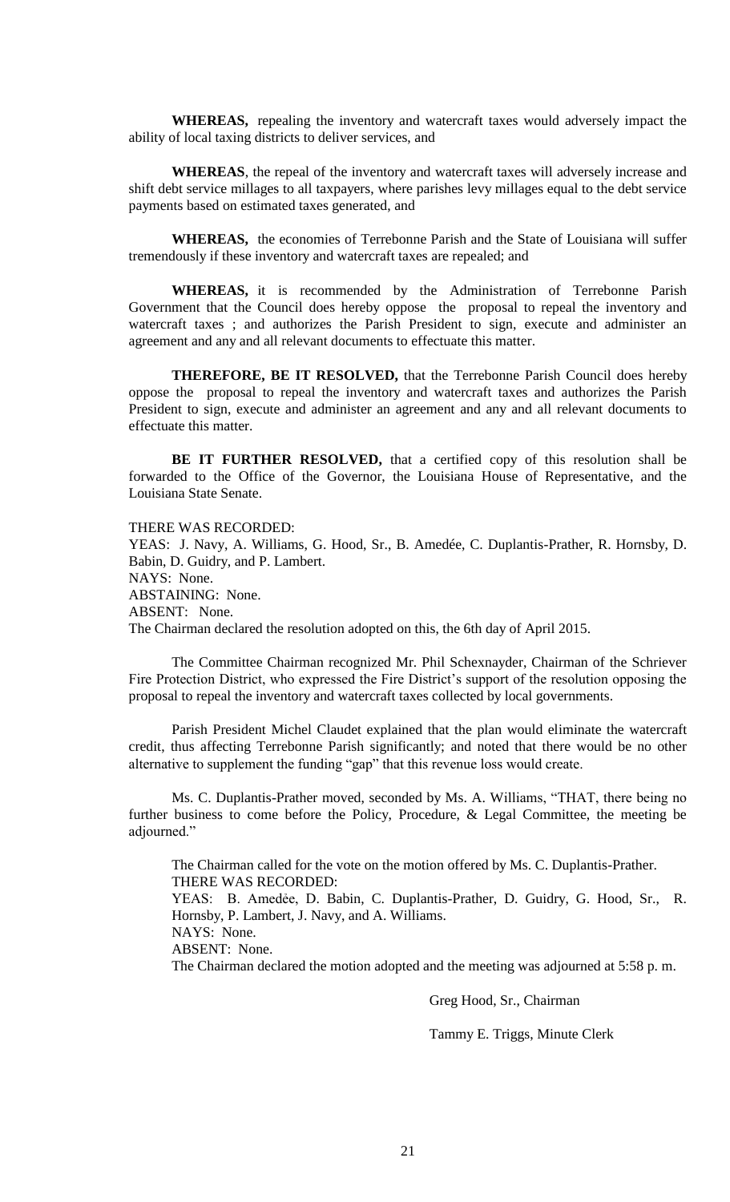**WHEREAS,** repealing the inventory and watercraft taxes would adversely impact the ability of local taxing districts to deliver services, and

**WHEREAS**, the repeal of the inventory and watercraft taxes will adversely increase and shift debt service millages to all taxpayers, where parishes levy millages equal to the debt service payments based on estimated taxes generated, and

**WHEREAS,** the economies of Terrebonne Parish and the State of Louisiana will suffer tremendously if these inventory and watercraft taxes are repealed; and

**WHEREAS,** it is recommended by the Administration of Terrebonne Parish Government that the Council does hereby oppose the proposal to repeal the inventory and watercraft taxes ; and authorizes the Parish President to sign, execute and administer an agreement and any and all relevant documents to effectuate this matter.

**THEREFORE, BE IT RESOLVED,** that the Terrebonne Parish Council does hereby oppose the proposal to repeal the inventory and watercraft taxes and authorizes the Parish President to sign, execute and administer an agreement and any and all relevant documents to effectuate this matter.

**BE IT FURTHER RESOLVED,** that a certified copy of this resolution shall be forwarded to the Office of the Governor, the Louisiana House of Representative, and the Louisiana State Senate.

THERE WAS RECORDED:
YEAS: J. Navy, A. Williams, G. Hood, Sr., B. Amedée, C. Duplantis-Prather, R. Hornsby, D. Babin, D. Guidry, and P. Lambert.
NAYS: None.
ABSTAINING: None.
ABSENT: None.
The Chairman declared the resolution adopted on this, the 6th day of April 2015.

The Committee Chairman recognized Mr. Phil Schexnayder, Chairman of the Schriever Fire Protection District, who expressed the Fire District's support of the resolution opposing the proposal to repeal the inventory and watercraft taxes collected by local governments.

Parish President Michel Claudet explained that the plan would eliminate the watercraft credit, thus affecting Terrebonne Parish significantly; and noted that there would be no other alternative to supplement the funding "gap" that this revenue loss would create.

Ms. C. Duplantis-Prather moved, seconded by Ms. A. Williams, "THAT, there being no further business to come before the Policy, Procedure, & Legal Committee, the meeting be adjourned."

The Chairman called for the vote on the motion offered by Ms. C. Duplantis-Prather.
THERE WAS RECORDED:
YEAS: B. Amedẻe, D. Babin, C. Duplantis-Prather, D. Guidry, G. Hood, Sr., R. Hornsby, P. Lambert, J. Navy, and A. Williams.
NAYS: None.
ABSENT: None.
The Chairman declared the motion adopted and the meeting was adjourned at 5:58 p. m.

Greg Hood, Sr., Chairman

Tammy E. Triggs, Minute Clerk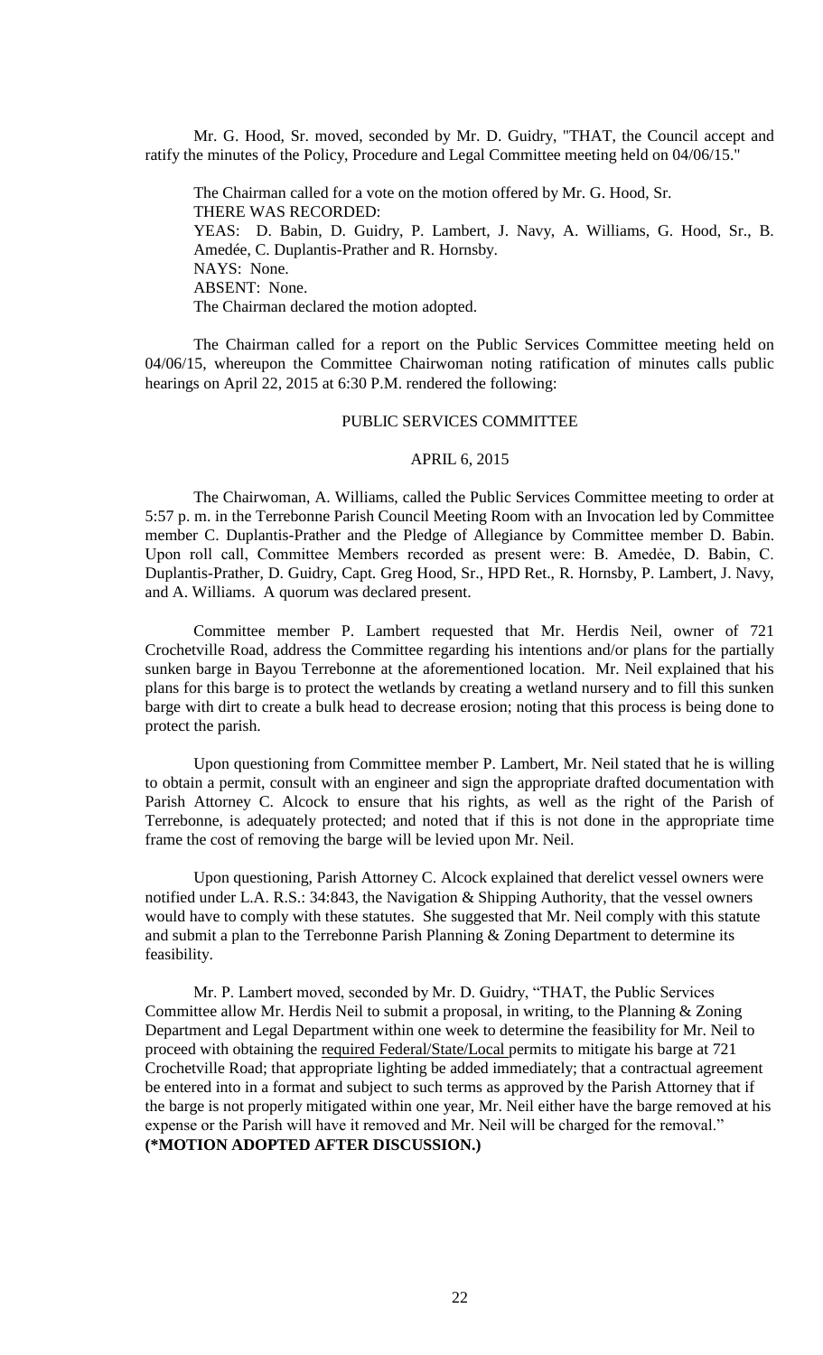Mr. G. Hood, Sr. moved, seconded by Mr. D. Guidry, "THAT, the Council accept and ratify the minutes of the Policy, Procedure and Legal Committee meeting held on 04/06/15."

The Chairman called for a vote on the motion offered by Mr. G. Hood, Sr.
THERE WAS RECORDED:
YEAS: D. Babin, D. Guidry, P. Lambert, J. Navy, A. Williams, G. Hood, Sr., B. Amedée, C. Duplantis-Prather and R. Hornsby.
NAYS: None.
ABSENT: None.
The Chairman declared the motion adopted.

The Chairman called for a report on the Public Services Committee meeting held on 04/06/15, whereupon the Committee Chairwoman noting ratification of minutes calls public hearings on April 22, 2015 at 6:30 P.M. rendered the following:

PUBLIC SERVICES COMMITTEE

APRIL 6, 2015

The Chairwoman, A. Williams, called the Public Services Committee meeting to order at 5:57 p. m. in the Terrebonne Parish Council Meeting Room with an Invocation led by Committee member C. Duplantis-Prather and the Pledge of Allegiance by Committee member D. Babin. Upon roll call, Committee Members recorded as present were: B. Amedėe, D. Babin, C. Duplantis-Prather, D. Guidry, Capt. Greg Hood, Sr., HPD Ret., R. Hornsby, P. Lambert, J. Navy, and A. Williams. A quorum was declared present.

Committee member P. Lambert requested that Mr. Herdis Neil, owner of 721 Crochetville Road, address the Committee regarding his intentions and/or plans for the partially sunken barge in Bayou Terrebonne at the aforementioned location. Mr. Neil explained that his plans for this barge is to protect the wetlands by creating a wetland nursery and to fill this sunken barge with dirt to create a bulk head to decrease erosion; noting that this process is being done to protect the parish.

Upon questioning from Committee member P. Lambert, Mr. Neil stated that he is willing to obtain a permit, consult with an engineer and sign the appropriate drafted documentation with Parish Attorney C. Alcock to ensure that his rights, as well as the right of the Parish of Terrebonne, is adequately protected; and noted that if this is not done in the appropriate time frame the cost of removing the barge will be levied upon Mr. Neil.

Upon questioning, Parish Attorney C. Alcock explained that derelict vessel owners were notified under L.A. R.S.: 34:843, the Navigation & Shipping Authority, that the vessel owners would have to comply with these statutes. She suggested that Mr. Neil comply with this statute and submit a plan to the Terrebonne Parish Planning & Zoning Department to determine its feasibility.

Mr. P. Lambert moved, seconded by Mr. D. Guidry, "THAT, the Public Services Committee allow Mr. Herdis Neil to submit a proposal, in writing, to the Planning & Zoning Department and Legal Department within one week to determine the feasibility for Mr. Neil to proceed with obtaining the required Federal/State/Local permits to mitigate his barge at 721 Crochetville Road; that appropriate lighting be added immediately; that a contractual agreement be entered into in a format and subject to such terms as approved by the Parish Attorney that if the barge is not properly mitigated within one year, Mr. Neil either have the barge removed at his expense or the Parish will have it removed and Mr. Neil will be charged for the removal."
**(\*MOTION ADOPTED AFTER DISCUSSION.)**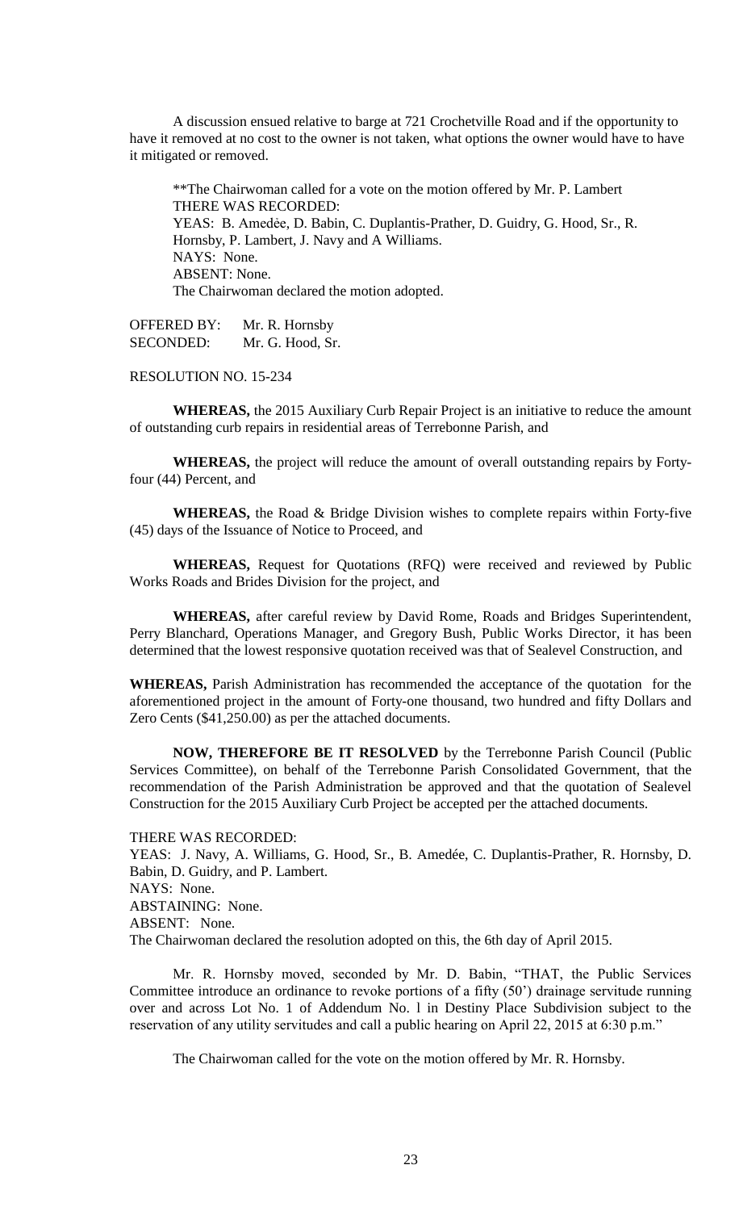A discussion ensued relative to barge at 721 Crochetville Road and if the opportunity to have it removed at no cost to the owner is not taken, what options the owner would have to have it mitigated or removed.

**The Chairwoman called for a vote on the motion offered by Mr. P. Lambert
THERE WAS RECORDED:
YEAS: B. Amedée, D. Babin, C. Duplantis-Prather, D. Guidry, G. Hood, Sr., R. Hornsby, P. Lambert, J. Navy and A Williams.
NAYS: None.
ABSENT: None.
The Chairwoman declared the motion adopted.

OFFERED BY: Mr. R. Hornsby
SECONDED: Mr. G. Hood, Sr.

RESOLUTION NO. 15-234

**WHEREAS,** the 2015 Auxiliary Curb Repair Project is an initiative to reduce the amount of outstanding curb repairs in residential areas of Terrebonne Parish, and

**WHEREAS,** the project will reduce the amount of overall outstanding repairs by Forty-four (44) Percent, and

**WHEREAS,** the Road & Bridge Division wishes to complete repairs within Forty-five (45) days of the Issuance of Notice to Proceed, and

**WHEREAS,** Request for Quotations (RFQ) were received and reviewed by Public Works Roads and Brides Division for the project, and

**WHEREAS,** after careful review by David Rome, Roads and Bridges Superintendent, Perry Blanchard, Operations Manager, and Gregory Bush, Public Works Director, it has been determined that the lowest responsive quotation received was that of Sealevel Construction, and

**WHEREAS,** Parish Administration has recommended the acceptance of the quotation for the aforementioned project in the amount of Forty-one thousand, two hundred and fifty Dollars and Zero Cents ($41,250.00) as per the attached documents.

**NOW, THEREFORE BE IT RESOLVED** by the Terrebonne Parish Council (Public Services Committee), on behalf of the Terrebonne Parish Consolidated Government, that the recommendation of the Parish Administration be approved and that the quotation of Sealevel Construction for the 2015 Auxiliary Curb Project be accepted per the attached documents.

THERE WAS RECORDED:
YEAS: J. Navy, A. Williams, G. Hood, Sr., B. Amedée, C. Duplantis-Prather, R. Hornsby, D. Babin, D. Guidry, and P. Lambert.
NAYS: None.
ABSTAINING: None.
ABSENT: None.
The Chairwoman declared the resolution adopted on this, the 6th day of April 2015.

Mr. R. Hornsby moved, seconded by Mr. D. Babin, "THAT, the Public Services Committee introduce an ordinance to revoke portions of a fifty (50') drainage servitude running over and across Lot No. 1 of Addendum No. l in Destiny Place Subdivision subject to the reservation of any utility servitudes and call a public hearing on April 22, 2015 at 6:30 p.m."

The Chairwoman called for the vote on the motion offered by Mr. R. Hornsby.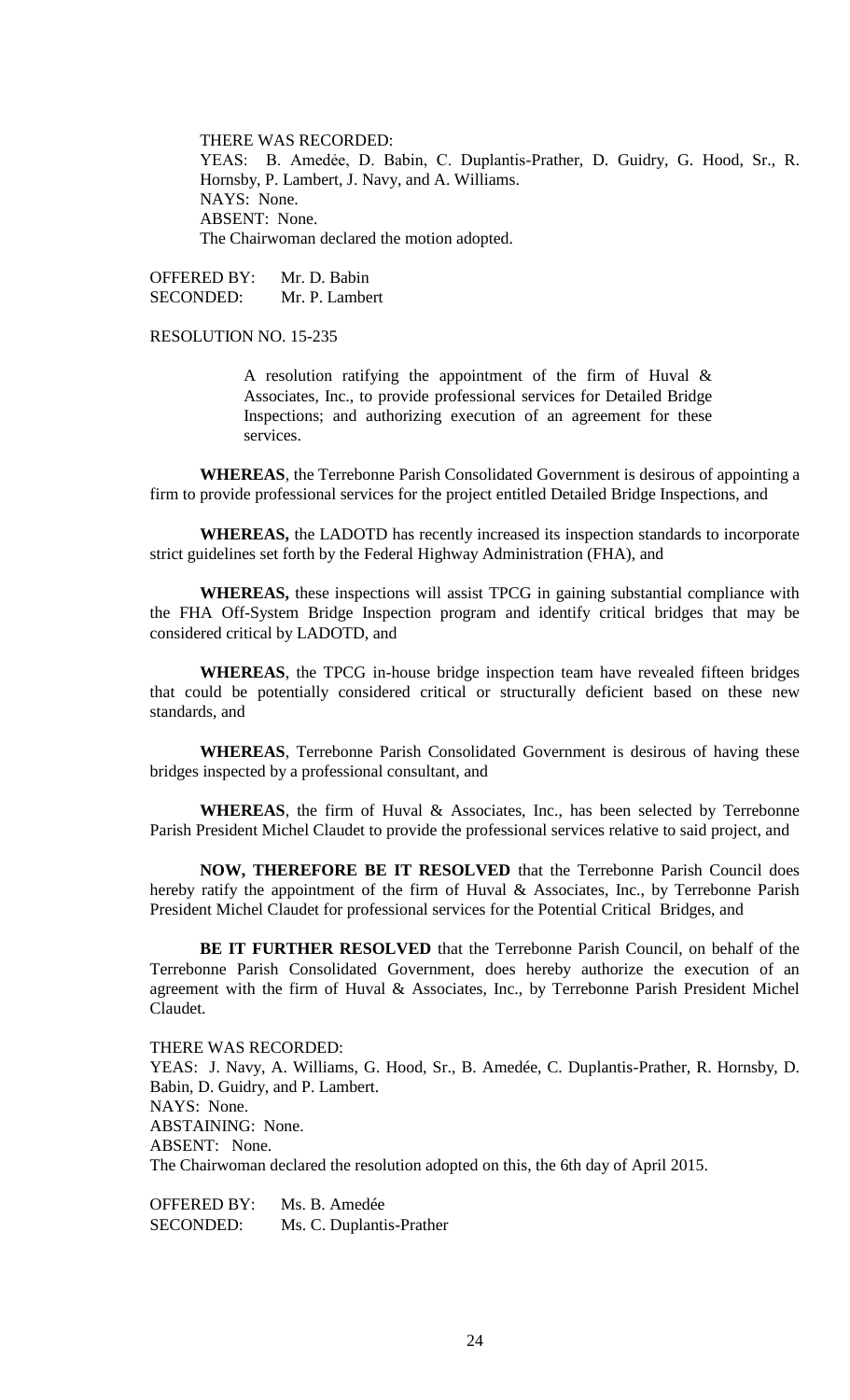THERE WAS RECORDED:
YEAS: B. Amedėe, D. Babin, C. Duplantis-Prather, D. Guidry, G. Hood, Sr., R. Hornsby, P. Lambert, J. Navy, and A. Williams.
NAYS: None.
ABSENT: None.
The Chairwoman declared the motion adopted.

OFFERED BY: Mr. D. Babin
SECONDED: Mr. P. Lambert

RESOLUTION NO. 15-235

A resolution ratifying the appointment of the firm of Huval & Associates, Inc., to provide professional services for Detailed Bridge Inspections; and authorizing execution of an agreement for these services.

**WHEREAS**, the Terrebonne Parish Consolidated Government is desirous of appointing a firm to provide professional services for the project entitled Detailed Bridge Inspections, and

**WHEREAS,** the LADOTD has recently increased its inspection standards to incorporate strict guidelines set forth by the Federal Highway Administration (FHA), and

**WHEREAS,** these inspections will assist TPCG in gaining substantial compliance with the FHA Off-System Bridge Inspection program and identify critical bridges that may be considered critical by LADOTD, and

**WHEREAS**, the TPCG in-house bridge inspection team have revealed fifteen bridges that could be potentially considered critical or structurally deficient based on these new standards, and

**WHEREAS**, Terrebonne Parish Consolidated Government is desirous of having these bridges inspected by a professional consultant, and

**WHEREAS**, the firm of Huval & Associates, Inc., has been selected by Terrebonne Parish President Michel Claudet to provide the professional services relative to said project, and

**NOW, THEREFORE BE IT RESOLVED** that the Terrebonne Parish Council does hereby ratify the appointment of the firm of Huval & Associates, Inc., by Terrebonne Parish President Michel Claudet for professional services for the Potential Critical Bridges, and

**BE IT FURTHER RESOLVED** that the Terrebonne Parish Council, on behalf of the Terrebonne Parish Consolidated Government, does hereby authorize the execution of an agreement with the firm of Huval & Associates, Inc., by Terrebonne Parish President Michel Claudet.

THERE WAS RECORDED:
YEAS: J. Navy, A. Williams, G. Hood, Sr., B. Amedée, C. Duplantis-Prather, R. Hornsby, D. Babin, D. Guidry, and P. Lambert.
NAYS: None.
ABSTAINING: None.
ABSENT: None.
The Chairwoman declared the resolution adopted on this, the 6th day of April 2015.

OFFERED BY: Ms. B. Amedée
SECONDED: Ms. C. Duplantis-Prather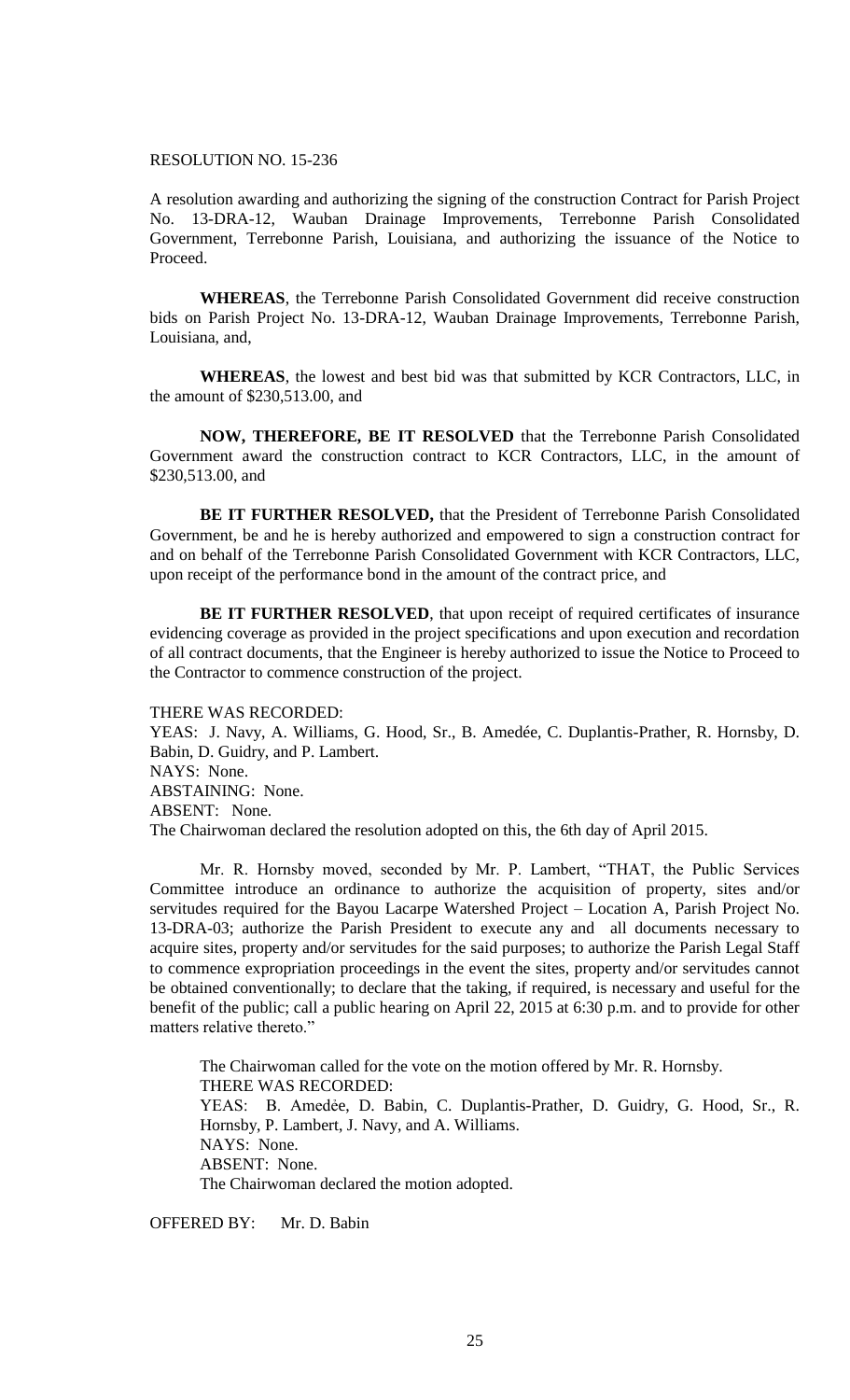RESOLUTION NO. 15-236

A resolution awarding and authorizing the signing of the construction Contract for Parish Project No. 13-DRA-12, Wauban Drainage Improvements, Terrebonne Parish Consolidated Government, Terrebonne Parish, Louisiana, and authorizing the issuance of the Notice to Proceed.

**WHEREAS**, the Terrebonne Parish Consolidated Government did receive construction bids on Parish Project No. 13-DRA-12, Wauban Drainage Improvements, Terrebonne Parish, Louisiana, and,

**WHEREAS**, the lowest and best bid was that submitted by KCR Contractors, LLC, in the amount of $230,513.00, and

**NOW, THEREFORE, BE IT RESOLVED** that the Terrebonne Parish Consolidated Government award the construction contract to KCR Contractors, LLC, in the amount of $230,513.00, and

**BE IT FURTHER RESOLVED,** that the President of Terrebonne Parish Consolidated Government, be and he is hereby authorized and empowered to sign a construction contract for and on behalf of the Terrebonne Parish Consolidated Government with KCR Contractors, LLC, upon receipt of the performance bond in the amount of the contract price, and

**BE IT FURTHER RESOLVED**, that upon receipt of required certificates of insurance evidencing coverage as provided in the project specifications and upon execution and recordation of all contract documents, that the Engineer is hereby authorized to issue the Notice to Proceed to the Contractor to commence construction of the project.

THERE WAS RECORDED:
YEAS: J. Navy, A. Williams, G. Hood, Sr., B. Amedée, C. Duplantis-Prather, R. Hornsby, D. Babin, D. Guidry, and P. Lambert.
NAYS: None.
ABSTAINING: None.
ABSENT: None.
The Chairwoman declared the resolution adopted on this, the 6th day of April 2015.

Mr. R. Hornsby moved, seconded by Mr. P. Lambert, "THAT, the Public Services Committee introduce an ordinance to authorize the acquisition of property, sites and/or servitudes required for the Bayou Lacarpe Watershed Project – Location A, Parish Project No. 13-DRA-03; authorize the Parish President to execute any and all documents necessary to acquire sites, property and/or servitudes for the said purposes; to authorize the Parish Legal Staff to commence expropriation proceedings in the event the sites, property and/or servitudes cannot be obtained conventionally; to declare that the taking, if required, is necessary and useful for the benefit of the public; call a public hearing on April 22, 2015 at 6:30 p.m. and to provide for other matters relative thereto."

The Chairwoman called for the vote on the motion offered by Mr. R. Hornsby.
THERE WAS RECORDED:
YEAS: B. Amedée, D. Babin, C. Duplantis-Prather, D. Guidry, G. Hood, Sr., R. Hornsby, P. Lambert, J. Navy, and A. Williams.
NAYS: None.
ABSENT: None.
The Chairwoman declared the motion adopted.

OFFERED BY: Mr. D. Babin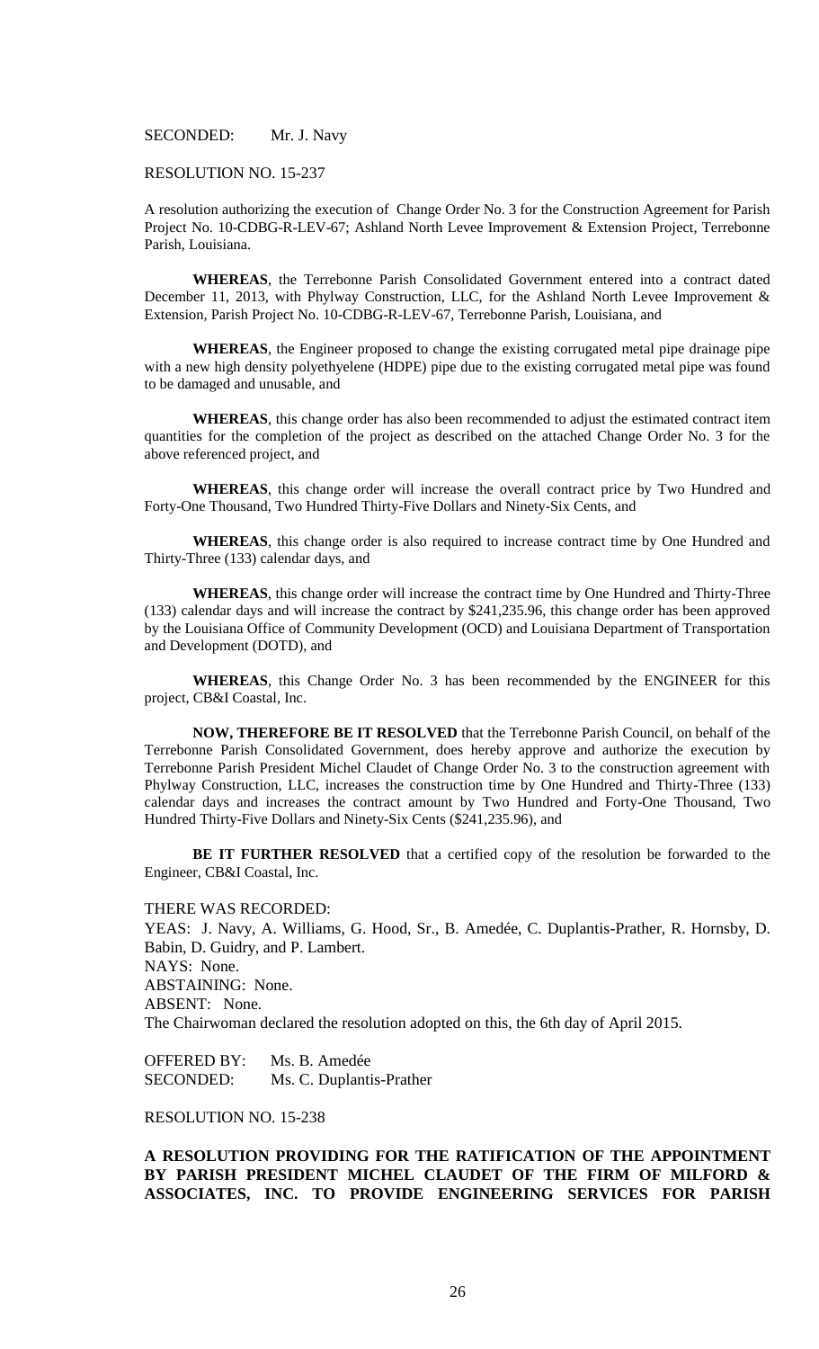SECONDED: Mr. J. Navy

RESOLUTION NO. 15-237

A resolution authorizing the execution of Change Order No. 3 for the Construction Agreement for Parish Project No. 10-CDBG-R-LEV-67; Ashland North Levee Improvement & Extension Project, Terrebonne Parish, Louisiana.

**WHEREAS**, the Terrebonne Parish Consolidated Government entered into a contract dated December 11, 2013, with Phylway Construction, LLC, for the Ashland North Levee Improvement & Extension, Parish Project No. 10-CDBG-R-LEV-67, Terrebonne Parish, Louisiana, and

**WHEREAS**, the Engineer proposed to change the existing corrugated metal pipe drainage pipe with a new high density polyethyelene (HDPE) pipe due to the existing corrugated metal pipe was found to be damaged and unusable, and

**WHEREAS**, this change order has also been recommended to adjust the estimated contract item quantities for the completion of the project as described on the attached Change Order No. 3 for the above referenced project, and

**WHEREAS**, this change order will increase the overall contract price by Two Hundred and Forty-One Thousand, Two Hundred Thirty-Five Dollars and Ninety-Six Cents, and

**WHEREAS**, this change order is also required to increase contract time by One Hundred and Thirty-Three (133) calendar days, and

**WHEREAS**, this change order will increase the contract time by One Hundred and Thirty-Three (133) calendar days and will increase the contract by $241,235.96, this change order has been approved by the Louisiana Office of Community Development (OCD) and Louisiana Department of Transportation and Development (DOTD), and

**WHEREAS**, this Change Order No. 3 has been recommended by the ENGINEER for this project, CB&I Coastal, Inc.

**NOW, THEREFORE BE IT RESOLVED** that the Terrebonne Parish Council, on behalf of the Terrebonne Parish Consolidated Government, does hereby approve and authorize the execution by Terrebonne Parish President Michel Claudet of Change Order No. 3 to the construction agreement with Phylway Construction, LLC, increases the construction time by One Hundred and Thirty-Three (133) calendar days and increases the contract amount by Two Hundred and Forty-One Thousand, Two Hundred Thirty-Five Dollars and Ninety-Six Cents ($241,235.96), and

**BE IT FURTHER RESOLVED** that a certified copy of the resolution be forwarded to the Engineer, CB&I Coastal, Inc.

THERE WAS RECORDED:
YEAS: J. Navy, A. Williams, G. Hood, Sr., B. Amedée, C. Duplantis-Prather, R. Hornsby, D. Babin, D. Guidry, and P. Lambert.
NAYS: None.
ABSTAINING: None.
ABSENT: None.
The Chairwoman declared the resolution adopted on this, the 6th day of April 2015.

OFFERED BY: Ms. B. Amedée
SECONDED: Ms. C. Duplantis-Prather

RESOLUTION NO. 15-238

**A RESOLUTION PROVIDING FOR THE RATIFICATION OF THE APPOINTMENT BY PARISH PRESIDENT MICHEL CLAUDET OF THE FIRM OF MILFORD & ASSOCIATES, INC. TO PROVIDE ENGINEERING SERVICES FOR PARISH**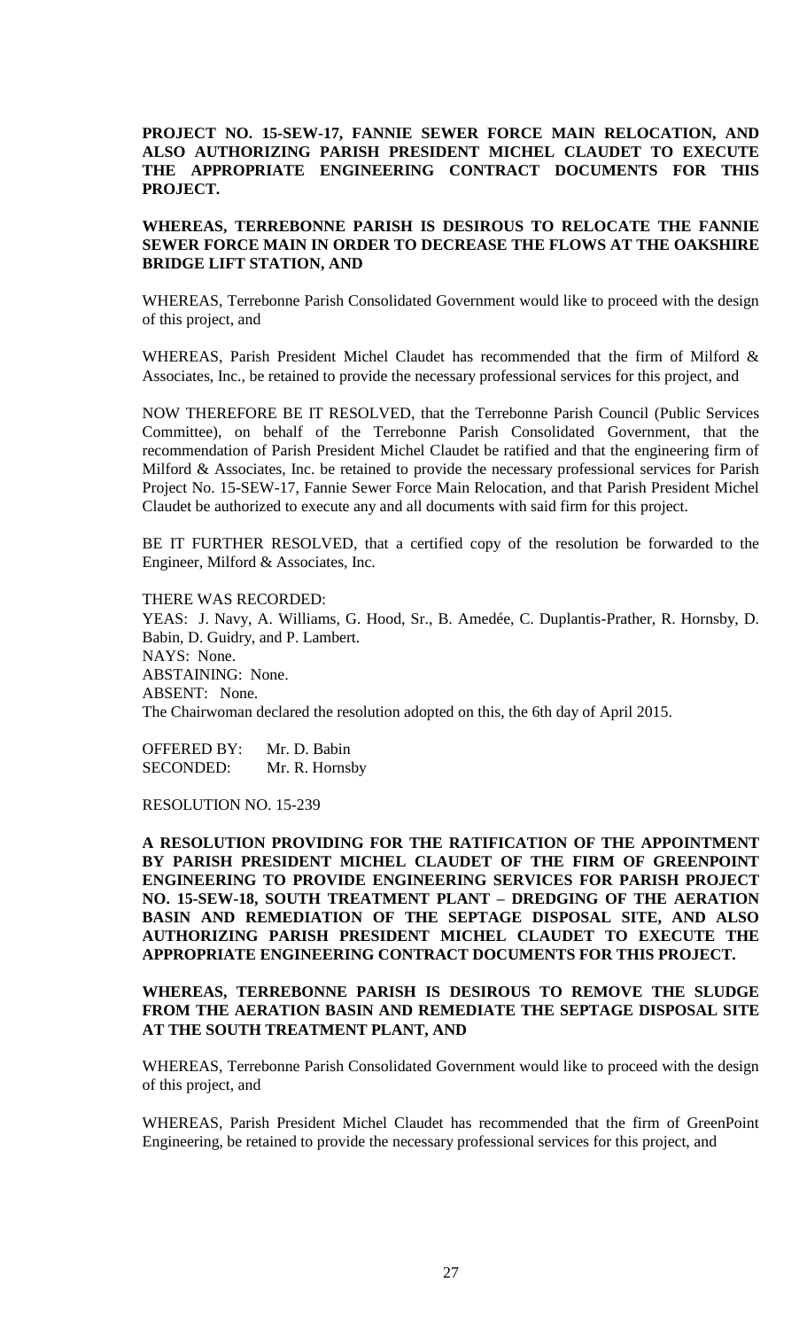**PROJECT NO. 15-SEW-17, FANNIE SEWER FORCE MAIN RELOCATION, AND ALSO AUTHORIZING PARISH PRESIDENT MICHEL CLAUDET TO EXECUTE THE APPROPRIATE ENGINEERING CONTRACT DOCUMENTS FOR THIS PROJECT.**

**WHEREAS, TERREBONNE PARISH IS DESIROUS TO RELOCATE THE FANNIE SEWER FORCE MAIN IN ORDER TO DECREASE THE FLOWS AT THE OAKSHIRE BRIDGE LIFT STATION, AND**

WHEREAS, Terrebonne Parish Consolidated Government would like to proceed with the design of this project, and

WHEREAS, Parish President Michel Claudet has recommended that the firm of Milford & Associates, Inc., be retained to provide the necessary professional services for this project, and

NOW THEREFORE BE IT RESOLVED, that the Terrebonne Parish Council (Public Services Committee), on behalf of the Terrebonne Parish Consolidated Government, that the recommendation of Parish President Michel Claudet be ratified and that the engineering firm of Milford & Associates, Inc. be retained to provide the necessary professional services for Parish Project No. 15-SEW-17, Fannie Sewer Force Main Relocation, and that Parish President Michel Claudet be authorized to execute any and all documents with said firm for this project.

BE IT FURTHER RESOLVED, that a certified copy of the resolution be forwarded to the Engineer, Milford & Associates, Inc.

THERE WAS RECORDED:
YEAS: J. Navy, A. Williams, G. Hood, Sr., B. Amedée, C. Duplantis-Prather, R. Hornsby, D. Babin, D. Guidry, and P. Lambert.
NAYS: None.
ABSTAINING: None.
ABSENT: None.
The Chairwoman declared the resolution adopted on this, the 6th day of April 2015.

OFFERED BY: Mr. D. Babin
SECONDED: Mr. R. Hornsby

RESOLUTION NO. 15-239

**A RESOLUTION PROVIDING FOR THE RATIFICATION OF THE APPOINTMENT BY PARISH PRESIDENT MICHEL CLAUDET OF THE FIRM OF GREENPOINT ENGINEERING TO PROVIDE ENGINEERING SERVICES FOR PARISH PROJECT NO. 15-SEW-18, SOUTH TREATMENT PLANT – DREDGING OF THE AERATION BASIN AND REMEDIATION OF THE SEPTAGE DISPOSAL SITE, AND ALSO AUTHORIZING PARISH PRESIDENT MICHEL CLAUDET TO EXECUTE THE APPROPRIATE ENGINEERING CONTRACT DOCUMENTS FOR THIS PROJECT.**

**WHEREAS, TERREBONNE PARISH IS DESIROUS TO REMOVE THE SLUDGE FROM THE AERATION BASIN AND REMEDIATE THE SEPTAGE DISPOSAL SITE AT THE SOUTH TREATMENT PLANT, AND**

WHEREAS, Terrebonne Parish Consolidated Government would like to proceed with the design of this project, and

WHEREAS, Parish President Michel Claudet has recommended that the firm of GreenPoint Engineering, be retained to provide the necessary professional services for this project, and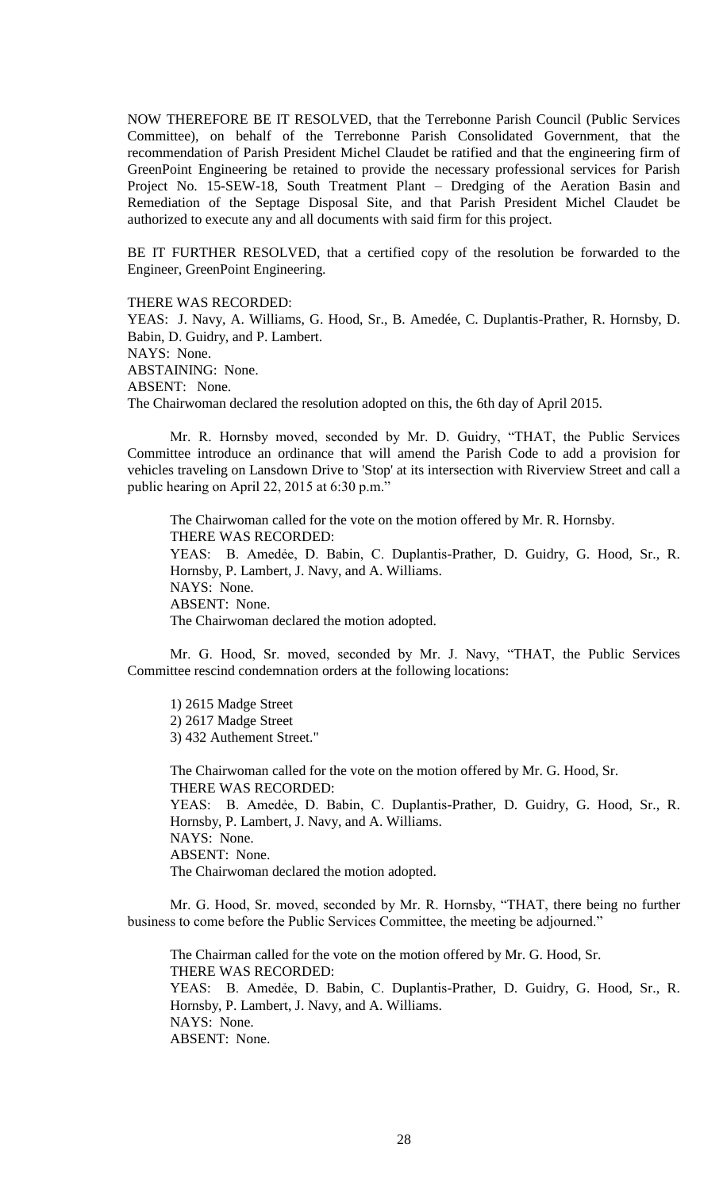NOW THEREFORE BE IT RESOLVED, that the Terrebonne Parish Council (Public Services Committee), on behalf of the Terrebonne Parish Consolidated Government, that the recommendation of Parish President Michel Claudet be ratified and that the engineering firm of GreenPoint Engineering be retained to provide the necessary professional services for Parish Project No. 15-SEW-18, South Treatment Plant – Dredging of the Aeration Basin and Remediation of the Septage Disposal Site, and that Parish President Michel Claudet be authorized to execute any and all documents with said firm for this project.

BE IT FURTHER RESOLVED, that a certified copy of the resolution be forwarded to the Engineer, GreenPoint Engineering.

THERE WAS RECORDED:
YEAS: J. Navy, A. Williams, G. Hood, Sr., B. Amedée, C. Duplantis-Prather, R. Hornsby, D. Babin, D. Guidry, and P. Lambert.
NAYS: None.
ABSTAINING: None.
ABSENT: None.
The Chairwoman declared the resolution adopted on this, the 6th day of April 2015.

Mr. R. Hornsby moved, seconded by Mr. D. Guidry, "THAT, the Public Services Committee introduce an ordinance that will amend the Parish Code to add a provision for vehicles traveling on Lansdown Drive to 'Stop' at its intersection with Riverview Street and call a public hearing on April 22, 2015 at 6:30 p.m."

The Chairwoman called for the vote on the motion offered by Mr. R. Hornsby.
THERE WAS RECORDED:
YEAS: B. Amedèe, D. Babin, C. Duplantis-Prather, D. Guidry, G. Hood, Sr., R. Hornsby, P. Lambert, J. Navy, and A. Williams.
NAYS: None.
ABSENT: None.
The Chairwoman declared the motion adopted.

Mr. G. Hood, Sr. moved, seconded by Mr. J. Navy, "THAT, the Public Services Committee rescind condemnation orders at the following locations:

1) 2615 Madge Street
2) 2617 Madge Street
3) 432 Authement Street."

The Chairwoman called for the vote on the motion offered by Mr. G. Hood, Sr.
THERE WAS RECORDED:
YEAS: B. Amedèe, D. Babin, C. Duplantis-Prather, D. Guidry, G. Hood, Sr., R. Hornsby, P. Lambert, J. Navy, and A. Williams.
NAYS: None.
ABSENT: None.
The Chairwoman declared the motion adopted.

Mr. G. Hood, Sr. moved, seconded by Mr. R. Hornsby, "THAT, there being no further business to come before the Public Services Committee, the meeting be adjourned."

The Chairman called for the vote on the motion offered by Mr. G. Hood, Sr.
THERE WAS RECORDED:
YEAS: B. Amedèe, D. Babin, C. Duplantis-Prather, D. Guidry, G. Hood, Sr., R. Hornsby, P. Lambert, J. Navy, and A. Williams.
NAYS: None.
ABSENT: None.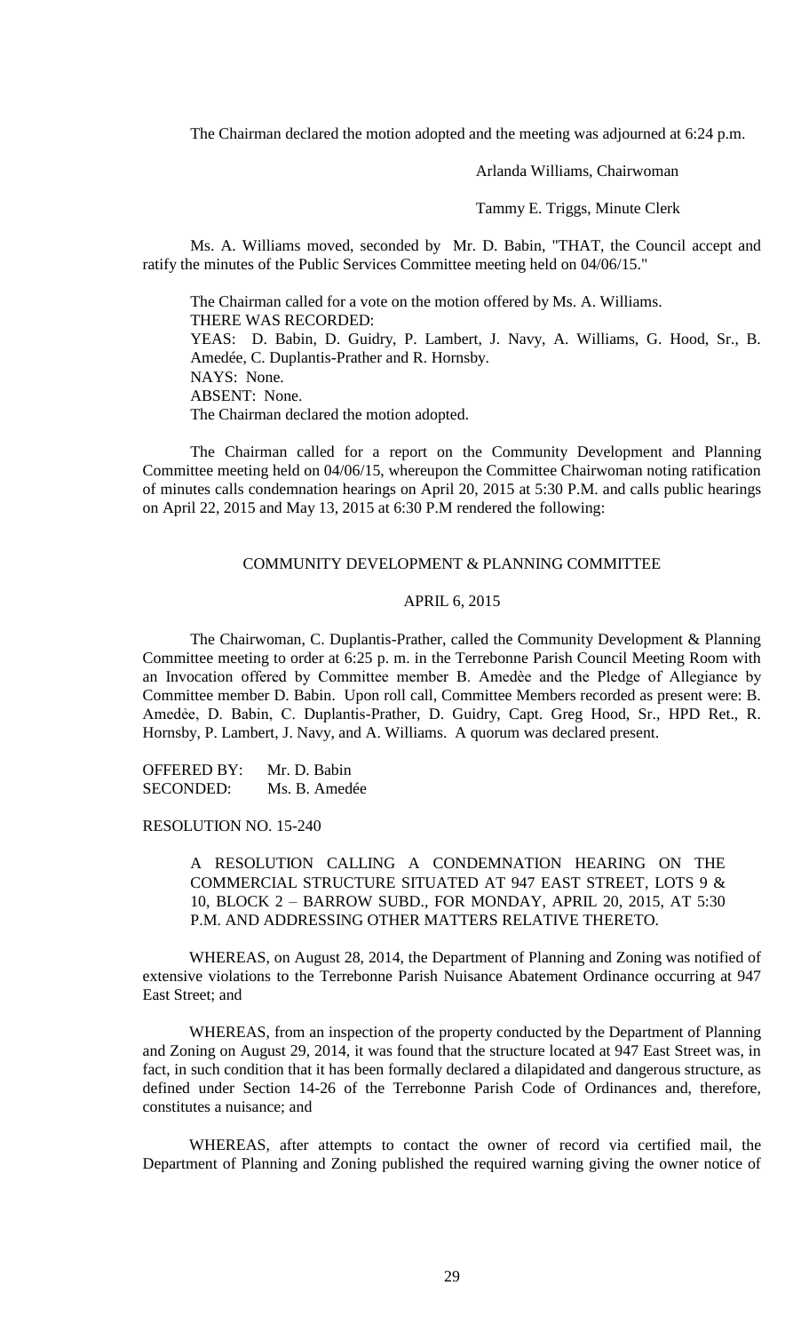The Chairman declared the motion adopted and the meeting was adjourned at 6:24 p.m.

Arlanda Williams, Chairwoman

Tammy E. Triggs, Minute Clerk

Ms. A. Williams moved, seconded by Mr. D. Babin, "THAT, the Council accept and ratify the minutes of the Public Services Committee meeting held on 04/06/15."

The Chairman called for a vote on the motion offered by Ms. A. Williams.
THERE WAS RECORDED:
YEAS: D. Babin, D. Guidry, P. Lambert, J. Navy, A. Williams, G. Hood, Sr., B. Amedée, C. Duplantis-Prather and R. Hornsby.
NAYS: None.
ABSENT: None.
The Chairman declared the motion adopted.

The Chairman called for a report on the Community Development and Planning Committee meeting held on 04/06/15, whereupon the Committee Chairwoman noting ratification of minutes calls condemnation hearings on April 20, 2015 at 5:30 P.M. and calls public hearings on April 22, 2015 and May 13, 2015 at 6:30 P.M rendered the following:

COMMUNITY DEVELOPMENT & PLANNING COMMITTEE

APRIL 6, 2015

The Chairwoman, C. Duplantis-Prather, called the Community Development & Planning Committee meeting to order at 6:25 p. m. in the Terrebonne Parish Council Meeting Room with an Invocation offered by Committee member B. Amedèe and the Pledge of Allegiance by Committee member D. Babin. Upon roll call, Committee Members recorded as present were: B. Amedẻe, D. Babin, C. Duplantis-Prather, D. Guidry, Capt. Greg Hood, Sr., HPD Ret., R. Hornsby, P. Lambert, J. Navy, and A. Williams. A quorum was declared present.

OFFERED BY: Mr. D. Babin
SECONDED: Ms. B. Amedée

RESOLUTION NO. 15-240

A RESOLUTION CALLING A CONDEMNATION HEARING ON THE COMMERCIAL STRUCTURE SITUATED AT 947 EAST STREET, LOTS 9 & 10, BLOCK 2 – BARROW SUBD., FOR MONDAY, APRIL 20, 2015, AT 5:30 P.M. AND ADDRESSING OTHER MATTERS RELATIVE THERETO.

WHEREAS, on August 28, 2014, the Department of Planning and Zoning was notified of extensive violations to the Terrebonne Parish Nuisance Abatement Ordinance occurring at 947 East Street; and

WHEREAS, from an inspection of the property conducted by the Department of Planning and Zoning on August 29, 2014, it was found that the structure located at 947 East Street was, in fact, in such condition that it has been formally declared a dilapidated and dangerous structure, as defined under Section 14-26 of the Terrebonne Parish Code of Ordinances and, therefore, constitutes a nuisance; and

WHEREAS, after attempts to contact the owner of record via certified mail, the Department of Planning and Zoning published the required warning giving the owner notice of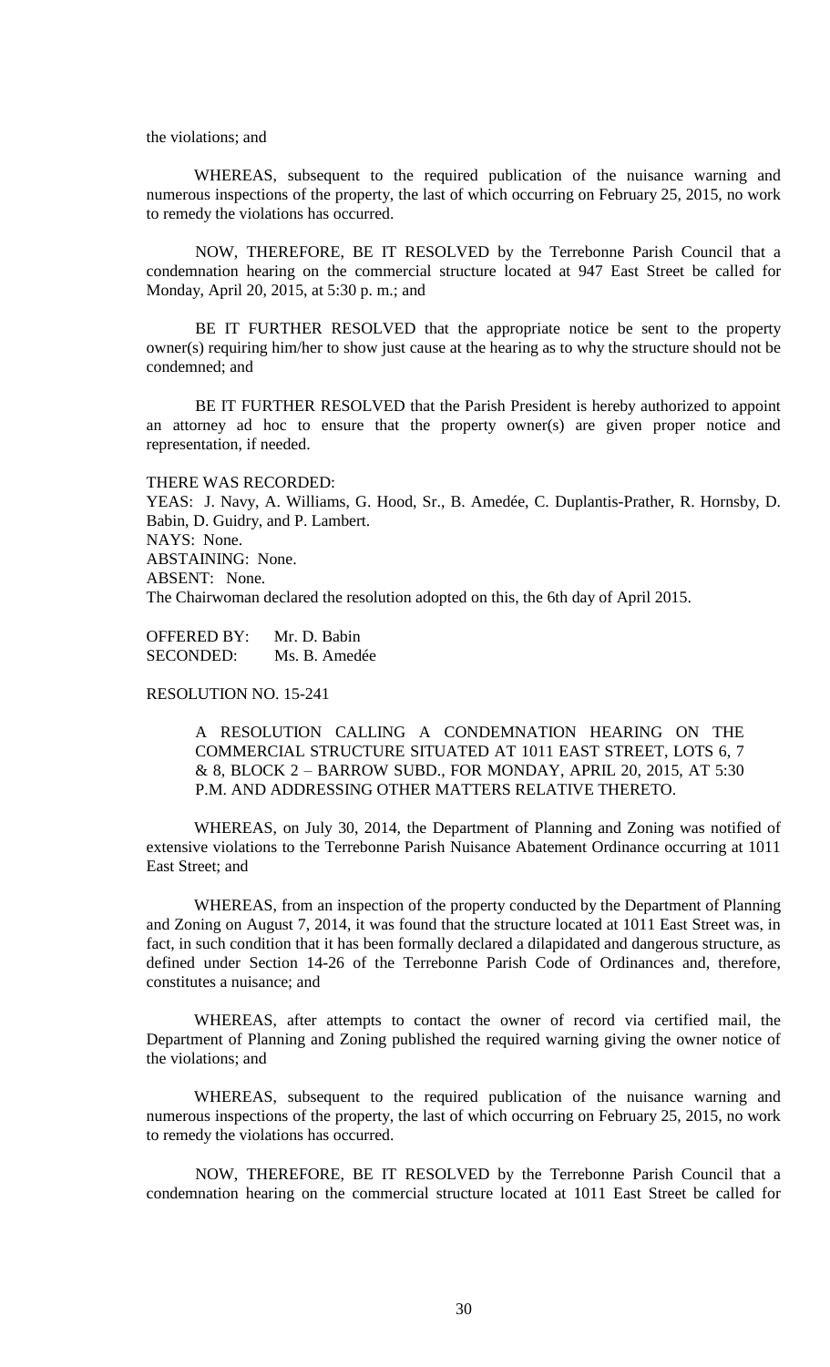the violations; and

WHEREAS, subsequent to the required publication of the nuisance warning and numerous inspections of the property, the last of which occurring on February 25, 2015, no work to remedy the violations has occurred.

NOW, THEREFORE, BE IT RESOLVED by the Terrebonne Parish Council that a condemnation hearing on the commercial structure located at 947 East Street be called for Monday, April 20, 2015, at 5:30 p. m.; and

BE IT FURTHER RESOLVED that the appropriate notice be sent to the property owner(s) requiring him/her to show just cause at the hearing as to why the structure should not be condemned; and

BE IT FURTHER RESOLVED that the Parish President is hereby authorized to appoint an attorney ad hoc to ensure that the property owner(s) are given proper notice and representation, if needed.

THERE WAS RECORDED:
YEAS: J. Navy, A. Williams, G. Hood, Sr., B. Amedée, C. Duplantis-Prather, R. Hornsby, D. Babin, D. Guidry, and P. Lambert.
NAYS: None.
ABSTAINING: None.
ABSENT: None.
The Chairwoman declared the resolution adopted on this, the 6th day of April 2015.

OFFERED BY: Mr. D. Babin
SECONDED: Ms. B. Amedée

RESOLUTION NO. 15-241

A RESOLUTION CALLING A CONDEMNATION HEARING ON THE COMMERCIAL STRUCTURE SITUATED AT 1011 EAST STREET, LOTS 6, 7 & 8, BLOCK 2 – BARROW SUBD., FOR MONDAY, APRIL 20, 2015, AT 5:30 P.M. AND ADDRESSING OTHER MATTERS RELATIVE THERETO.

WHEREAS, on July 30, 2014, the Department of Planning and Zoning was notified of extensive violations to the Terrebonne Parish Nuisance Abatement Ordinance occurring at 1011 East Street; and

WHEREAS, from an inspection of the property conducted by the Department of Planning and Zoning on August 7, 2014, it was found that the structure located at 1011 East Street was, in fact, in such condition that it has been formally declared a dilapidated and dangerous structure, as defined under Section 14-26 of the Terrebonne Parish Code of Ordinances and, therefore, constitutes a nuisance; and

WHEREAS, after attempts to contact the owner of record via certified mail, the Department of Planning and Zoning published the required warning giving the owner notice of the violations; and

WHEREAS, subsequent to the required publication of the nuisance warning and numerous inspections of the property, the last of which occurring on February 25, 2015, no work to remedy the violations has occurred.

NOW, THEREFORE, BE IT RESOLVED by the Terrebonne Parish Council that a condemnation hearing on the commercial structure located at 1011 East Street be called for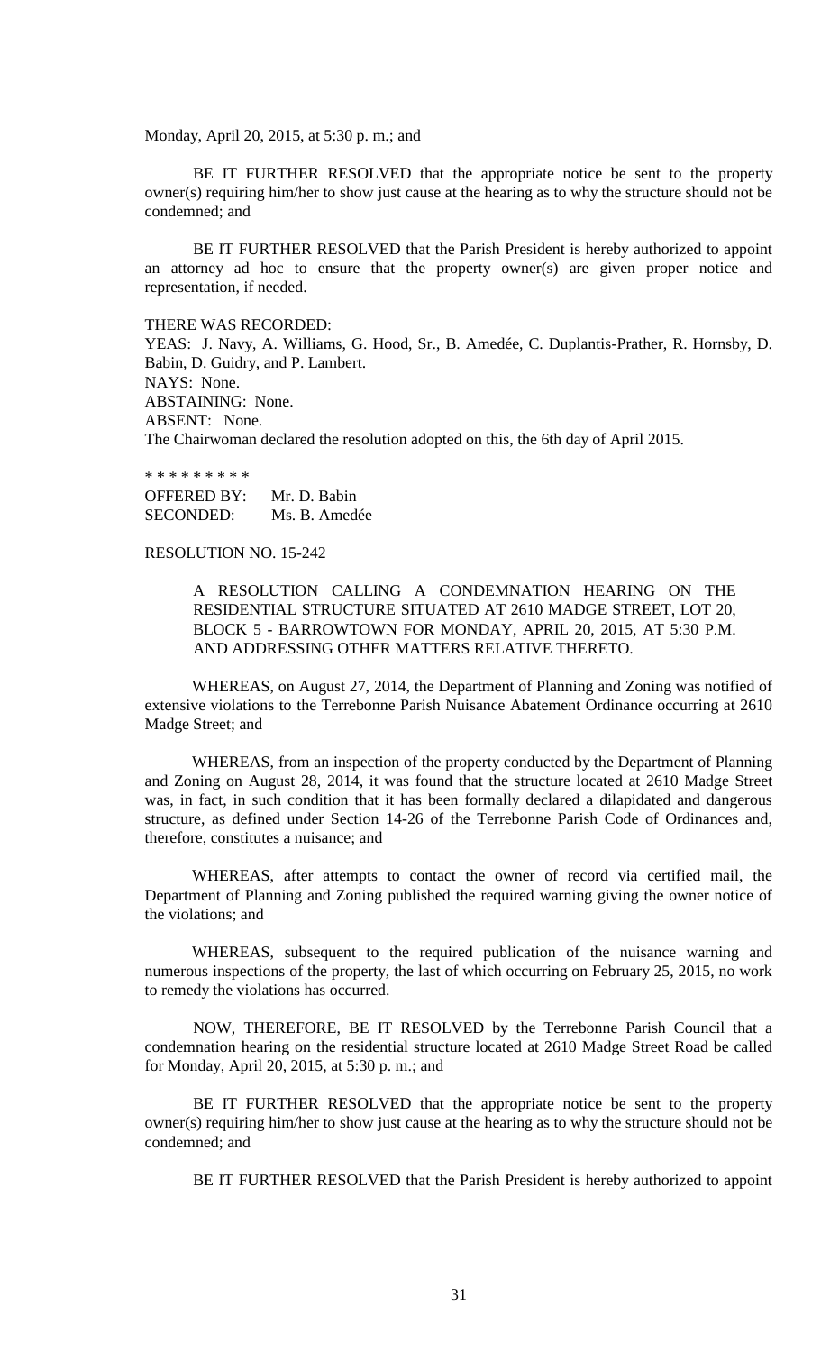Monday, April 20, 2015, at 5:30 p. m.; and

BE IT FURTHER RESOLVED that the appropriate notice be sent to the property owner(s) requiring him/her to show just cause at the hearing as to why the structure should not be condemned; and

BE IT FURTHER RESOLVED that the Parish President is hereby authorized to appoint an attorney ad hoc to ensure that the property owner(s) are given proper notice and representation, if needed.

THERE WAS RECORDED:
YEAS: J. Navy, A. Williams, G. Hood, Sr., B. Amedée, C. Duplantis-Prather, R. Hornsby, D. Babin, D. Guidry, and P. Lambert.
NAYS: None.
ABSTAINING: None.
ABSENT: None.
The Chairwoman declared the resolution adopted on this, the 6th day of April 2015.

\* \* \* \* \* \* \* \* \*

OFFERED BY: Mr. D. Babin
SECONDED: Ms. B. Amedée

RESOLUTION NO. 15-242

A RESOLUTION CALLING A CONDEMNATION HEARING ON THE RESIDENTIAL STRUCTURE SITUATED AT 2610 MADGE STREET, LOT 20, BLOCK 5 - BARROWTOWN FOR MONDAY, APRIL 20, 2015, AT 5:30 P.M. AND ADDRESSING OTHER MATTERS RELATIVE THERETO.

WHEREAS, on August 27, 2014, the Department of Planning and Zoning was notified of extensive violations to the Terrebonne Parish Nuisance Abatement Ordinance occurring at 2610 Madge Street; and

WHEREAS, from an inspection of the property conducted by the Department of Planning and Zoning on August 28, 2014, it was found that the structure located at 2610 Madge Street was, in fact, in such condition that it has been formally declared a dilapidated and dangerous structure, as defined under Section 14-26 of the Terrebonne Parish Code of Ordinances and, therefore, constitutes a nuisance; and

WHEREAS, after attempts to contact the owner of record via certified mail, the Department of Planning and Zoning published the required warning giving the owner notice of the violations; and

WHEREAS, subsequent to the required publication of the nuisance warning and numerous inspections of the property, the last of which occurring on February 25, 2015, no work to remedy the violations has occurred.

NOW, THEREFORE, BE IT RESOLVED by the Terrebonne Parish Council that a condemnation hearing on the residential structure located at 2610 Madge Street Road be called for Monday, April 20, 2015, at 5:30 p. m.; and

BE IT FURTHER RESOLVED that the appropriate notice be sent to the property owner(s) requiring him/her to show just cause at the hearing as to why the structure should not be condemned; and

BE IT FURTHER RESOLVED that the Parish President is hereby authorized to appoint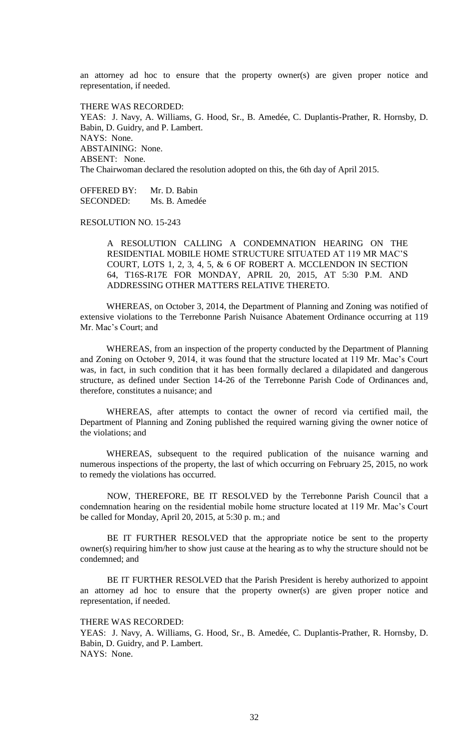an attorney ad hoc to ensure that the property owner(s) are given proper notice and representation, if needed.

THERE WAS RECORDED:
YEAS: J. Navy, A. Williams, G. Hood, Sr., B. Amedée, C. Duplantis-Prather, R. Hornsby, D. Babin, D. Guidry, and P. Lambert.
NAYS: None.
ABSTAINING: None.
ABSENT: None.
The Chairwoman declared the resolution adopted on this, the 6th day of April 2015.

OFFERED BY: Mr. D. Babin
SECONDED: Ms. B. Amedée

RESOLUTION NO. 15-243

A RESOLUTION CALLING A CONDEMNATION HEARING ON THE RESIDENTIAL MOBILE HOME STRUCTURE SITUATED AT 119 MR MAC'S COURT, LOTS 1, 2, 3, 4, 5, & 6 OF ROBERT A. MCCLENDON IN SECTION 64, T16S-R17E FOR MONDAY, APRIL 20, 2015, AT 5:30 P.M. AND ADDRESSING OTHER MATTERS RELATIVE THERETO.

WHEREAS, on October 3, 2014, the Department of Planning and Zoning was notified of extensive violations to the Terrebonne Parish Nuisance Abatement Ordinance occurring at 119 Mr. Mac's Court; and

WHEREAS, from an inspection of the property conducted by the Department of Planning and Zoning on October 9, 2014, it was found that the structure located at 119 Mr. Mac's Court was, in fact, in such condition that it has been formally declared a dilapidated and dangerous structure, as defined under Section 14-26 of the Terrebonne Parish Code of Ordinances and, therefore, constitutes a nuisance; and

WHEREAS, after attempts to contact the owner of record via certified mail, the Department of Planning and Zoning published the required warning giving the owner notice of the violations; and

WHEREAS, subsequent to the required publication of the nuisance warning and numerous inspections of the property, the last of which occurring on February 25, 2015, no work to remedy the violations has occurred.

NOW, THEREFORE, BE IT RESOLVED by the Terrebonne Parish Council that a condemnation hearing on the residential mobile home structure located at 119 Mr. Mac's Court be called for Monday, April 20, 2015, at 5:30 p. m.; and

BE IT FURTHER RESOLVED that the appropriate notice be sent to the property owner(s) requiring him/her to show just cause at the hearing as to why the structure should not be condemned; and

BE IT FURTHER RESOLVED that the Parish President is hereby authorized to appoint an attorney ad hoc to ensure that the property owner(s) are given proper notice and representation, if needed.

THERE WAS RECORDED:
YEAS: J. Navy, A. Williams, G. Hood, Sr., B. Amedée, C. Duplantis-Prather, R. Hornsby, D. Babin, D. Guidry, and P. Lambert.
NAYS: None.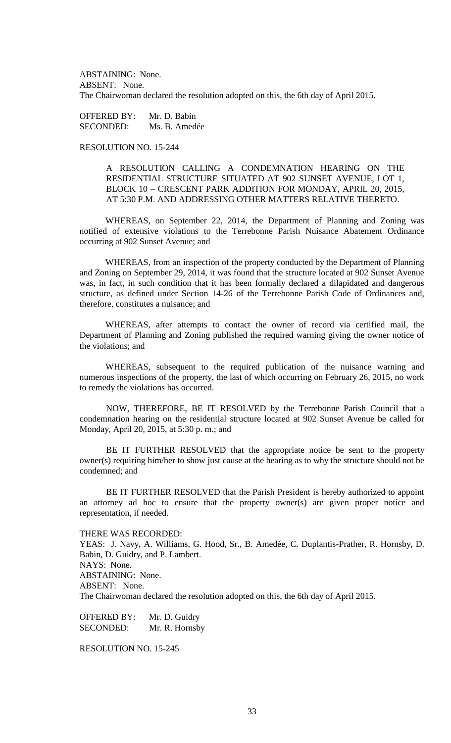ABSTAINING: None.
ABSENT: None.
The Chairwoman declared the resolution adopted on this, the 6th day of April 2015.

OFFERED BY: Mr. D. Babin
SECONDED: Ms. B. Amedée

RESOLUTION NO. 15-244

A RESOLUTION CALLING A CONDEMNATION HEARING ON THE RESIDENTIAL STRUCTURE SITUATED AT 902 SUNSET AVENUE, LOT 1, BLOCK 10 – CRESCENT PARK ADDITION FOR MONDAY, APRIL 20, 2015, AT 5:30 P.M. AND ADDRESSING OTHER MATTERS RELATIVE THERETO.

WHEREAS, on September 22, 2014, the Department of Planning and Zoning was notified of extensive violations to the Terrebonne Parish Nuisance Abatement Ordinance occurring at 902 Sunset Avenue; and

WHEREAS, from an inspection of the property conducted by the Department of Planning and Zoning on September 29, 2014, it was found that the structure located at 902 Sunset Avenue was, in fact, in such condition that it has been formally declared a dilapidated and dangerous structure, as defined under Section 14-26 of the Terrebonne Parish Code of Ordinances and, therefore, constitutes a nuisance; and

WHEREAS, after attempts to contact the owner of record via certified mail, the Department of Planning and Zoning published the required warning giving the owner notice of the violations; and

WHEREAS, subsequent to the required publication of the nuisance warning and numerous inspections of the property, the last of which occurring on February 26, 2015, no work to remedy the violations has occurred.

NOW, THEREFORE, BE IT RESOLVED by the Terrebonne Parish Council that a condemnation hearing on the residential structure located at 902 Sunset Avenue be called for Monday, April 20, 2015, at 5:30 p. m.; and

BE IT FURTHER RESOLVED that the appropriate notice be sent to the property owner(s) requiring him/her to show just cause at the hearing as to why the structure should not be condemned; and

BE IT FURTHER RESOLVED that the Parish President is hereby authorized to appoint an attorney ad hoc to ensure that the property owner(s) are given proper notice and representation, if needed.

THERE WAS RECORDED:
YEAS: J. Navy, A. Williams, G. Hood, Sr., B. Amedée, C. Duplantis-Prather, R. Hornsby, D. Babin, D. Guidry, and P. Lambert.
NAYS: None.
ABSTAINING: None.
ABSENT: None.
The Chairwoman declared the resolution adopted on this, the 6th day of April 2015.

OFFERED BY: Mr. D. Guidry
SECONDED: Mr. R. Hornsby

RESOLUTION NO. 15-245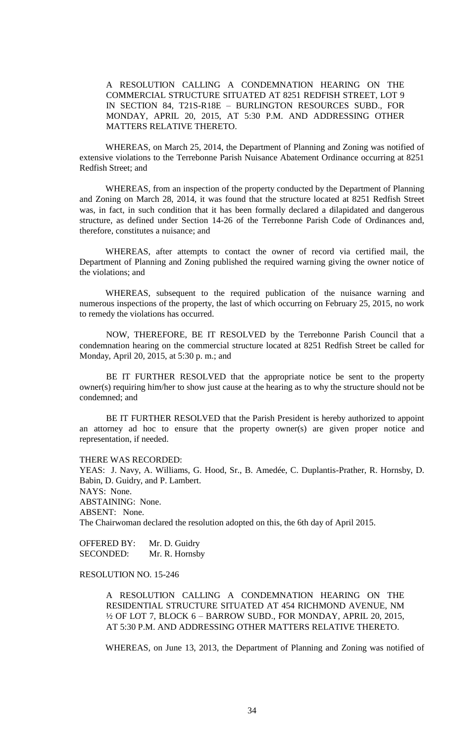A RESOLUTION CALLING A CONDEMNATION HEARING ON THE COMMERCIAL STRUCTURE SITUATED AT 8251 REDFISH STREET, LOT 9 IN SECTION 84, T21S-R18E – BURLINGTON RESOURCES SUBD., FOR MONDAY, APRIL 20, 2015, AT 5:30 P.M. AND ADDRESSING OTHER MATTERS RELATIVE THERETO.

WHEREAS, on March 25, 2014, the Department of Planning and Zoning was notified of extensive violations to the Terrebonne Parish Nuisance Abatement Ordinance occurring at 8251 Redfish Street; and

WHEREAS, from an inspection of the property conducted by the Department of Planning and Zoning on March 28, 2014, it was found that the structure located at 8251 Redfish Street was, in fact, in such condition that it has been formally declared a dilapidated and dangerous structure, as defined under Section 14-26 of the Terrebonne Parish Code of Ordinances and, therefore, constitutes a nuisance; and

WHEREAS, after attempts to contact the owner of record via certified mail, the Department of Planning and Zoning published the required warning giving the owner notice of the violations; and

WHEREAS, subsequent to the required publication of the nuisance warning and numerous inspections of the property, the last of which occurring on February 25, 2015, no work to remedy the violations has occurred.

NOW, THEREFORE, BE IT RESOLVED by the Terrebonne Parish Council that a condemnation hearing on the commercial structure located at 8251 Redfish Street be called for Monday, April 20, 2015, at 5:30 p. m.; and

BE IT FURTHER RESOLVED that the appropriate notice be sent to the property owner(s) requiring him/her to show just cause at the hearing as to why the structure should not be condemned; and

BE IT FURTHER RESOLVED that the Parish President is hereby authorized to appoint an attorney ad hoc to ensure that the property owner(s) are given proper notice and representation, if needed.

THERE WAS RECORDED:
YEAS: J. Navy, A. Williams, G. Hood, Sr., B. Amedée, C. Duplantis-Prather, R. Hornsby, D. Babin, D. Guidry, and P. Lambert.
NAYS: None.
ABSTAINING: None.
ABSENT: None.
The Chairwoman declared the resolution adopted on this, the 6th day of April 2015.

OFFERED BY: Mr. D. Guidry
SECONDED: Mr. R. Hornsby

RESOLUTION NO. 15-246

A RESOLUTION CALLING A CONDEMNATION HEARING ON THE RESIDENTIAL STRUCTURE SITUATED AT 454 RICHMOND AVENUE, NM ½ OF LOT 7, BLOCK 6 – BARROW SUBD., FOR MONDAY, APRIL 20, 2015, AT 5:30 P.M. AND ADDRESSING OTHER MATTERS RELATIVE THERETO.

WHEREAS, on June 13, 2013, the Department of Planning and Zoning was notified of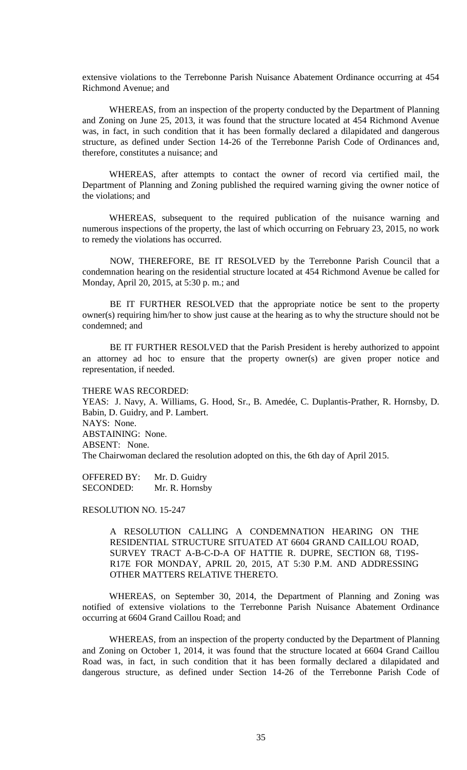extensive violations to the Terrebonne Parish Nuisance Abatement Ordinance occurring at 454 Richmond Avenue; and

WHEREAS, from an inspection of the property conducted by the Department of Planning and Zoning on June 25, 2013, it was found that the structure located at 454 Richmond Avenue was, in fact, in such condition that it has been formally declared a dilapidated and dangerous structure, as defined under Section 14-26 of the Terrebonne Parish Code of Ordinances and, therefore, constitutes a nuisance; and

WHEREAS, after attempts to contact the owner of record via certified mail, the Department of Planning and Zoning published the required warning giving the owner notice of the violations; and

WHEREAS, subsequent to the required publication of the nuisance warning and numerous inspections of the property, the last of which occurring on February 23, 2015, no work to remedy the violations has occurred.

NOW, THEREFORE, BE IT RESOLVED by the Terrebonne Parish Council that a condemnation hearing on the residential structure located at 454 Richmond Avenue be called for Monday, April 20, 2015, at 5:30 p. m.; and

BE IT FURTHER RESOLVED that the appropriate notice be sent to the property owner(s) requiring him/her to show just cause at the hearing as to why the structure should not be condemned; and

BE IT FURTHER RESOLVED that the Parish President is hereby authorized to appoint an attorney ad hoc to ensure that the property owner(s) are given proper notice and representation, if needed.

THERE WAS RECORDED:
YEAS: J. Navy, A. Williams, G. Hood, Sr., B. Amedée, C. Duplantis-Prather, R. Hornsby, D. Babin, D. Guidry, and P. Lambert.
NAYS: None.
ABSTAINING: None.
ABSENT: None.
The Chairwoman declared the resolution adopted on this, the 6th day of April 2015.

OFFERED BY: Mr. D. Guidry
SECONDED: Mr. R. Hornsby

RESOLUTION NO. 15-247

A RESOLUTION CALLING A CONDEMNATION HEARING ON THE RESIDENTIAL STRUCTURE SITUATED AT 6604 GRAND CAILLOU ROAD, SURVEY TRACT A-B-C-D-A OF HATTIE R. DUPRE, SECTION 68, T19S-R17E FOR MONDAY, APRIL 20, 2015, AT 5:30 P.M. AND ADDRESSING OTHER MATTERS RELATIVE THERETO.

WHEREAS, on September 30, 2014, the Department of Planning and Zoning was notified of extensive violations to the Terrebonne Parish Nuisance Abatement Ordinance occurring at 6604 Grand Caillou Road; and

WHEREAS, from an inspection of the property conducted by the Department of Planning and Zoning on October 1, 2014, it was found that the structure located at 6604 Grand Caillou Road was, in fact, in such condition that it has been formally declared a dilapidated and dangerous structure, as defined under Section 14-26 of the Terrebonne Parish Code of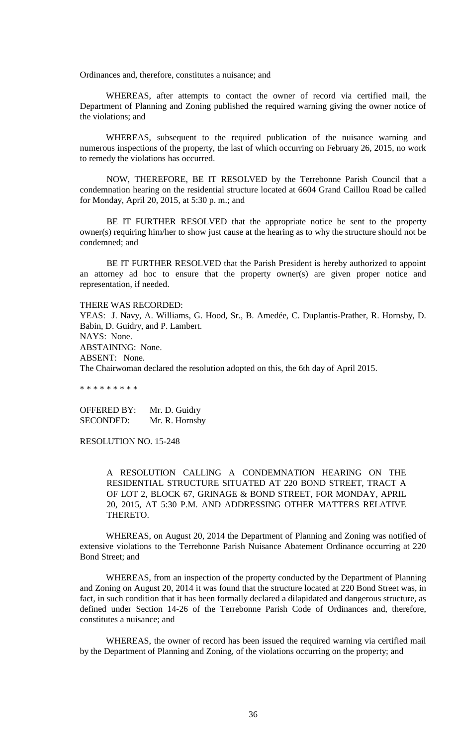Ordinances and, therefore, constitutes a nuisance; and

WHEREAS, after attempts to contact the owner of record via certified mail, the Department of Planning and Zoning published the required warning giving the owner notice of the violations; and

WHEREAS, subsequent to the required publication of the nuisance warning and numerous inspections of the property, the last of which occurring on February 26, 2015, no work to remedy the violations has occurred.

NOW, THEREFORE, BE IT RESOLVED by the Terrebonne Parish Council that a condemnation hearing on the residential structure located at 6604 Grand Caillou Road be called for Monday, April 20, 2015, at 5:30 p. m.; and

BE IT FURTHER RESOLVED that the appropriate notice be sent to the property owner(s) requiring him/her to show just cause at the hearing as to why the structure should not be condemned; and

BE IT FURTHER RESOLVED that the Parish President is hereby authorized to appoint an attorney ad hoc to ensure that the property owner(s) are given proper notice and representation, if needed.

THERE WAS RECORDED:
YEAS: J. Navy, A. Williams, G. Hood, Sr., B. Amedée, C. Duplantis-Prather, R. Hornsby, D. Babin, D. Guidry, and P. Lambert.
NAYS: None.
ABSTAINING: None.
ABSENT: None.
The Chairwoman declared the resolution adopted on this, the 6th day of April 2015.

\* \* \* \* \* \* \* \* \*

OFFERED BY: Mr. D. Guidry
SECONDED: Mr. R. Hornsby

RESOLUTION NO. 15-248

A RESOLUTION CALLING A CONDEMNATION HEARING ON THE RESIDENTIAL STRUCTURE SITUATED AT 220 BOND STREET, TRACT A OF LOT 2, BLOCK 67, GRINAGE & BOND STREET, FOR MONDAY, APRIL 20, 2015, AT 5:30 P.M. AND ADDRESSING OTHER MATTERS RELATIVE THERETO.

WHEREAS, on August 20, 2014 the Department of Planning and Zoning was notified of extensive violations to the Terrebonne Parish Nuisance Abatement Ordinance occurring at 220 Bond Street; and

WHEREAS, from an inspection of the property conducted by the Department of Planning and Zoning on August 20, 2014 it was found that the structure located at 220 Bond Street was, in fact, in such condition that it has been formally declared a dilapidated and dangerous structure, as defined under Section 14-26 of the Terrebonne Parish Code of Ordinances and, therefore, constitutes a nuisance; and

WHEREAS, the owner of record has been issued the required warning via certified mail by the Department of Planning and Zoning, of the violations occurring on the property; and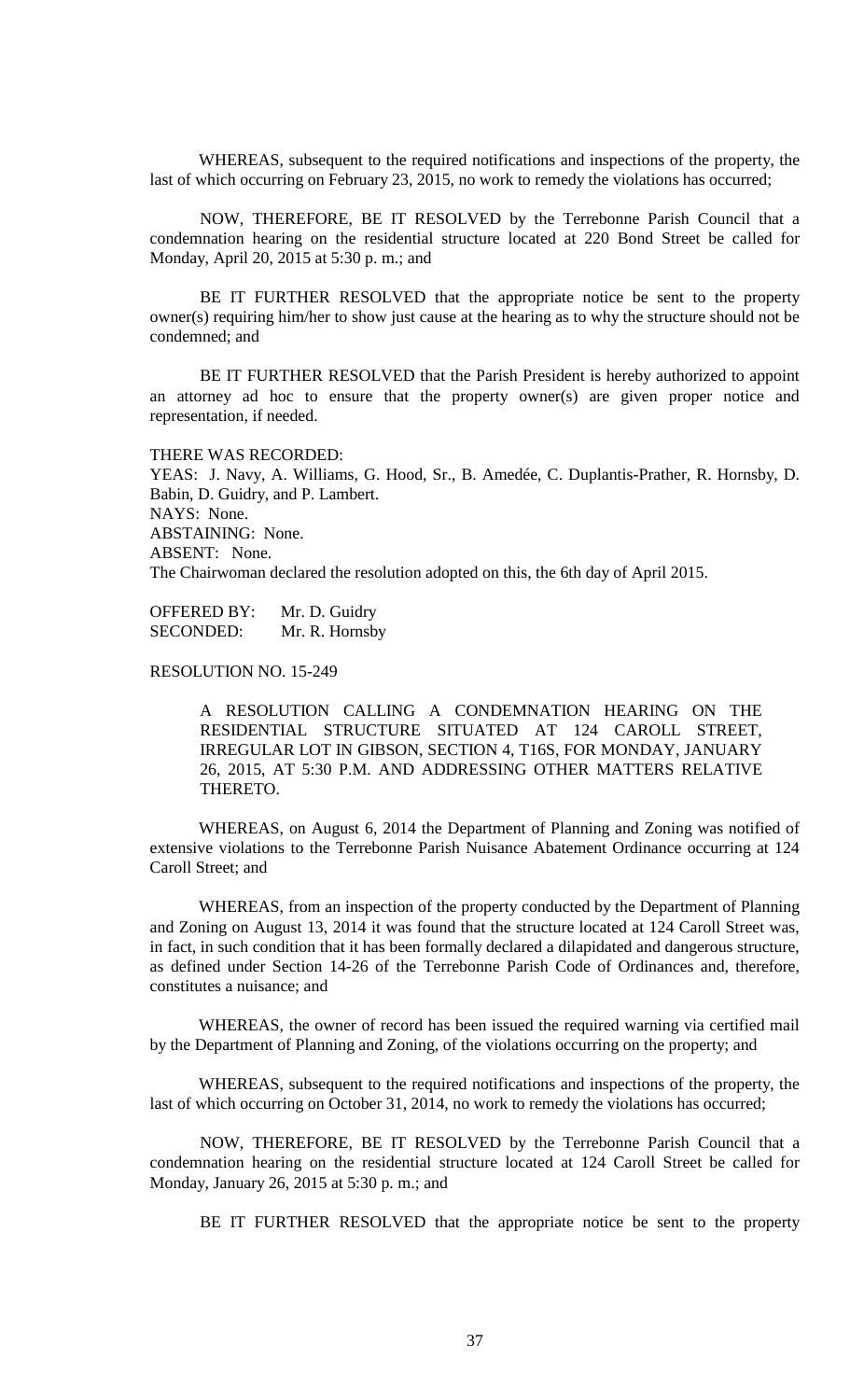WHEREAS, subsequent to the required notifications and inspections of the property, the last of which occurring on February 23, 2015, no work to remedy the violations has occurred;

NOW, THEREFORE, BE IT RESOLVED by the Terrebonne Parish Council that a condemnation hearing on the residential structure located at 220 Bond Street be called for Monday, April 20, 2015 at 5:30 p. m.; and

BE IT FURTHER RESOLVED that the appropriate notice be sent to the property owner(s) requiring him/her to show just cause at the hearing as to why the structure should not be condemned; and

BE IT FURTHER RESOLVED that the Parish President is hereby authorized to appoint an attorney ad hoc to ensure that the property owner(s) are given proper notice and representation, if needed.

THERE WAS RECORDED:
YEAS: J. Navy, A. Williams, G. Hood, Sr., B. Amedée, C. Duplantis-Prather, R. Hornsby, D. Babin, D. Guidry, and P. Lambert.
NAYS: None.
ABSTAINING: None.
ABSENT: None.
The Chairwoman declared the resolution adopted on this, the 6th day of April 2015.

OFFERED BY: Mr. D. Guidry
SECONDED: Mr. R. Hornsby

RESOLUTION NO. 15-249

A RESOLUTION CALLING A CONDEMNATION HEARING ON THE RESIDENTIAL STRUCTURE SITUATED AT 124 CAROLL STREET, IRREGULAR LOT IN GIBSON, SECTION 4, T16S, FOR MONDAY, JANUARY 26, 2015, AT 5:30 P.M. AND ADDRESSING OTHER MATTERS RELATIVE THERETO.

WHEREAS, on August 6, 2014 the Department of Planning and Zoning was notified of extensive violations to the Terrebonne Parish Nuisance Abatement Ordinance occurring at 124 Caroll Street; and

WHEREAS, from an inspection of the property conducted by the Department of Planning and Zoning on August 13, 2014 it was found that the structure located at 124 Caroll Street was, in fact, in such condition that it has been formally declared a dilapidated and dangerous structure, as defined under Section 14-26 of the Terrebonne Parish Code of Ordinances and, therefore, constitutes a nuisance; and

WHEREAS, the owner of record has been issued the required warning via certified mail by the Department of Planning and Zoning, of the violations occurring on the property; and

WHEREAS, subsequent to the required notifications and inspections of the property, the last of which occurring on October 31, 2014, no work to remedy the violations has occurred;

NOW, THEREFORE, BE IT RESOLVED by the Terrebonne Parish Council that a condemnation hearing on the residential structure located at 124 Caroll Street be called for Monday, January 26, 2015 at 5:30 p. m.; and

BE IT FURTHER RESOLVED that the appropriate notice be sent to the property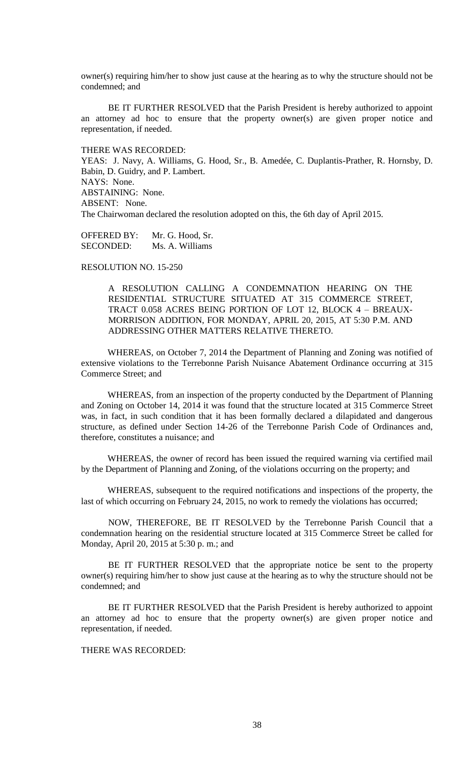owner(s) requiring him/her to show just cause at the hearing as to why the structure should not be condemned; and

BE IT FURTHER RESOLVED that the Parish President is hereby authorized to appoint an attorney ad hoc to ensure that the property owner(s) are given proper notice and representation, if needed.

THERE WAS RECORDED:
YEAS: J. Navy, A. Williams, G. Hood, Sr., B. Amedée, C. Duplantis-Prather, R. Hornsby, D. Babin, D. Guidry, and P. Lambert.
NAYS: None.
ABSTAINING: None.
ABSENT: None.
The Chairwoman declared the resolution adopted on this, the 6th day of April 2015.

OFFERED BY: Mr. G. Hood, Sr.
SECONDED: Ms. A. Williams

RESOLUTION NO. 15-250

A RESOLUTION CALLING A CONDEMNATION HEARING ON THE RESIDENTIAL STRUCTURE SITUATED AT 315 COMMERCE STREET, TRACT 0.058 ACRES BEING PORTION OF LOT 12, BLOCK 4 – BREAUX-MORRISON ADDITION, FOR MONDAY, APRIL 20, 2015, AT 5:30 P.M. AND ADDRESSING OTHER MATTERS RELATIVE THERETO.

WHEREAS, on October 7, 2014 the Department of Planning and Zoning was notified of extensive violations to the Terrebonne Parish Nuisance Abatement Ordinance occurring at 315 Commerce Street; and

WHEREAS, from an inspection of the property conducted by the Department of Planning and Zoning on October 14, 2014 it was found that the structure located at 315 Commerce Street was, in fact, in such condition that it has been formally declared a dilapidated and dangerous structure, as defined under Section 14-26 of the Terrebonne Parish Code of Ordinances and, therefore, constitutes a nuisance; and

WHEREAS, the owner of record has been issued the required warning via certified mail by the Department of Planning and Zoning, of the violations occurring on the property; and

WHEREAS, subsequent to the required notifications and inspections of the property, the last of which occurring on February 24, 2015, no work to remedy the violations has occurred;

NOW, THEREFORE, BE IT RESOLVED by the Terrebonne Parish Council that a condemnation hearing on the residential structure located at 315 Commerce Street be called for Monday, April 20, 2015 at 5:30 p. m.; and

BE IT FURTHER RESOLVED that the appropriate notice be sent to the property owner(s) requiring him/her to show just cause at the hearing as to why the structure should not be condemned; and

BE IT FURTHER RESOLVED that the Parish President is hereby authorized to appoint an attorney ad hoc to ensure that the property owner(s) are given proper notice and representation, if needed.

THERE WAS RECORDED: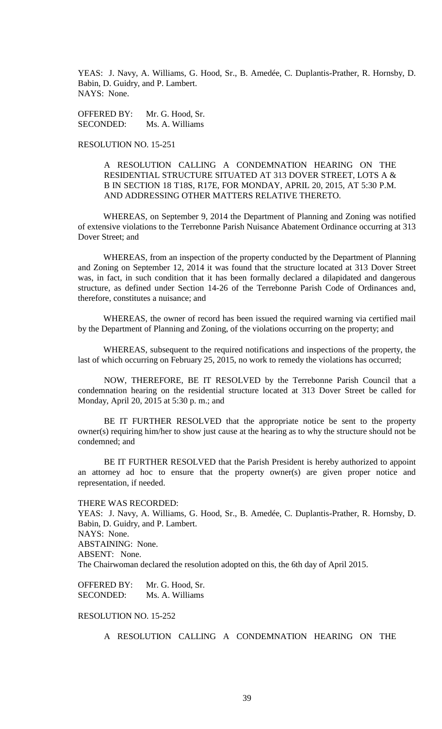YEAS: J. Navy, A. Williams, G. Hood, Sr., B. Amedée, C. Duplantis-Prather, R. Hornsby, D. Babin, D. Guidry, and P. Lambert.
NAYS: None.

OFFERED BY: Mr. G. Hood, Sr.
SECONDED: Ms. A. Williams

RESOLUTION NO. 15-251

A RESOLUTION CALLING A CONDEMNATION HEARING ON THE RESIDENTIAL STRUCTURE SITUATED AT 313 DOVER STREET, LOTS A & B IN SECTION 18 T18S, R17E, FOR MONDAY, APRIL 20, 2015, AT 5:30 P.M. AND ADDRESSING OTHER MATTERS RELATIVE THERETO.

WHEREAS, on September 9, 2014 the Department of Planning and Zoning was notified of extensive violations to the Terrebonne Parish Nuisance Abatement Ordinance occurring at 313 Dover Street; and

WHEREAS, from an inspection of the property conducted by the Department of Planning and Zoning on September 12, 2014 it was found that the structure located at 313 Dover Street was, in fact, in such condition that it has been formally declared a dilapidated and dangerous structure, as defined under Section 14-26 of the Terrebonne Parish Code of Ordinances and, therefore, constitutes a nuisance; and

WHEREAS, the owner of record has been issued the required warning via certified mail by the Department of Planning and Zoning, of the violations occurring on the property; and

WHEREAS, subsequent to the required notifications and inspections of the property, the last of which occurring on February 25, 2015, no work to remedy the violations has occurred;

NOW, THEREFORE, BE IT RESOLVED by the Terrebonne Parish Council that a condemnation hearing on the residential structure located at 313 Dover Street be called for Monday, April 20, 2015 at 5:30 p. m.; and

BE IT FURTHER RESOLVED that the appropriate notice be sent to the property owner(s) requiring him/her to show just cause at the hearing as to why the structure should not be condemned; and

BE IT FURTHER RESOLVED that the Parish President is hereby authorized to appoint an attorney ad hoc to ensure that the property owner(s) are given proper notice and representation, if needed.

THERE WAS RECORDED:
YEAS: J. Navy, A. Williams, G. Hood, Sr., B. Amedée, C. Duplantis-Prather, R. Hornsby, D. Babin, D. Guidry, and P. Lambert.
NAYS: None.
ABSTAINING: None.
ABSENT: None.
The Chairwoman declared the resolution adopted on this, the 6th day of April 2015.

OFFERED BY: Mr. G. Hood, Sr.
SECONDED: Ms. A. Williams

RESOLUTION NO. 15-252

A RESOLUTION CALLING A CONDEMNATION HEARING ON THE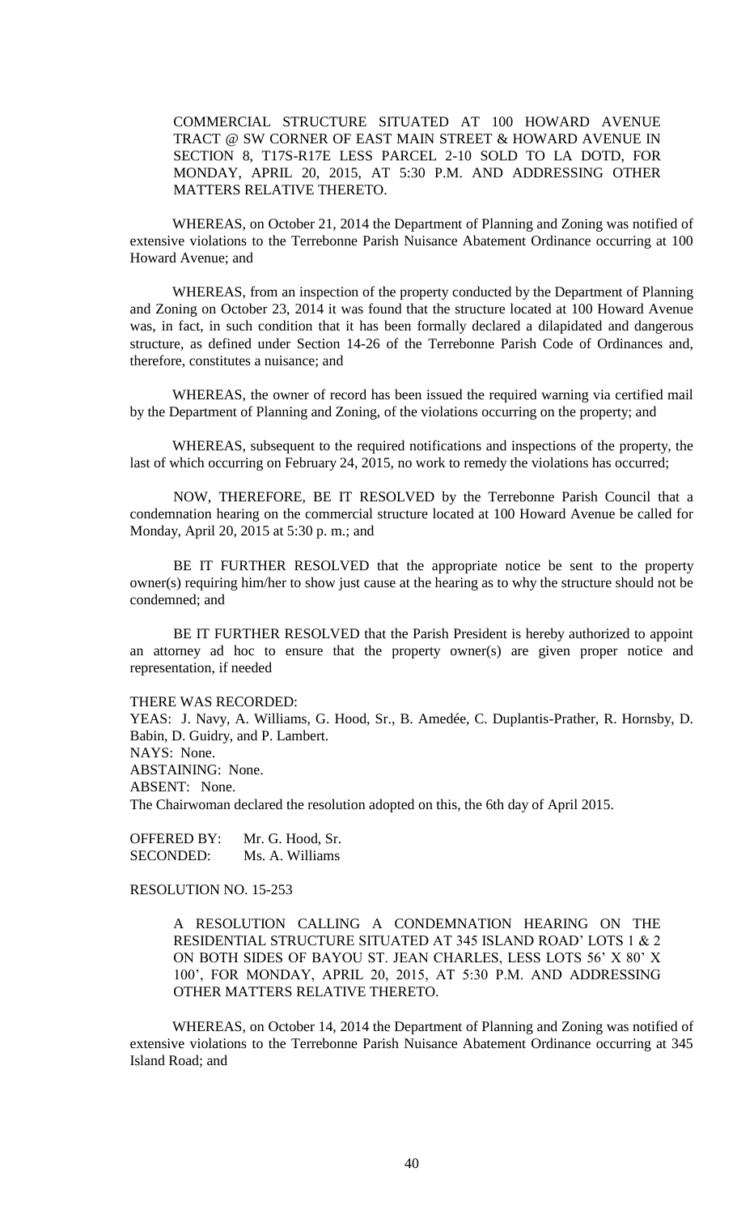COMMERCIAL STRUCTURE SITUATED AT 100 HOWARD AVENUE TRACT @ SW CORNER OF EAST MAIN STREET & HOWARD AVENUE IN SECTION 8, T17S-R17E LESS PARCEL 2-10 SOLD TO LA DOTD, FOR MONDAY, APRIL 20, 2015, AT 5:30 P.M. AND ADDRESSING OTHER MATTERS RELATIVE THERETO.

WHEREAS, on October 21, 2014 the Department of Planning and Zoning was notified of extensive violations to the Terrebonne Parish Nuisance Abatement Ordinance occurring at 100 Howard Avenue; and

WHEREAS, from an inspection of the property conducted by the Department of Planning and Zoning on October 23, 2014 it was found that the structure located at 100 Howard Avenue was, in fact, in such condition that it has been formally declared a dilapidated and dangerous structure, as defined under Section 14-26 of the Terrebonne Parish Code of Ordinances and, therefore, constitutes a nuisance; and

WHEREAS, the owner of record has been issued the required warning via certified mail by the Department of Planning and Zoning, of the violations occurring on the property; and

WHEREAS, subsequent to the required notifications and inspections of the property, the last of which occurring on February 24, 2015, no work to remedy the violations has occurred;

NOW, THEREFORE, BE IT RESOLVED by the Terrebonne Parish Council that a condemnation hearing on the commercial structure located at 100 Howard Avenue be called for Monday, April 20, 2015 at 5:30 p. m.; and

BE IT FURTHER RESOLVED that the appropriate notice be sent to the property owner(s) requiring him/her to show just cause at the hearing as to why the structure should not be condemned; and

BE IT FURTHER RESOLVED that the Parish President is hereby authorized to appoint an attorney ad hoc to ensure that the property owner(s) are given proper notice and representation, if needed

THERE WAS RECORDED:
YEAS: J. Navy, A. Williams, G. Hood, Sr., B. Amedée, C. Duplantis-Prather, R. Hornsby, D. Babin, D. Guidry, and P. Lambert.
NAYS: None.
ABSTAINING: None.
ABSENT: None.
The Chairwoman declared the resolution adopted on this, the 6th day of April 2015.

OFFERED BY: Mr. G. Hood, Sr.
SECONDED: Ms. A. Williams

RESOLUTION NO. 15-253

A RESOLUTION CALLING A CONDEMNATION HEARING ON THE RESIDENTIAL STRUCTURE SITUATED AT 345 ISLAND ROAD' LOTS 1 & 2 ON BOTH SIDES OF BAYOU ST. JEAN CHARLES, LESS LOTS 56' X 80' X 100', FOR MONDAY, APRIL 20, 2015, AT 5:30 P.M. AND ADDRESSING OTHER MATTERS RELATIVE THERETO.

WHEREAS, on October 14, 2014 the Department of Planning and Zoning was notified of extensive violations to the Terrebonne Parish Nuisance Abatement Ordinance occurring at 345 Island Road; and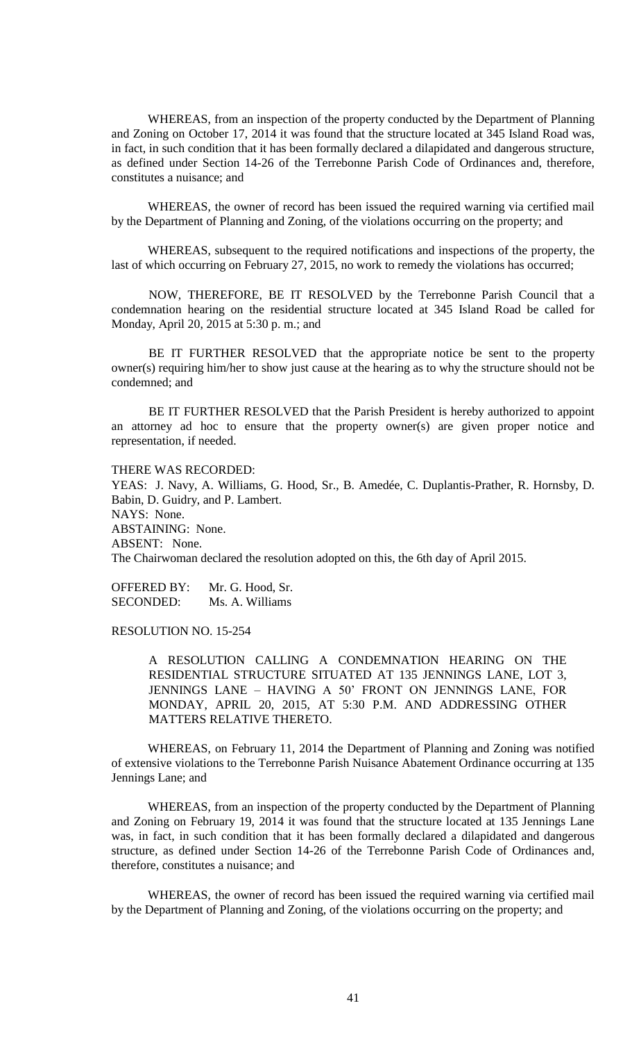WHEREAS, from an inspection of the property conducted by the Department of Planning and Zoning on October 17, 2014 it was found that the structure located at 345 Island Road was, in fact, in such condition that it has been formally declared a dilapidated and dangerous structure, as defined under Section 14-26 of the Terrebonne Parish Code of Ordinances and, therefore, constitutes a nuisance; and

WHEREAS, the owner of record has been issued the required warning via certified mail by the Department of Planning and Zoning, of the violations occurring on the property; and

WHEREAS, subsequent to the required notifications and inspections of the property, the last of which occurring on February 27, 2015, no work to remedy the violations has occurred;

NOW, THEREFORE, BE IT RESOLVED by the Terrebonne Parish Council that a condemnation hearing on the residential structure located at 345 Island Road be called for Monday, April 20, 2015 at 5:30 p. m.; and

BE IT FURTHER RESOLVED that the appropriate notice be sent to the property owner(s) requiring him/her to show just cause at the hearing as to why the structure should not be condemned; and

BE IT FURTHER RESOLVED that the Parish President is hereby authorized to appoint an attorney ad hoc to ensure that the property owner(s) are given proper notice and representation, if needed.

THERE WAS RECORDED:
YEAS: J. Navy, A. Williams, G. Hood, Sr., B. Amedée, C. Duplantis-Prather, R. Hornsby, D. Babin, D. Guidry, and P. Lambert.
NAYS: None.
ABSTAINING: None.
ABSENT: None.
The Chairwoman declared the resolution adopted on this, the 6th day of April 2015.

OFFERED BY: Mr. G. Hood, Sr.
SECONDED: Ms. A. Williams

RESOLUTION NO. 15-254

A RESOLUTION CALLING A CONDEMNATION HEARING ON THE RESIDENTIAL STRUCTURE SITUATED AT 135 JENNINGS LANE, LOT 3, JENNINGS LANE – HAVING A 50' FRONT ON JENNINGS LANE, FOR MONDAY, APRIL 20, 2015, AT 5:30 P.M. AND ADDRESSING OTHER MATTERS RELATIVE THERETO.

WHEREAS, on February 11, 2014 the Department of Planning and Zoning was notified of extensive violations to the Terrebonne Parish Nuisance Abatement Ordinance occurring at 135 Jennings Lane; and

WHEREAS, from an inspection of the property conducted by the Department of Planning and Zoning on February 19, 2014 it was found that the structure located at 135 Jennings Lane was, in fact, in such condition that it has been formally declared a dilapidated and dangerous structure, as defined under Section 14-26 of the Terrebonne Parish Code of Ordinances and, therefore, constitutes a nuisance; and

WHEREAS, the owner of record has been issued the required warning via certified mail by the Department of Planning and Zoning, of the violations occurring on the property; and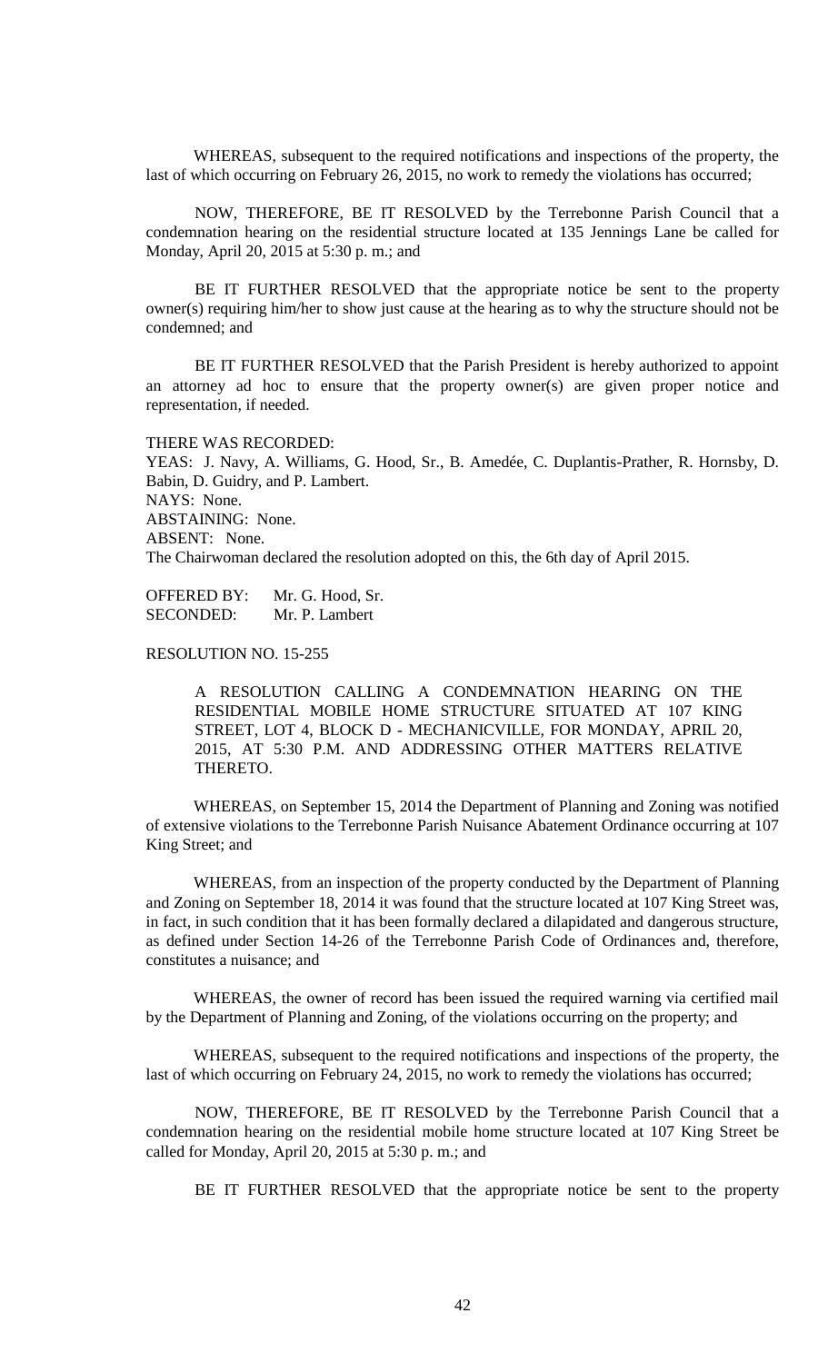WHEREAS, subsequent to the required notifications and inspections of the property, the last of which occurring on February 26, 2015, no work to remedy the violations has occurred;

NOW, THEREFORE, BE IT RESOLVED by the Terrebonne Parish Council that a condemnation hearing on the residential structure located at 135 Jennings Lane be called for Monday, April 20, 2015 at 5:30 p. m.; and

BE IT FURTHER RESOLVED that the appropriate notice be sent to the property owner(s) requiring him/her to show just cause at the hearing as to why the structure should not be condemned; and

BE IT FURTHER RESOLVED that the Parish President is hereby authorized to appoint an attorney ad hoc to ensure that the property owner(s) are given proper notice and representation, if needed.

THERE WAS RECORDED:
YEAS: J. Navy, A. Williams, G. Hood, Sr., B. Amedée, C. Duplantis-Prather, R. Hornsby, D. Babin, D. Guidry, and P. Lambert.
NAYS: None.
ABSTAINING: None.
ABSENT: None.
The Chairwoman declared the resolution adopted on this, the 6th day of April 2015.

OFFERED BY: Mr. G. Hood, Sr.
SECONDED: Mr. P. Lambert

RESOLUTION NO. 15-255

A RESOLUTION CALLING A CONDEMNATION HEARING ON THE RESIDENTIAL MOBILE HOME STRUCTURE SITUATED AT 107 KING STREET, LOT 4, BLOCK D - MECHANICVILLE, FOR MONDAY, APRIL 20, 2015, AT 5:30 P.M. AND ADDRESSING OTHER MATTERS RELATIVE THERETO.

WHEREAS, on September 15, 2014 the Department of Planning and Zoning was notified of extensive violations to the Terrebonne Parish Nuisance Abatement Ordinance occurring at 107 King Street; and

WHEREAS, from an inspection of the property conducted by the Department of Planning and Zoning on September 18, 2014 it was found that the structure located at 107 King Street was, in fact, in such condition that it has been formally declared a dilapidated and dangerous structure, as defined under Section 14-26 of the Terrebonne Parish Code of Ordinances and, therefore, constitutes a nuisance; and

WHEREAS, the owner of record has been issued the required warning via certified mail by the Department of Planning and Zoning, of the violations occurring on the property; and

WHEREAS, subsequent to the required notifications and inspections of the property, the last of which occurring on February 24, 2015, no work to remedy the violations has occurred;

NOW, THEREFORE, BE IT RESOLVED by the Terrebonne Parish Council that a condemnation hearing on the residential mobile home structure located at 107 King Street be called for Monday, April 20, 2015 at 5:30 p. m.; and

BE IT FURTHER RESOLVED that the appropriate notice be sent to the property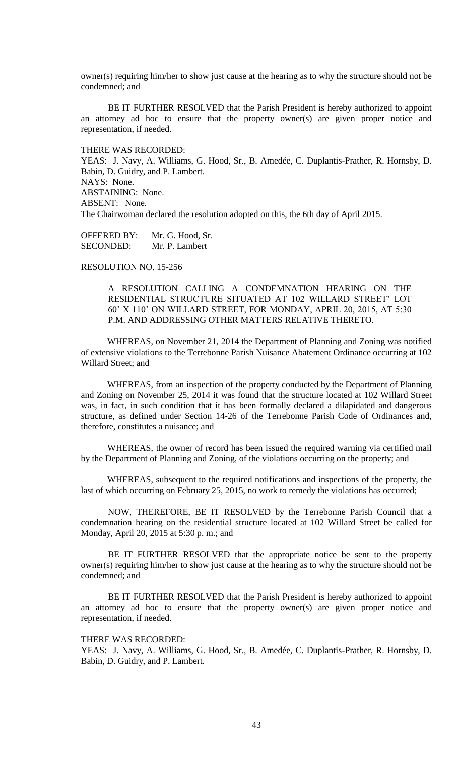owner(s) requiring him/her to show just cause at the hearing as to why the structure should not be condemned; and

BE IT FURTHER RESOLVED that the Parish President is hereby authorized to appoint an attorney ad hoc to ensure that the property owner(s) are given proper notice and representation, if needed.

THERE WAS RECORDED:
YEAS: J. Navy, A. Williams, G. Hood, Sr., B. Amedée, C. Duplantis-Prather, R. Hornsby, D. Babin, D. Guidry, and P. Lambert.
NAYS: None.
ABSTAINING: None.
ABSENT: None.
The Chairwoman declared the resolution adopted on this, the 6th day of April 2015.

OFFERED BY: Mr. G. Hood, Sr.
SECONDED: Mr. P. Lambert

RESOLUTION NO. 15-256

A RESOLUTION CALLING A CONDEMNATION HEARING ON THE RESIDENTIAL STRUCTURE SITUATED AT 102 WILLARD STREET' LOT 60' X 110' ON WILLARD STREET, FOR MONDAY, APRIL 20, 2015, AT 5:30 P.M. AND ADDRESSING OTHER MATTERS RELATIVE THERETO.

WHEREAS, on November 21, 2014 the Department of Planning and Zoning was notified of extensive violations to the Terrebonne Parish Nuisance Abatement Ordinance occurring at 102 Willard Street; and

WHEREAS, from an inspection of the property conducted by the Department of Planning and Zoning on November 25, 2014 it was found that the structure located at 102 Willard Street was, in fact, in such condition that it has been formally declared a dilapidated and dangerous structure, as defined under Section 14-26 of the Terrebonne Parish Code of Ordinances and, therefore, constitutes a nuisance; and

WHEREAS, the owner of record has been issued the required warning via certified mail by the Department of Planning and Zoning, of the violations occurring on the property; and

WHEREAS, subsequent to the required notifications and inspections of the property, the last of which occurring on February 25, 2015, no work to remedy the violations has occurred;

NOW, THEREFORE, BE IT RESOLVED by the Terrebonne Parish Council that a condemnation hearing on the residential structure located at 102 Willard Street be called for Monday, April 20, 2015 at 5:30 p. m.; and

BE IT FURTHER RESOLVED that the appropriate notice be sent to the property owner(s) requiring him/her to show just cause at the hearing as to why the structure should not be condemned; and

BE IT FURTHER RESOLVED that the Parish President is hereby authorized to appoint an attorney ad hoc to ensure that the property owner(s) are given proper notice and representation, if needed.

THERE WAS RECORDED:
YEAS: J. Navy, A. Williams, G. Hood, Sr., B. Amedée, C. Duplantis-Prather, R. Hornsby, D. Babin, D. Guidry, and P. Lambert.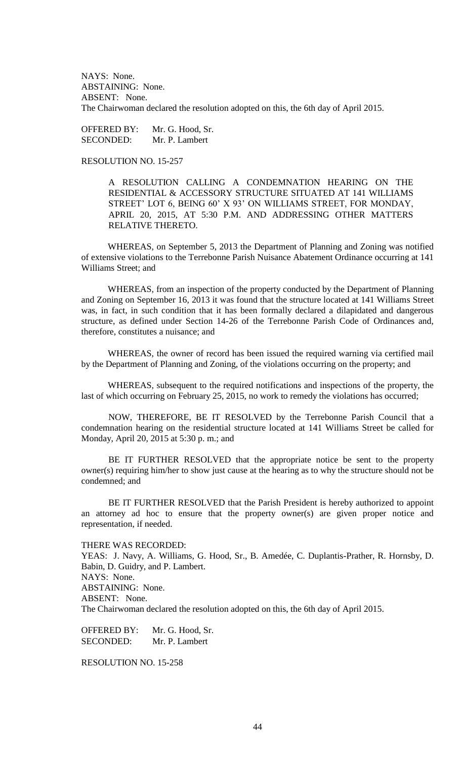NAYS: None.
ABSTAINING: None.
ABSENT: None.
The Chairwoman declared the resolution adopted on this, the 6th day of April 2015.

OFFERED BY: Mr. G. Hood, Sr.
SECONDED: Mr. P. Lambert

RESOLUTION NO. 15-257

A RESOLUTION CALLING A CONDEMNATION HEARING ON THE RESIDENTIAL & ACCESSORY STRUCTURE SITUATED AT 141 WILLIAMS STREET' LOT 6, BEING 60' X 93' ON WILLIAMS STREET, FOR MONDAY, APRIL 20, 2015, AT 5:30 P.M. AND ADDRESSING OTHER MATTERS RELATIVE THERETO.

WHEREAS, on September 5, 2013 the Department of Planning and Zoning was notified of extensive violations to the Terrebonne Parish Nuisance Abatement Ordinance occurring at 141 Williams Street; and

WHEREAS, from an inspection of the property conducted by the Department of Planning and Zoning on September 16, 2013 it was found that the structure located at 141 Williams Street was, in fact, in such condition that it has been formally declared a dilapidated and dangerous structure, as defined under Section 14-26 of the Terrebonne Parish Code of Ordinances and, therefore, constitutes a nuisance; and

WHEREAS, the owner of record has been issued the required warning via certified mail by the Department of Planning and Zoning, of the violations occurring on the property; and

WHEREAS, subsequent to the required notifications and inspections of the property, the last of which occurring on February 25, 2015, no work to remedy the violations has occurred;

NOW, THEREFORE, BE IT RESOLVED by the Terrebonne Parish Council that a condemnation hearing on the residential structure located at 141 Williams Street be called for Monday, April 20, 2015 at 5:30 p. m.; and

BE IT FURTHER RESOLVED that the appropriate notice be sent to the property owner(s) requiring him/her to show just cause at the hearing as to why the structure should not be condemned; and

BE IT FURTHER RESOLVED that the Parish President is hereby authorized to appoint an attorney ad hoc to ensure that the property owner(s) are given proper notice and representation, if needed.

THERE WAS RECORDED:
YEAS: J. Navy, A. Williams, G. Hood, Sr., B. Amedée, C. Duplantis-Prather, R. Hornsby, D. Babin, D. Guidry, and P. Lambert.
NAYS: None.
ABSTAINING: None.
ABSENT: None.
The Chairwoman declared the resolution adopted on this, the 6th day of April 2015.

OFFERED BY: Mr. G. Hood, Sr.
SECONDED: Mr. P. Lambert

RESOLUTION NO. 15-258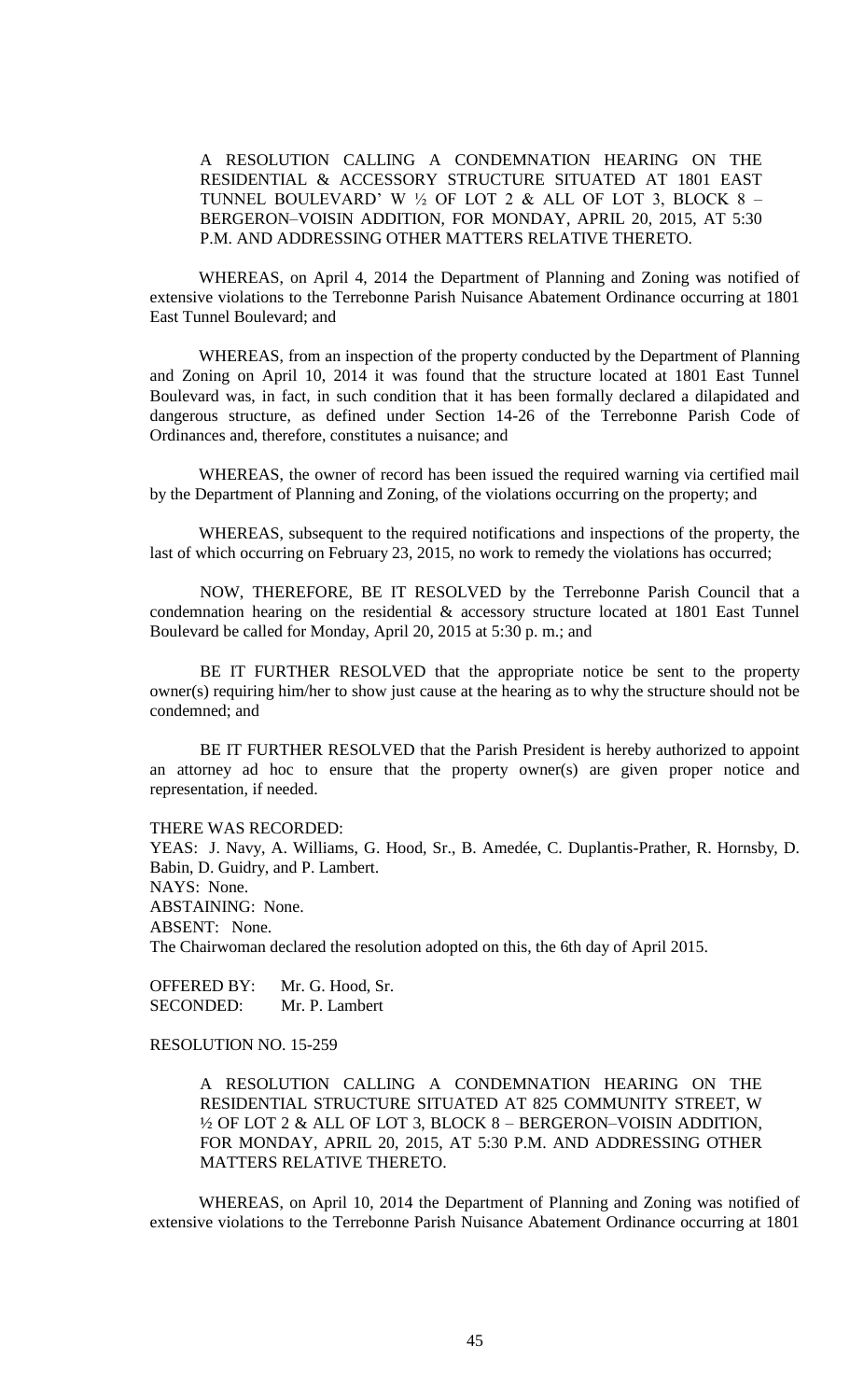A RESOLUTION CALLING A CONDEMNATION HEARING ON THE RESIDENTIAL & ACCESSORY STRUCTURE SITUATED AT 1801 EAST TUNNEL BOULEVARD' W ½ OF LOT 2 & ALL OF LOT 3, BLOCK 8 – BERGERON–VOISIN ADDITION, FOR MONDAY, APRIL 20, 2015, AT 5:30 P.M. AND ADDRESSING OTHER MATTERS RELATIVE THERETO.

WHEREAS, on April 4, 2014 the Department of Planning and Zoning was notified of extensive violations to the Terrebonne Parish Nuisance Abatement Ordinance occurring at 1801 East Tunnel Boulevard; and

WHEREAS, from an inspection of the property conducted by the Department of Planning and Zoning on April 10, 2014 it was found that the structure located at 1801 East Tunnel Boulevard was, in fact, in such condition that it has been formally declared a dilapidated and dangerous structure, as defined under Section 14-26 of the Terrebonne Parish Code of Ordinances and, therefore, constitutes a nuisance; and

WHEREAS, the owner of record has been issued the required warning via certified mail by the Department of Planning and Zoning, of the violations occurring on the property; and

WHEREAS, subsequent to the required notifications and inspections of the property, the last of which occurring on February 23, 2015, no work to remedy the violations has occurred;

NOW, THEREFORE, BE IT RESOLVED by the Terrebonne Parish Council that a condemnation hearing on the residential & accessory structure located at 1801 East Tunnel Boulevard be called for Monday, April 20, 2015 at 5:30 p. m.; and

BE IT FURTHER RESOLVED that the appropriate notice be sent to the property owner(s) requiring him/her to show just cause at the hearing as to why the structure should not be condemned; and

BE IT FURTHER RESOLVED that the Parish President is hereby authorized to appoint an attorney ad hoc to ensure that the property owner(s) are given proper notice and representation, if needed.

THERE WAS RECORDED:
YEAS: J. Navy, A. Williams, G. Hood, Sr., B. Amedée, C. Duplantis-Prather, R. Hornsby, D. Babin, D. Guidry, and P. Lambert.
NAYS: None.
ABSTAINING: None.
ABSENT: None.
The Chairwoman declared the resolution adopted on this, the 6th day of April 2015.

OFFERED BY: Mr. G. Hood, Sr.
SECONDED: Mr. P. Lambert

RESOLUTION NO. 15-259

A RESOLUTION CALLING A CONDEMNATION HEARING ON THE RESIDENTIAL STRUCTURE SITUATED AT 825 COMMUNITY STREET, W ½ OF LOT 2 & ALL OF LOT 3, BLOCK 8 – BERGERON–VOISIN ADDITION, FOR MONDAY, APRIL 20, 2015, AT 5:30 P.M. AND ADDRESSING OTHER MATTERS RELATIVE THERETO.

WHEREAS, on April 10, 2014 the Department of Planning and Zoning was notified of extensive violations to the Terrebonne Parish Nuisance Abatement Ordinance occurring at 1801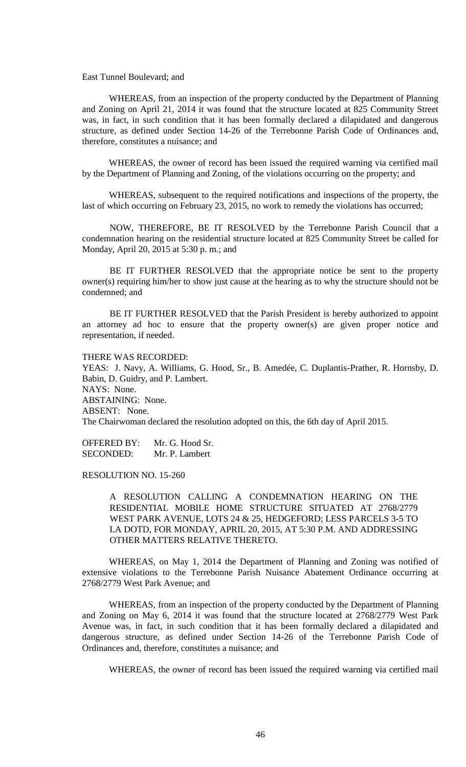East Tunnel Boulevard; and

WHEREAS, from an inspection of the property conducted by the Department of Planning and Zoning on April 21, 2014 it was found that the structure located at 825 Community Street was, in fact, in such condition that it has been formally declared a dilapidated and dangerous structure, as defined under Section 14-26 of the Terrebonne Parish Code of Ordinances and, therefore, constitutes a nuisance; and

WHEREAS, the owner of record has been issued the required warning via certified mail by the Department of Planning and Zoning, of the violations occurring on the property; and

WHEREAS, subsequent to the required notifications and inspections of the property, the last of which occurring on February 23, 2015, no work to remedy the violations has occurred;

NOW, THEREFORE, BE IT RESOLVED by the Terrebonne Parish Council that a condemnation hearing on the residential structure located at 825 Community Street be called for Monday, April 20, 2015 at 5:30 p. m.; and

BE IT FURTHER RESOLVED that the appropriate notice be sent to the property owner(s) requiring him/her to show just cause at the hearing as to why the structure should not be condemned; and

BE IT FURTHER RESOLVED that the Parish President is hereby authorized to appoint an attorney ad hoc to ensure that the property owner(s) are given proper notice and representation, if needed.

THERE WAS RECORDED:
YEAS: J. Navy, A. Williams, G. Hood, Sr., B. Amedée, C. Duplantis-Prather, R. Hornsby, D. Babin, D. Guidry, and P. Lambert.
NAYS: None.
ABSTAINING: None.
ABSENT: None.
The Chairwoman declared the resolution adopted on this, the 6th day of April 2015.

OFFERED BY: Mr. G. Hood Sr.
SECONDED: Mr. P. Lambert

RESOLUTION NO. 15-260

A RESOLUTION CALLING A CONDEMNATION HEARING ON THE RESIDENTIAL MOBILE HOME STRUCTURE SITUATED AT 2768/2779 WEST PARK AVENUE, LOTS 24 & 25, HEDGEFORD; LESS PARCELS 3-5 TO LA DOTD, FOR MONDAY, APRIL 20, 2015, AT 5:30 P.M. AND ADDRESSING OTHER MATTERS RELATIVE THERETO.

WHEREAS, on May 1, 2014 the Department of Planning and Zoning was notified of extensive violations to the Terrebonne Parish Nuisance Abatement Ordinance occurring at 2768/2779 West Park Avenue; and

WHEREAS, from an inspection of the property conducted by the Department of Planning and Zoning on May 6, 2014 it was found that the structure located at 2768/2779 West Park Avenue was, in fact, in such condition that it has been formally declared a dilapidated and dangerous structure, as defined under Section 14-26 of the Terrebonne Parish Code of Ordinances and, therefore, constitutes a nuisance; and

WHEREAS, the owner of record has been issued the required warning via certified mail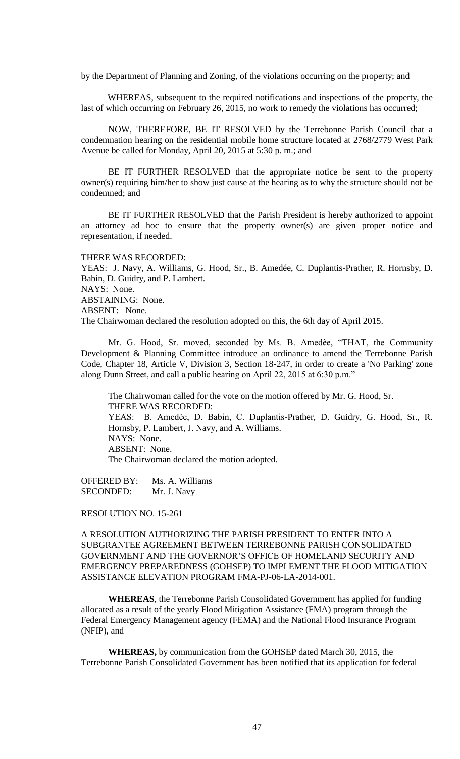by the Department of Planning and Zoning, of the violations occurring on the property; and

WHEREAS, subsequent to the required notifications and inspections of the property, the last of which occurring on February 26, 2015, no work to remedy the violations has occurred;

NOW, THEREFORE, BE IT RESOLVED by the Terrebonne Parish Council that a condemnation hearing on the residential mobile home structure located at 2768/2779 West Park Avenue be called for Monday, April 20, 2015 at 5:30 p. m.; and

BE IT FURTHER RESOLVED that the appropriate notice be sent to the property owner(s) requiring him/her to show just cause at the hearing as to why the structure should not be condemned; and

BE IT FURTHER RESOLVED that the Parish President is hereby authorized to appoint an attorney ad hoc to ensure that the property owner(s) are given proper notice and representation, if needed.

THERE WAS RECORDED:
YEAS: J. Navy, A. Williams, G. Hood, Sr., B. Amedée, C. Duplantis-Prather, R. Hornsby, D. Babin, D. Guidry, and P. Lambert.
NAYS: None.
ABSTAINING: None.
ABSENT: None.
The Chairwoman declared the resolution adopted on this, the 6th day of April 2015.

Mr. G. Hood, Sr. moved, seconded by Ms. B. Amedèe, "THAT, the Community Development & Planning Committee introduce an ordinance to amend the Terrebonne Parish Code, Chapter 18, Article V, Division 3, Section 18-247, in order to create a 'No Parking' zone along Dunn Street, and call a public hearing on April 22, 2015 at 6:30 p.m."

The Chairwoman called for the vote on the motion offered by Mr. G. Hood, Sr.
THERE WAS RECORDED:
YEAS: B. Amedèe, D. Babin, C. Duplantis-Prather, D. Guidry, G. Hood, Sr., R. Hornsby, P. Lambert, J. Navy, and A. Williams.
NAYS: None.
ABSENT: None.
The Chairwoman declared the motion adopted.

OFFERED BY: Ms. A. Williams
SECONDED: Mr. J. Navy

RESOLUTION NO. 15-261

A RESOLUTION AUTHORIZING THE PARISH PRESIDENT TO ENTER INTO A SUBGRANTEE AGREEMENT BETWEEN TERREBONNE PARISH CONSOLIDATED GOVERNMENT AND THE GOVERNOR'S OFFICE OF HOMELAND SECURITY AND EMERGENCY PREPAREDNESS (GOHSEP) TO IMPLEMENT THE FLOOD MITIGATION ASSISTANCE ELEVATION PROGRAM FMA-PJ-06-LA-2014-001.

**WHEREAS**, the Terrebonne Parish Consolidated Government has applied for funding allocated as a result of the yearly Flood Mitigation Assistance (FMA) program through the Federal Emergency Management agency (FEMA) and the National Flood Insurance Program (NFIP), and

**WHEREAS,** by communication from the GOHSEP dated March 30, 2015, the Terrebonne Parish Consolidated Government has been notified that its application for federal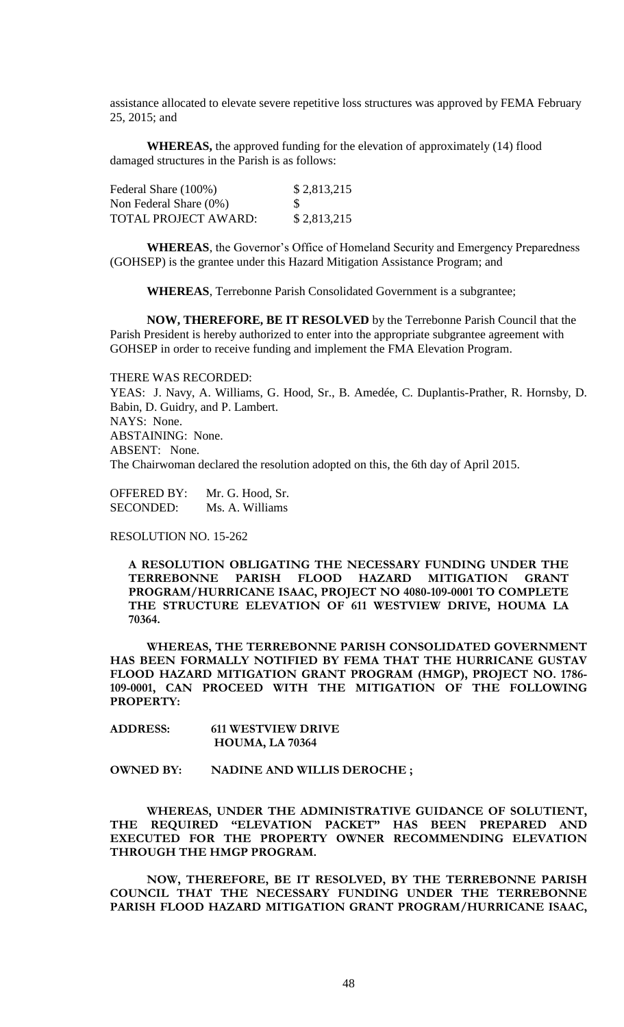assistance allocated to elevate severe repetitive loss structures was approved by FEMA February 25, 2015; and

**WHEREAS,** the approved funding for the elevation of approximately (14) flood damaged structures in the Parish is as follows:

| | |
|---|---|
| Federal Share (100%) | $ 2,813,215 |
| Non Federal Share (0%) | $ |
| TOTAL PROJECT AWARD: | $ 2,813,215 |

**WHEREAS**, the Governor's Office of Homeland Security and Emergency Preparedness (GOHSEP) is the grantee under this Hazard Mitigation Assistance Program; and

**WHEREAS**, Terrebonne Parish Consolidated Government is a subgrantee;

**NOW, THEREFORE, BE IT RESOLVED** by the Terrebonne Parish Council that the Parish President is hereby authorized to enter into the appropriate subgrantee agreement with GOHSEP in order to receive funding and implement the FMA Elevation Program.

THERE WAS RECORDED:
YEAS: J. Navy, A. Williams, G. Hood, Sr., B. Amedée, C. Duplantis-Prather, R. Hornsby, D. Babin, D. Guidry, and P. Lambert.
NAYS: None.
ABSTAINING: None.
ABSENT: None.
The Chairwoman declared the resolution adopted on this, the 6th day of April 2015.

OFFERED BY: Mr. G. Hood, Sr.
SECONDED: Ms. A. Williams

RESOLUTION NO. 15-262

**A RESOLUTION OBLIGATING THE NECESSARY FUNDING UNDER THE TERREBONNE PARISH FLOOD HAZARD MITIGATION GRANT PROGRAM/HURRICANE ISAAC, PROJECT NO 4080-109-0001 TO COMPLETE THE STRUCTURE ELEVATION OF 611 WESTVIEW DRIVE, HOUMA LA 70364.**

**WHEREAS, THE TERREBONNE PARISH CONSOLIDATED GOVERNMENT HAS BEEN FORMALLY NOTIFIED BY FEMA THAT THE HURRICANE GUSTAV FLOOD HAZARD MITIGATION GRANT PROGRAM (HMGP), PROJECT NO. 1786-109-0001, CAN PROCEED WITH THE MITIGATION OF THE FOLLOWING PROPERTY:**

**ADDRESS: 611 WESTVIEW DRIVE
HOUMA, LA 70364**

**OWNED BY: NADINE AND WILLIS DEROCHE ;**

**WHEREAS, UNDER THE ADMINISTRATIVE GUIDANCE OF SOLUTIENT, THE REQUIRED "ELEVATION PACKET" HAS BEEN PREPARED AND EXECUTED FOR THE PROPERTY OWNER RECOMMENDING ELEVATION THROUGH THE HMGP PROGRAM.**

**NOW, THEREFORE, BE IT RESOLVED, BY THE TERREBONNE PARISH COUNCIL THAT THE NECESSARY FUNDING UNDER THE TERREBONNE PARISH FLOOD HAZARD MITIGATION GRANT PROGRAM/HURRICANE ISAAC,**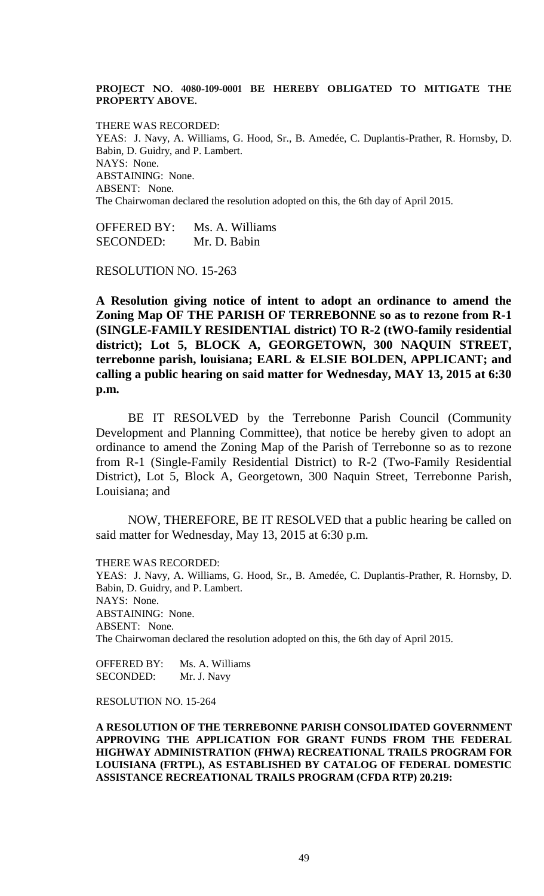**PROJECT NO. 4080-109-0001 BE HEREBY OBLIGATED TO MITIGATE THE PROPERTY ABOVE.**

THERE WAS RECORDED:
YEAS: J. Navy, A. Williams, G. Hood, Sr., B. Amedée, C. Duplantis-Prather, R. Hornsby, D. Babin, D. Guidry, and P. Lambert.
NAYS: None.
ABSTAINING: None.
ABSENT: None.
The Chairwoman declared the resolution adopted on this, the 6th day of April 2015.

OFFERED BY: Ms. A. Williams
SECONDED: Mr. D. Babin

RESOLUTION NO. 15-263

**A Resolution giving notice of intent to adopt an ordinance to amend the Zoning Map OF THE PARISH OF TERREBONNE so as to rezone from R-1 (SINGLE-FAMILY RESIDENTIAL district) TO R-2 (tWO-family residential district); Lot 5, BLOCK A, GEORGETOWN, 300 NAQUIN STREET, terrebonne parish, louisiana; EARL & ELSIE BOLDEN, APPLICANT; and calling a public hearing on said matter for Wednesday, MAY 13, 2015 at 6:30 p.m.**

BE IT RESOLVED by the Terrebonne Parish Council (Community Development and Planning Committee), that notice be hereby given to adopt an ordinance to amend the Zoning Map of the Parish of Terrebonne so as to rezone from R-1 (Single-Family Residential District) to R-2 (Two-Family Residential District), Lot 5, Block A, Georgetown, 300 Naquin Street, Terrebonne Parish, Louisiana; and

NOW, THEREFORE, BE IT RESOLVED that a public hearing be called on said matter for Wednesday, May 13, 2015 at 6:30 p.m.

THERE WAS RECORDED:
YEAS: J. Navy, A. Williams, G. Hood, Sr., B. Amedée, C. Duplantis-Prather, R. Hornsby, D. Babin, D. Guidry, and P. Lambert.
NAYS: None.
ABSTAINING: None.
ABSENT: None.
The Chairwoman declared the resolution adopted on this, the 6th day of April 2015.

OFFERED BY: Ms. A. Williams
SECONDED: Mr. J. Navy

RESOLUTION NO. 15-264

**A RESOLUTION OF THE TERREBONNE PARISH CONSOLIDATED GOVERNMENT APPROVING THE APPLICATION FOR GRANT FUNDS FROM THE FEDERAL HIGHWAY ADMINISTRATION (FHWA) RECREATIONAL TRAILS PROGRAM FOR LOUISIANA (FRTPL), AS ESTABLISHED BY CATALOG OF FEDERAL DOMESTIC ASSISTANCE RECREATIONAL TRAILS PROGRAM (CFDA RTP) 20.219:**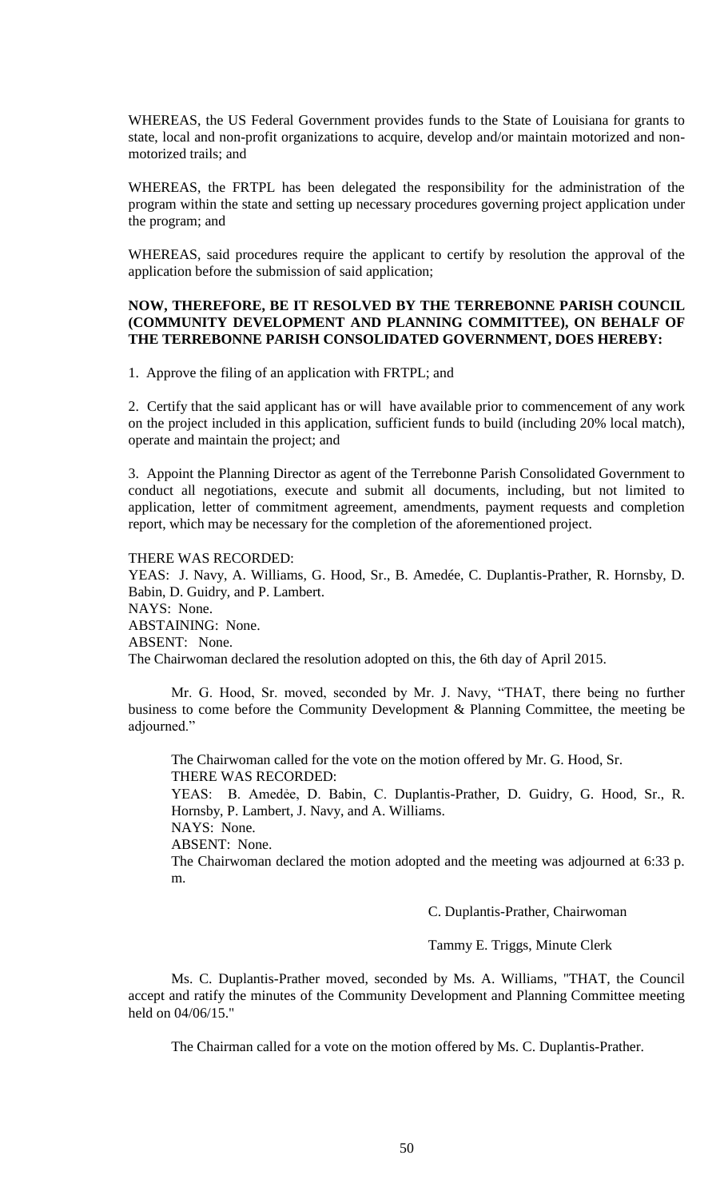WHEREAS, the US Federal Government provides funds to the State of Louisiana for grants to state, local and non-profit organizations to acquire, develop and/or maintain motorized and non-motorized trails; and

WHEREAS, the FRTPL has been delegated the responsibility for the administration of the program within the state and setting up necessary procedures governing project application under the program; and

WHEREAS, said procedures require the applicant to certify by resolution the approval of the application before the submission of said application;

**NOW, THEREFORE, BE IT RESOLVED BY THE TERREBONNE PARISH COUNCIL (COMMUNITY DEVELOPMENT AND PLANNING COMMITTEE), ON BEHALF OF THE TERREBONNE PARISH CONSOLIDATED GOVERNMENT, DOES HEREBY:**

1. Approve the filing of an application with FRTPL; and

2. Certify that the said applicant has or will have available prior to commencement of any work on the project included in this application, sufficient funds to build (including 20% local match), operate and maintain the project; and

3. Appoint the Planning Director as agent of the Terrebonne Parish Consolidated Government to conduct all negotiations, execute and submit all documents, including, but not limited to application, letter of commitment agreement, amendments, payment requests and completion report, which may be necessary for the completion of the aforementioned project.

THERE WAS RECORDED:
YEAS: J. Navy, A. Williams, G. Hood, Sr., B. Amedée, C. Duplantis-Prather, R. Hornsby, D. Babin, D. Guidry, and P. Lambert.
NAYS: None.
ABSTAINING: None.
ABSENT: None.
The Chairwoman declared the resolution adopted on this, the 6th day of April 2015.

Mr. G. Hood, Sr. moved, seconded by Mr. J. Navy, "THAT, there being no further business to come before the Community Development & Planning Committee, the meeting be adjourned."

The Chairwoman called for the vote on the motion offered by Mr. G. Hood, Sr.
THERE WAS RECORDED:
YEAS: B. Amedėe, D. Babin, C. Duplantis-Prather, D. Guidry, G. Hood, Sr., R. Hornsby, P. Lambert, J. Navy, and A. Williams.
NAYS: None.
ABSENT: None.
The Chairwoman declared the motion adopted and the meeting was adjourned at 6:33 p. m.

C. Duplantis-Prather, Chairwoman

Tammy E. Triggs, Minute Clerk

Ms. C. Duplantis-Prather moved, seconded by Ms. A. Williams, "THAT, the Council accept and ratify the minutes of the Community Development and Planning Committee meeting held on 04/06/15."

The Chairman called for a vote on the motion offered by Ms. C. Duplantis-Prather.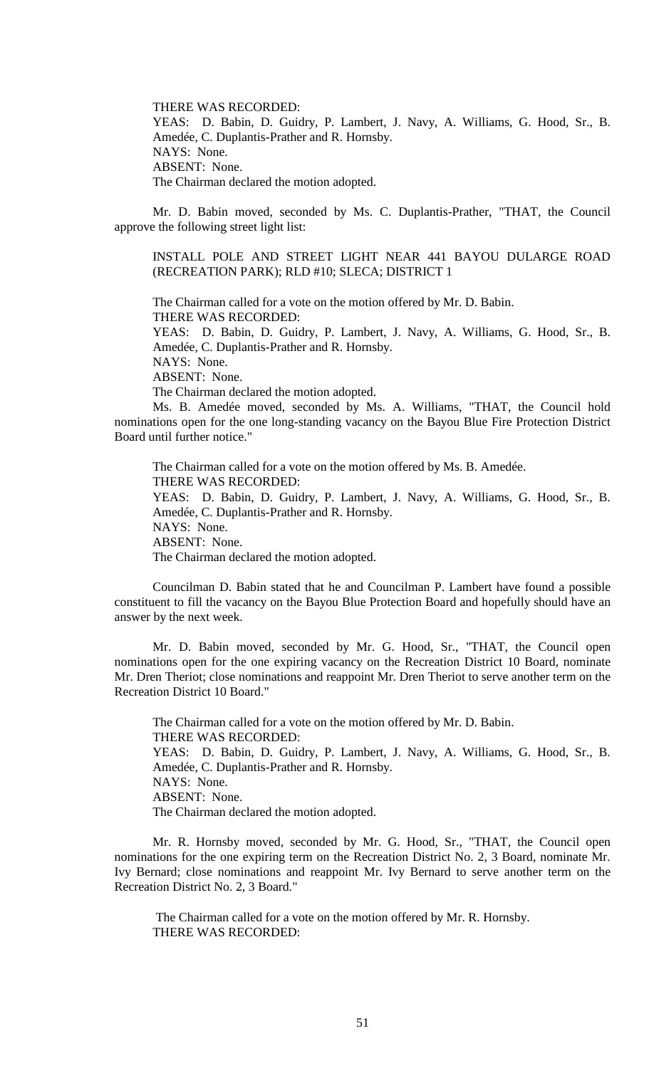THERE WAS RECORDED:
YEAS: D. Babin, D. Guidry, P. Lambert, J. Navy, A. Williams, G. Hood, Sr., B. Amedée, C. Duplantis-Prather and R. Hornsby.
NAYS: None.
ABSENT: None.
The Chairman declared the motion adopted.

Mr. D. Babin moved, seconded by Ms. C. Duplantis-Prather, "THAT, the Council approve the following street light list:

INSTALL POLE AND STREET LIGHT NEAR 441 BAYOU DULARGE ROAD (RECREATION PARK); RLD #10; SLECA; DISTRICT 1

The Chairman called for a vote on the motion offered by Mr. D. Babin.
THERE WAS RECORDED:
YEAS: D. Babin, D. Guidry, P. Lambert, J. Navy, A. Williams, G. Hood, Sr., B. Amedée, C. Duplantis-Prather and R. Hornsby.
NAYS: None.
ABSENT: None.
The Chairman declared the motion adopted.

Ms. B. Amedée moved, seconded by Ms. A. Williams, "THAT, the Council hold nominations open for the one long-standing vacancy on the Bayou Blue Fire Protection District Board until further notice."

The Chairman called for a vote on the motion offered by Ms. B. Amedée.
THERE WAS RECORDED:
YEAS: D. Babin, D. Guidry, P. Lambert, J. Navy, A. Williams, G. Hood, Sr., B. Amedée, C. Duplantis-Prather and R. Hornsby.
NAYS: None.
ABSENT: None.
The Chairman declared the motion adopted.

Councilman D. Babin stated that he and Councilman P. Lambert have found a possible constituent to fill the vacancy on the Bayou Blue Protection Board and hopefully should have an answer by the next week.

Mr. D. Babin moved, seconded by Mr. G. Hood, Sr., "THAT, the Council open nominations open for the one expiring vacancy on the Recreation District 10 Board, nominate Mr. Dren Theriot; close nominations and reappoint Mr. Dren Theriot to serve another term on the Recreation District 10 Board."

The Chairman called for a vote on the motion offered by Mr. D. Babin.
THERE WAS RECORDED:
YEAS: D. Babin, D. Guidry, P. Lambert, J. Navy, A. Williams, G. Hood, Sr., B. Amedée, C. Duplantis-Prather and R. Hornsby.
NAYS: None.
ABSENT: None.
The Chairman declared the motion adopted.

Mr. R. Hornsby moved, seconded by Mr. G. Hood, Sr., "THAT, the Council open nominations for the one expiring term on the Recreation District No. 2, 3 Board, nominate Mr. Ivy Bernard; close nominations and reappoint Mr. Ivy Bernard to serve another term on the Recreation District No. 2, 3 Board."

The Chairman called for a vote on the motion offered by Mr. R. Hornsby.
THERE WAS RECORDED: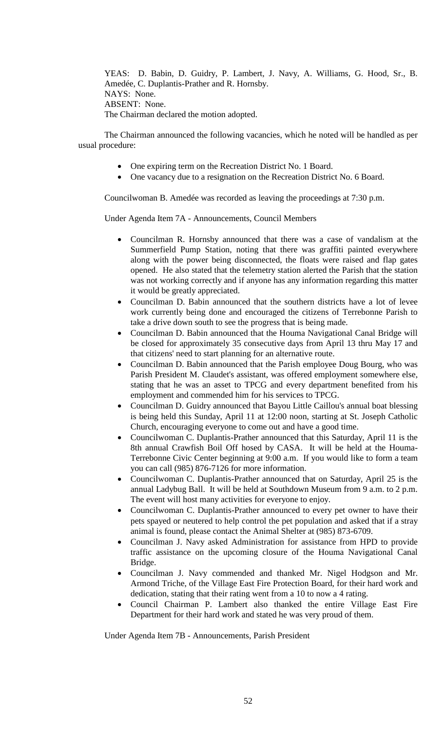YEAS: D. Babin, D. Guidry, P. Lambert, J. Navy, A. Williams, G. Hood, Sr., B. Amedée, C. Duplantis-Prather and R. Hornsby.
NAYS: None.
ABSENT: None.
The Chairman declared the motion adopted.

The Chairman announced the following vacancies, which he noted will be handled as per usual procedure:

- One expiring term on the Recreation District No. 1 Board.
- One vacancy due to a resignation on the Recreation District No. 6 Board.

Councilwoman B. Amedée was recorded as leaving the proceedings at 7:30 p.m.

Under Agenda Item 7A - Announcements, Council Members

- Councilman R. Hornsby announced that there was a case of vandalism at the Summerfield Pump Station, noting that there was graffiti painted everywhere along with the power being disconnected, the floats were raised and flap gates opened. He also stated that the telemetry station alerted the Parish that the station was not working correctly and if anyone has any information regarding this matter it would be greatly appreciated.
- Councilman D. Babin announced that the southern districts have a lot of levee work currently being done and encouraged the citizens of Terrebonne Parish to take a drive down south to see the progress that is being made.
- Councilman D. Babin announced that the Houma Navigational Canal Bridge will be closed for approximately 35 consecutive days from April 13 thru May 17 and that citizens' need to start planning for an alternative route.
- Councilman D. Babin announced that the Parish employee Doug Bourg, who was Parish President M. Claudet's assistant, was offered employment somewhere else, stating that he was an asset to TPCG and every department benefited from his employment and commended him for his services to TPCG.
- Councilman D. Guidry announced that Bayou Little Caillou's annual boat blessing is being held this Sunday, April 11 at 12:00 noon, starting at St. Joseph Catholic Church, encouraging everyone to come out and have a good time.
- Councilwoman C. Duplantis-Prather announced that this Saturday, April 11 is the 8th annual Crawfish Boil Off hosed by CASA. It will be held at the Houma-Terrebonne Civic Center beginning at 9:00 a.m. If you would like to form a team you can call (985) 876-7126 for more information.
- Councilwoman C. Duplantis-Prather announced that on Saturday, April 25 is the annual Ladybug Ball. It will be held at Southdown Museum from 9 a.m. to 2 p.m. The event will host many activities for everyone to enjoy.
- Councilwoman C. Duplantis-Prather announced to every pet owner to have their pets spayed or neutered to help control the pet population and asked that if a stray animal is found, please contact the Animal Shelter at (985) 873-6709.
- Councilman J. Navy asked Administration for assistance from HPD to provide traffic assistance on the upcoming closure of the Houma Navigational Canal Bridge.
- Councilman J. Navy commended and thanked Mr. Nigel Hodgson and Mr. Armond Triche, of the Village East Fire Protection Board, for their hard work and dedication, stating that their rating went from a 10 to now a 4 rating.
- Council Chairman P. Lambert also thanked the entire Village East Fire Department for their hard work and stated he was very proud of them.

Under Agenda Item 7B - Announcements, Parish President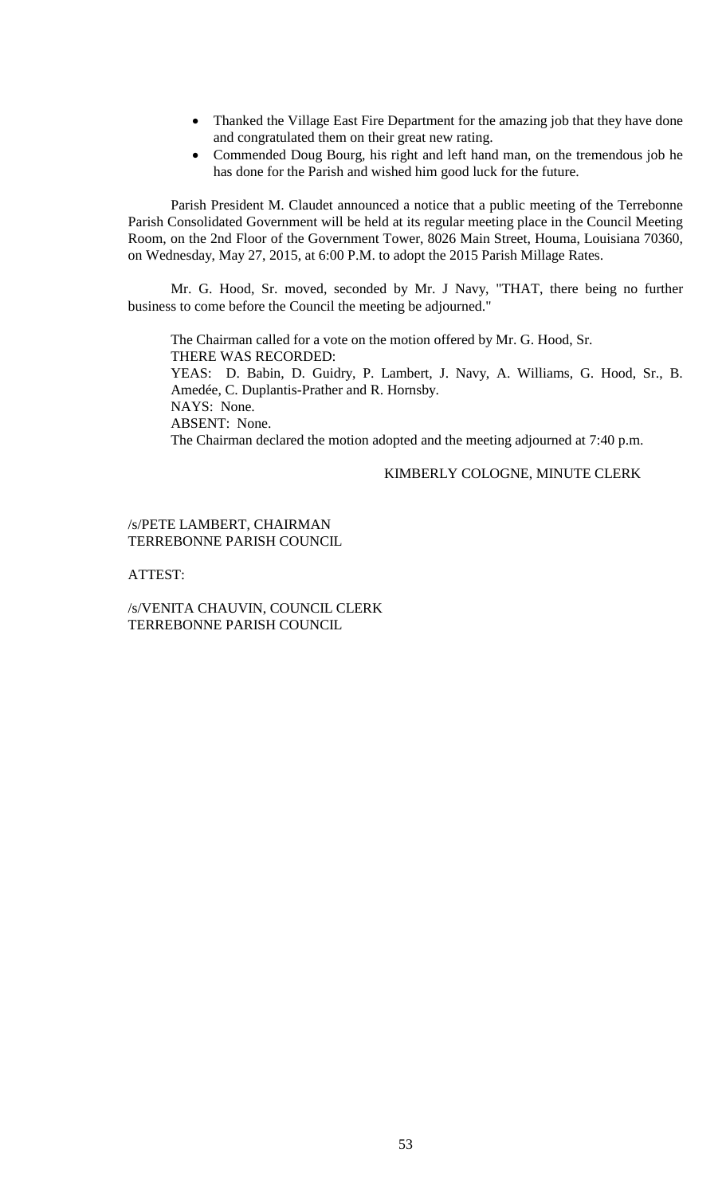- Thanked the Village East Fire Department for the amazing job that they have done and congratulated them on their great new rating.
- Commended Doug Bourg, his right and left hand man, on the tremendous job he has done for the Parish and wished him good luck for the future.

Parish President M. Claudet announced a notice that a public meeting of the Terrebonne Parish Consolidated Government will be held at its regular meeting place in the Council Meeting Room, on the 2nd Floor of the Government Tower, 8026 Main Street, Houma, Louisiana 70360, on Wednesday, May 27, 2015, at 6:00 P.M. to adopt the 2015 Parish Millage Rates.

Mr. G. Hood, Sr. moved, seconded by Mr. J Navy, "THAT, there being no further business to come before the Council the meeting be adjourned."

The Chairman called for a vote on the motion offered by Mr. G. Hood, Sr.
THERE WAS RECORDED:
YEAS: D. Babin, D. Guidry, P. Lambert, J. Navy, A. Williams, G. Hood, Sr., B. Amedée, C. Duplantis-Prather and R. Hornsby.
NAYS: None.
ABSENT: None.
The Chairman declared the motion adopted and the meeting adjourned at 7:40 p.m.

KIMBERLY COLOGNE, MINUTE CLERK

/s/PETE LAMBERT, CHAIRMAN
TERREBONNE PARISH COUNCIL

ATTEST:

/s/VENITA CHAUVIN, COUNCIL CLERK
TERREBONNE PARISH COUNCIL